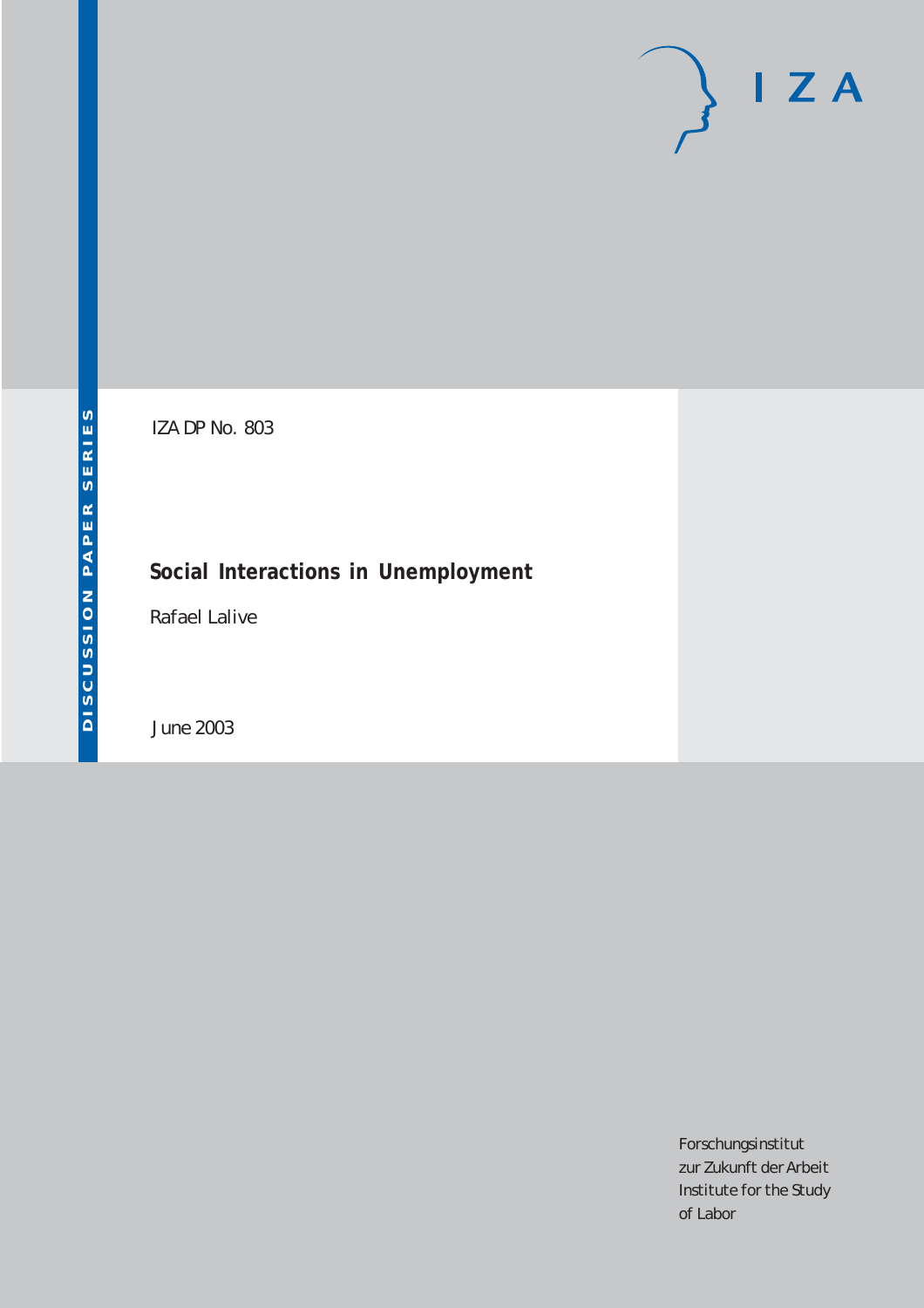DISCUSSION PAPER SERIES

IZA

IZA DP No. 803

# Social Interactions in Unemployment

Rafael Lalive

June 2003

Forschungsinstitut
zur Zukunft der Arbeit
Institute for the Study
of Labor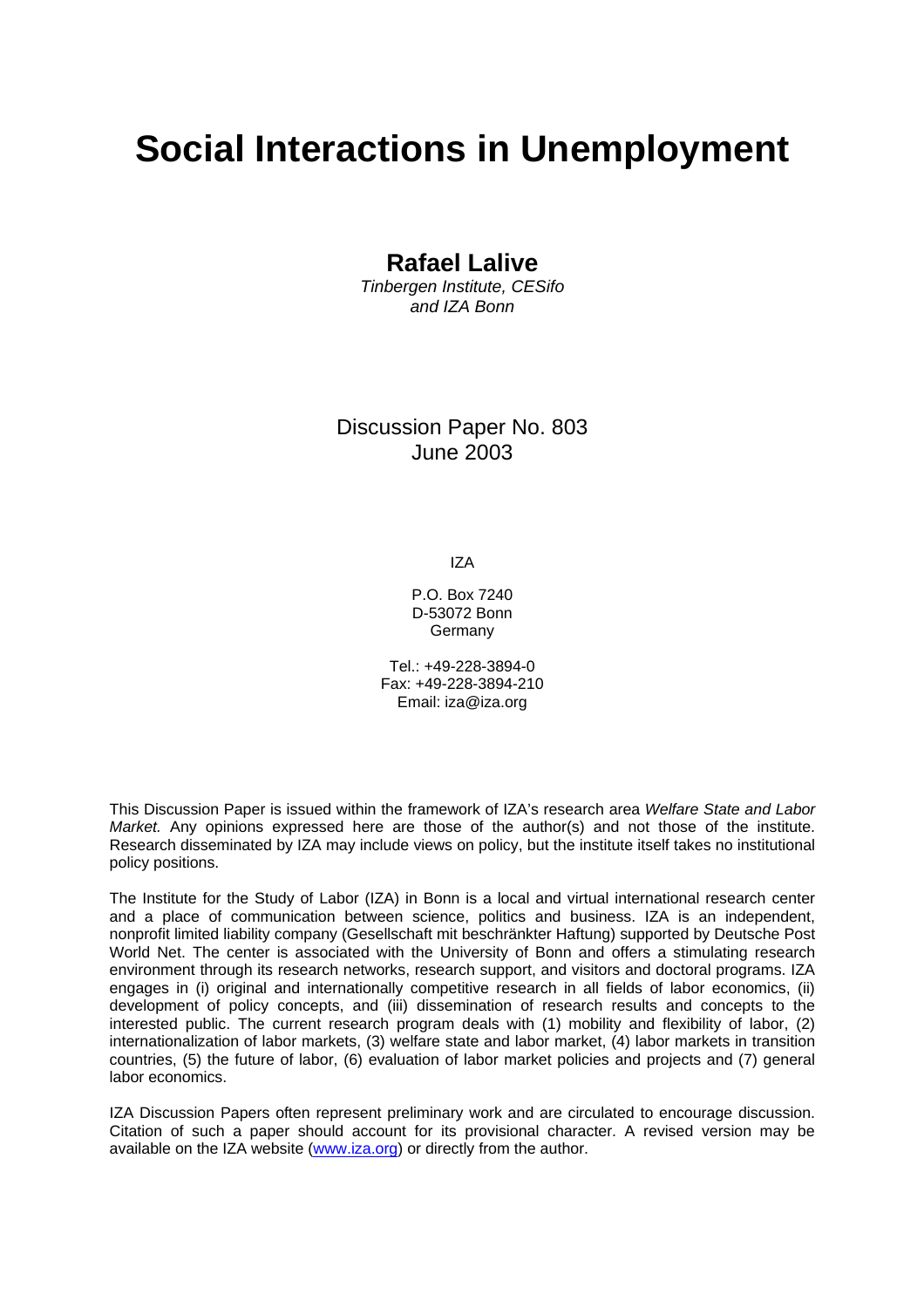# Social Interactions in Unemployment

**Rafael Lalive**

*Tinbergen Institute, CESifo and IZA Bonn*

Discussion Paper No. 803
June 2003

IZA

P.O. Box 7240
D-53072 Bonn
Germany

Tel.: +49-228-3894-0
Fax: +49-228-3894-210
Email: iza@iza.org

This Discussion Paper is issued within the framework of IZA's research area *Welfare State and Labor Market.* Any opinions expressed here are those of the author(s) and not those of the institute. Research disseminated by IZA may include views on policy, but the institute itself takes no institutional policy positions.

The Institute for the Study of Labor (IZA) in Bonn is a local and virtual international research center and a place of communication between science, politics and business. IZA is an independent, nonprofit limited liability company (Gesellschaft mit beschränkter Haftung) supported by Deutsche Post World Net. The center is associated with the University of Bonn and offers a stimulating research environment through its research networks, research support, and visitors and doctoral programs. IZA engages in (i) original and internationally competitive research in all fields of labor economics, (ii) development of policy concepts, and (iii) dissemination of research results and concepts to the interested public. The current research program deals with (1) mobility and flexibility of labor, (2) internationalization of labor markets, (3) welfare state and labor market, (4) labor markets in transition countries, (5) the future of labor, (6) evaluation of labor market policies and projects and (7) general labor economics.

IZA Discussion Papers often represent preliminary work and are circulated to encourage discussion. Citation of such a paper should account for its provisional character. A revised version may be available on the IZA website (www.iza.org) or directly from the author.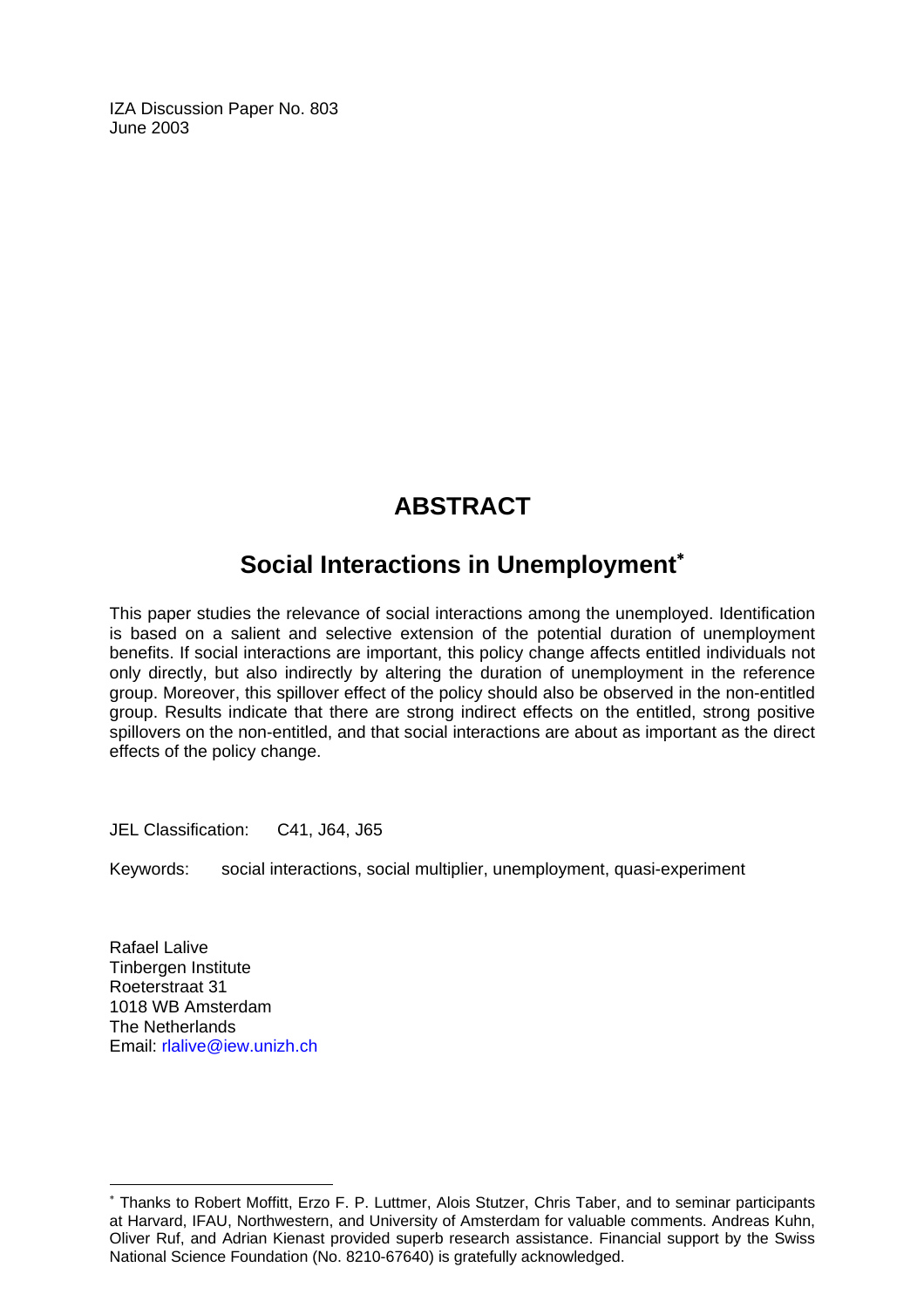IZA Discussion Paper No. 803
June 2003

# ABSTRACT

## Social Interactions in Unemployment*

This paper studies the relevance of social interactions among the unemployed. Identification is based on a salient and selective extension of the potential duration of unemployment benefits. If social interactions are important, this policy change affects entitled individuals not only directly, but also indirectly by altering the duration of unemployment in the reference group. Moreover, this spillover effect of the policy should also be observed in the non-entitled group. Results indicate that there are strong indirect effects on the entitled, strong positive spillovers on the non-entitled, and that social interactions are about as important as the direct effects of the policy change.

JEL Classification: C41, J64, J65

Keywords: social interactions, social multiplier, unemployment, quasi-experiment

Rafael Lalive
Tinbergen Institute
Roeterstraat 31
1018 WB Amsterdam
The Netherlands
Email: rlalive@iew.unizh.ch

---

* Thanks to Robert Moffitt, Erzo F. P. Luttmer, Alois Stutzer, Chris Taber, and to seminar participants at Harvard, IFAU, Northwestern, and University of Amsterdam for valuable comments. Andreas Kuhn, Oliver Ruf, and Adrian Kienast provided superb research assistance. Financial support by the Swiss National Science Foundation (No. 8210-67640) is gratefully acknowledged.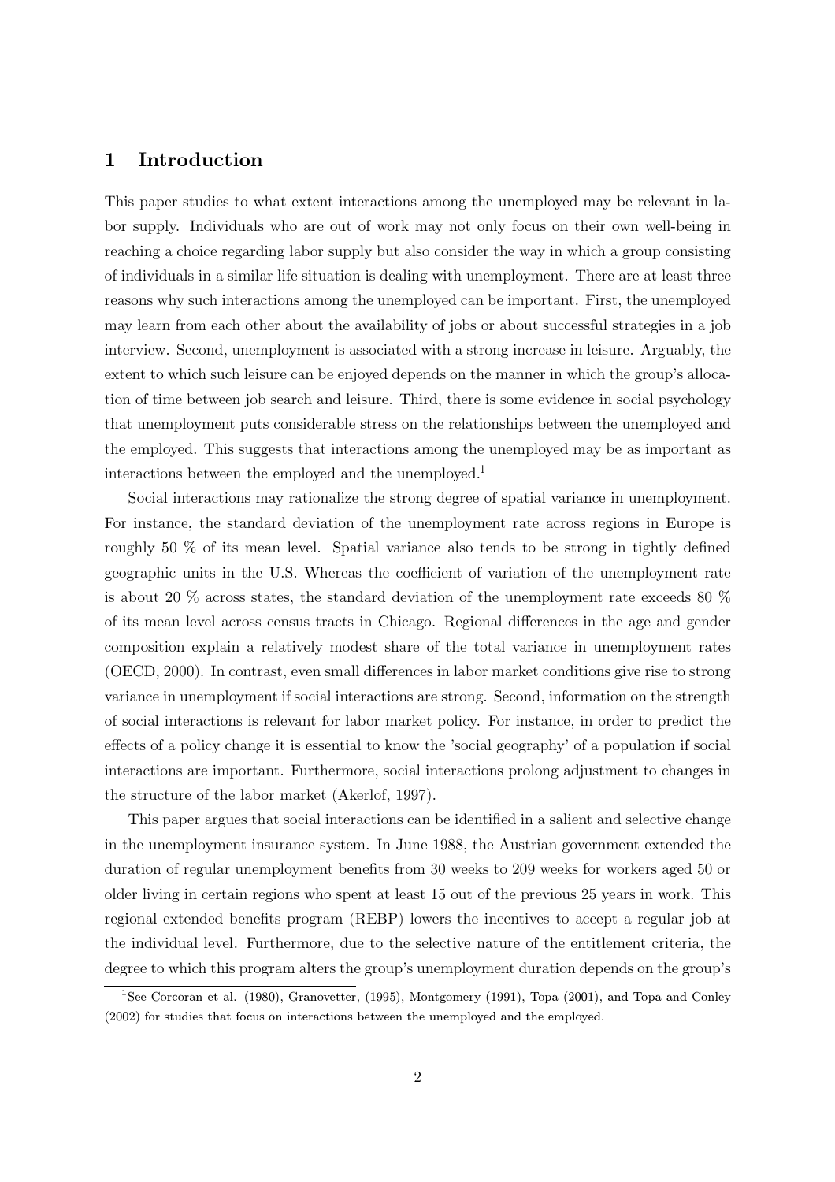# 1 Introduction

This paper studies to what extent interactions among the unemployed may be relevant in labor supply. Individuals who are out of work may not only focus on their own well-being in reaching a choice regarding labor supply but also consider the way in which a group consisting of individuals in a similar life situation is dealing with unemployment. There are at least three reasons why such interactions among the unemployed can be important. First, the unemployed may learn from each other about the availability of jobs or about successful strategies in a job interview. Second, unemployment is associated with a strong increase in leisure. Arguably, the extent to which such leisure can be enjoyed depends on the manner in which the group's allocation of time between job search and leisure. Third, there is some evidence in social psychology that unemployment puts considerable stress on the relationships between the unemployed and the employed. This suggests that interactions among the unemployed may be as important as interactions between the employed and the unemployed.[1]

Social interactions may rationalize the strong degree of spatial variance in unemployment. For instance, the standard deviation of the unemployment rate across regions in Europe is roughly 50 % of its mean level. Spatial variance also tends to be strong in tightly defined geographic units in the U.S. Whereas the coefficient of variation of the unemployment rate is about 20 % across states, the standard deviation of the unemployment rate exceeds 80 % of its mean level across census tracts in Chicago. Regional differences in the age and gender composition explain a relatively modest share of the total variance in unemployment rates (OECD, 2000). In contrast, even small differences in labor market conditions give rise to strong variance in unemployment if social interactions are strong. Second, information on the strength of social interactions is relevant for labor market policy. For instance, in order to predict the effects of a policy change it is essential to know the 'social geography' of a population if social interactions are important. Furthermore, social interactions prolong adjustment to changes in the structure of the labor market (Akerlof, 1997).

This paper argues that social interactions can be identified in a salient and selective change in the unemployment insurance system. In June 1988, the Austrian government extended the duration of regular unemployment benefits from 30 weeks to 209 weeks for workers aged 50 or older living in certain regions who spent at least 15 out of the previous 25 years in work. This regional extended benefits program (REBP) lowers the incentives to accept a regular job at the individual level. Furthermore, due to the selective nature of the entitlement criteria, the degree to which this program alters the group's unemployment duration depends on the group's

[1] See Corcoran et al. (1980), Granovetter, (1995), Montgomery (1991), Topa (2001), and Topa and Conley (2002) for studies that focus on interactions between the unemployed and the employed.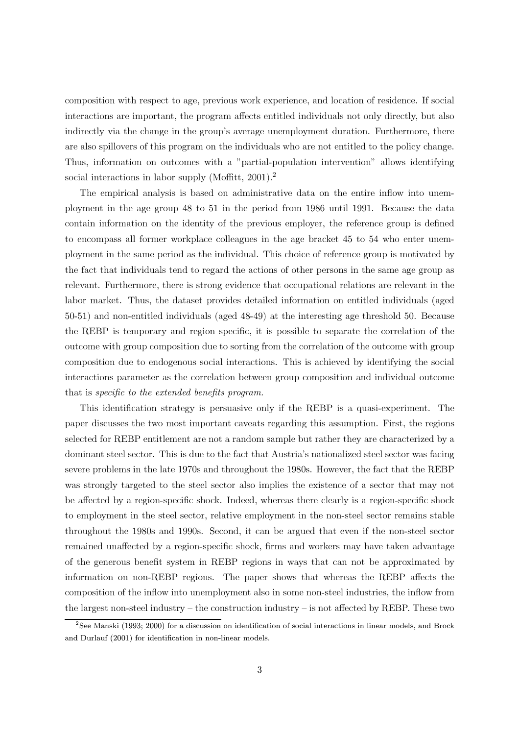composition with respect to age, previous work experience, and location of residence. If social interactions are important, the program affects entitled individuals not only directly, but also indirectly via the change in the group's average unemployment duration. Furthermore, there are also spillovers of this program on the individuals who are not entitled to the policy change. Thus, information on outcomes with a "partial-population intervention" allows identifying social interactions in labor supply (Moffitt, 2001).[2]

The empirical analysis is based on administrative data on the entire inflow into unemployment in the age group 48 to 51 in the period from 1986 until 1991. Because the data contain information on the identity of the previous employer, the reference group is defined to encompass all former workplace colleagues in the age bracket 45 to 54 who enter unemployment in the same period as the individual. This choice of reference group is motivated by the fact that individuals tend to regard the actions of other persons in the same age group as relevant. Furthermore, there is strong evidence that occupational relations are relevant in the labor market. Thus, the dataset provides detailed information on entitled individuals (aged 50-51) and non-entitled individuals (aged 48-49) at the interesting age threshold 50. Because the REBP is temporary and region specific, it is possible to separate the correlation of the outcome with group composition due to sorting from the correlation of the outcome with group composition due to endogenous social interactions. This is achieved by identifying the social interactions parameter as the correlation between group composition and individual outcome that is *specific to the extended benefits program.*

This identification strategy is persuasive only if the REBP is a quasi-experiment. The paper discusses the two most important caveats regarding this assumption. First, the regions selected for REBP entitlement are not a random sample but rather they are characterized by a dominant steel sector. This is due to the fact that Austria's nationalized steel sector was facing severe problems in the late 1970s and throughout the 1980s. However, the fact that the REBP was strongly targeted to the steel sector also implies the existence of a sector that may not be affected by a region-specific shock. Indeed, whereas there clearly is a region-specific shock to employment in the steel sector, relative employment in the non-steel sector remains stable throughout the 1980s and 1990s. Second, it can be argued that even if the non-steel sector remained unaffected by a region-specific shock, firms and workers may have taken advantage of the generous benefit system in REBP regions in ways that can not be approximated by information on non-REBP regions. The paper shows that whereas the REBP affects the composition of the inflow into unemployment also in some non-steel industries, the inflow from the largest non-steel industry – the construction industry – is not affected by REBP. These two

[2] See Manski (1993; 2000) for a discussion on identification of social interactions in linear models, and Brock and Durlauf (2001) for identification in non-linear models.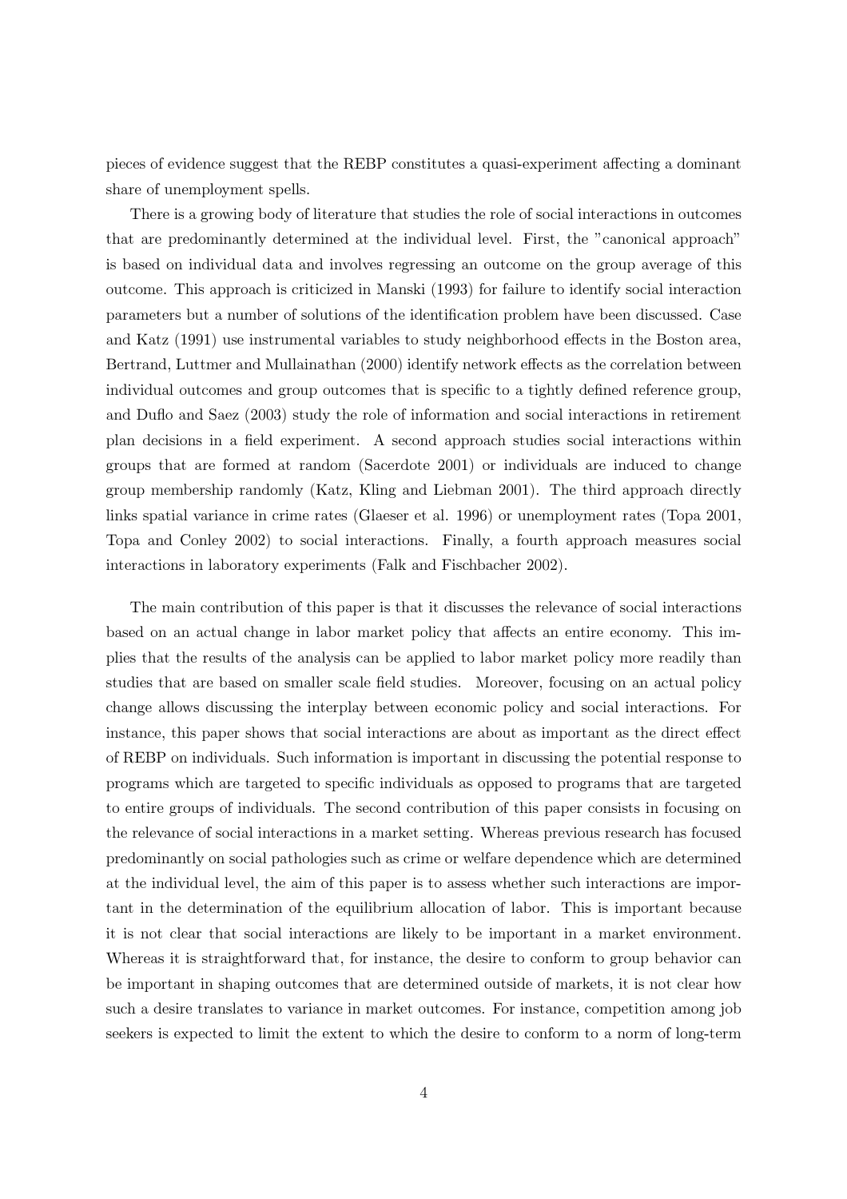pieces of evidence suggest that the REBP constitutes a quasi-experiment affecting a dominant share of unemployment spells.

There is a growing body of literature that studies the role of social interactions in outcomes that are predominantly determined at the individual level. First, the "canonical approach" is based on individual data and involves regressing an outcome on the group average of this outcome. This approach is criticized in Manski (1993) for failure to identify social interaction parameters but a number of solutions of the identification problem have been discussed. Case and Katz (1991) use instrumental variables to study neighborhood effects in the Boston area, Bertrand, Luttmer and Mullainathan (2000) identify network effects as the correlation between individual outcomes and group outcomes that is specific to a tightly defined reference group, and Duflo and Saez (2003) study the role of information and social interactions in retirement plan decisions in a field experiment. A second approach studies social interactions within groups that are formed at random (Sacerdote 2001) or individuals are induced to change group membership randomly (Katz, Kling and Liebman 2001). The third approach directly links spatial variance in crime rates (Glaeser et al. 1996) or unemployment rates (Topa 2001, Topa and Conley 2002) to social interactions. Finally, a fourth approach measures social interactions in laboratory experiments (Falk and Fischbacher 2002).

The main contribution of this paper is that it discusses the relevance of social interactions based on an actual change in labor market policy that affects an entire economy. This implies that the results of the analysis can be applied to labor market policy more readily than studies that are based on smaller scale field studies. Moreover, focusing on an actual policy change allows discussing the interplay between economic policy and social interactions. For instance, this paper shows that social interactions are about as important as the direct effect of REBP on individuals. Such information is important in discussing the potential response to programs which are targeted to specific individuals as opposed to programs that are targeted to entire groups of individuals. The second contribution of this paper consists in focusing on the relevance of social interactions in a market setting. Whereas previous research has focused predominantly on social pathologies such as crime or welfare dependence which are determined at the individual level, the aim of this paper is to assess whether such interactions are important in the determination of the equilibrium allocation of labor. This is important because it is not clear that social interactions are likely to be important in a market environment. Whereas it is straightforward that, for instance, the desire to conform to group behavior can be important in shaping outcomes that are determined outside of markets, it is not clear how such a desire translates to variance in market outcomes. For instance, competition among job seekers is expected to limit the extent to which the desire to conform to a norm of long-term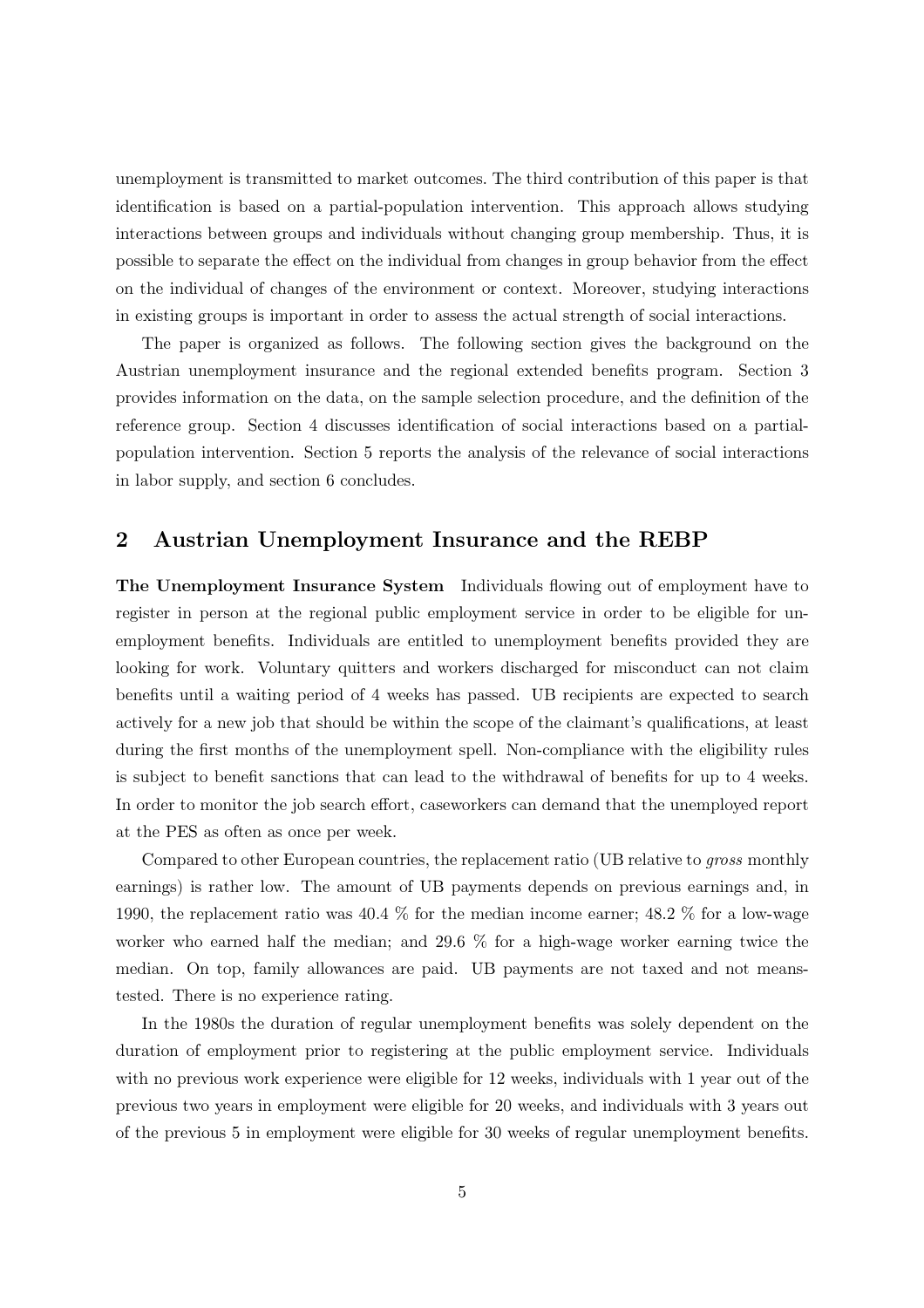unemployment is transmitted to market outcomes. The third contribution of this paper is that identification is based on a partial-population intervention. This approach allows studying interactions between groups and individuals without changing group membership. Thus, it is possible to separate the effect on the individual from changes in group behavior from the effect on the individual of changes of the environment or context. Moreover, studying interactions in existing groups is important in order to assess the actual strength of social interactions.

The paper is organized as follows. The following section gives the background on the Austrian unemployment insurance and the regional extended benefits program. Section 3 provides information on the data, on the sample selection procedure, and the definition of the reference group. Section 4 discusses identification of social interactions based on a partial-population intervention. Section 5 reports the analysis of the relevance of social interactions in labor supply, and section 6 concludes.

## 2 Austrian Unemployment Insurance and the REBP

**The Unemployment Insurance System** Individuals flowing out of employment have to register in person at the regional public employment service in order to be eligible for unemployment benefits. Individuals are entitled to unemployment benefits provided they are looking for work. Voluntary quitters and workers discharged for misconduct can not claim benefits until a waiting period of 4 weeks has passed. UB recipients are expected to search actively for a new job that should be within the scope of the claimant's qualifications, at least during the first months of the unemployment spell. Non-compliance with the eligibility rules is subject to benefit sanctions that can lead to the withdrawal of benefits for up to 4 weeks. In order to monitor the job search effort, caseworkers can demand that the unemployed report at the PES as often as once per week.

Compared to other European countries, the replacement ratio (UB relative to *gross* monthly earnings) is rather low. The amount of UB payments depends on previous earnings and, in 1990, the replacement ratio was 40.4 % for the median income earner; 48.2 % for a low-wage worker who earned half the median; and 29.6 % for a high-wage worker earning twice the median. On top, family allowances are paid. UB payments are not taxed and not means-tested. There is no experience rating.

In the 1980s the duration of regular unemployment benefits was solely dependent on the duration of employment prior to registering at the public employment service. Individuals with no previous work experience were eligible for 12 weeks, individuals with 1 year out of the previous two years in employment were eligible for 20 weeks, and individuals with 3 years out of the previous 5 in employment were eligible for 30 weeks of regular unemployment benefits.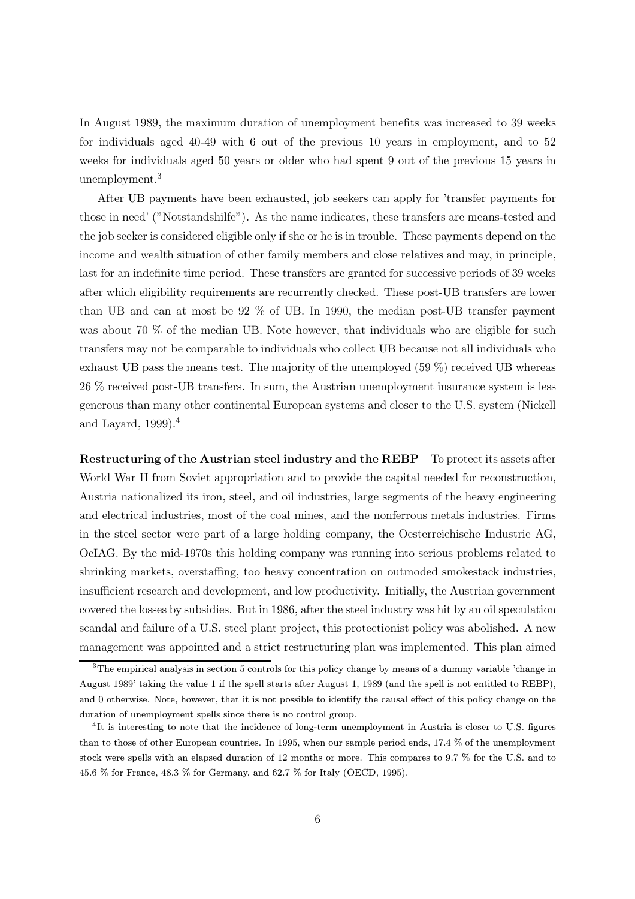In August 1989, the maximum duration of unemployment benefits was increased to 39 weeks for individuals aged 40-49 with 6 out of the previous 10 years in employment, and to 52 weeks for individuals aged 50 years or older who had spent 9 out of the previous 15 years in unemployment.[3]

After UB payments have been exhausted, job seekers can apply for 'transfer payments for those in need' ("Notstandshilfe"). As the name indicates, these transfers are means-tested and the job seeker is considered eligible only if she or he is in trouble. These payments depend on the income and wealth situation of other family members and close relatives and may, in principle, last for an indefinite time period. These transfers are granted for successive periods of 39 weeks after which eligibility requirements are recurrently checked. These post-UB transfers are lower than UB and can at most be 92 % of UB. In 1990, the median post-UB transfer payment was about 70 % of the median UB. Note however, that individuals who are eligible for such transfers may not be comparable to individuals who collect UB because not all individuals who exhaust UB pass the means test. The majority of the unemployed (59 %) received UB whereas 26 % received post-UB transfers. In sum, the Austrian unemployment insurance system is less generous than many other continental European systems and closer to the U.S. system (Nickell and Layard, 1999).[4]

**Restructuring of the Austrian steel industry and the REBP** To protect its assets after World War II from Soviet appropriation and to provide the capital needed for reconstruction, Austria nationalized its iron, steel, and oil industries, large segments of the heavy engineering and electrical industries, most of the coal mines, and the nonferrous metals industries. Firms in the steel sector were part of a large holding company, the Oesterreichische Industrie AG, OeIAG. By the mid-1970s this holding company was running into serious problems related to shrinking markets, overstaffing, too heavy concentration on outmoded smokestack industries, insufficient research and development, and low productivity. Initially, the Austrian government covered the losses by subsidies. But in 1986, after the steel industry was hit by an oil speculation scandal and failure of a U.S. steel plant project, this protectionist policy was abolished. A new management was appointed and a strict restructuring plan was implemented. This plan aimed

[3] The empirical analysis in section 5 controls for this policy change by means of a dummy variable 'change in August 1989' taking the value 1 if the spell starts after August 1, 1989 (and the spell is not entitled to REBP), and 0 otherwise. Note, however, that it is not possible to identify the causal effect of this policy change on the duration of unemployment spells since there is no control group.

[4] It is interesting to note that the incidence of long-term unemployment in Austria is closer to U.S. figures than to those of other European countries. In 1995, when our sample period ends, 17.4 % of the unemployment stock were spells with an elapsed duration of 12 months or more. This compares to 9.7 % for the U.S. and to 45.6 % for France, 48.3 % for Germany, and 62.7 % for Italy (OECD, 1995).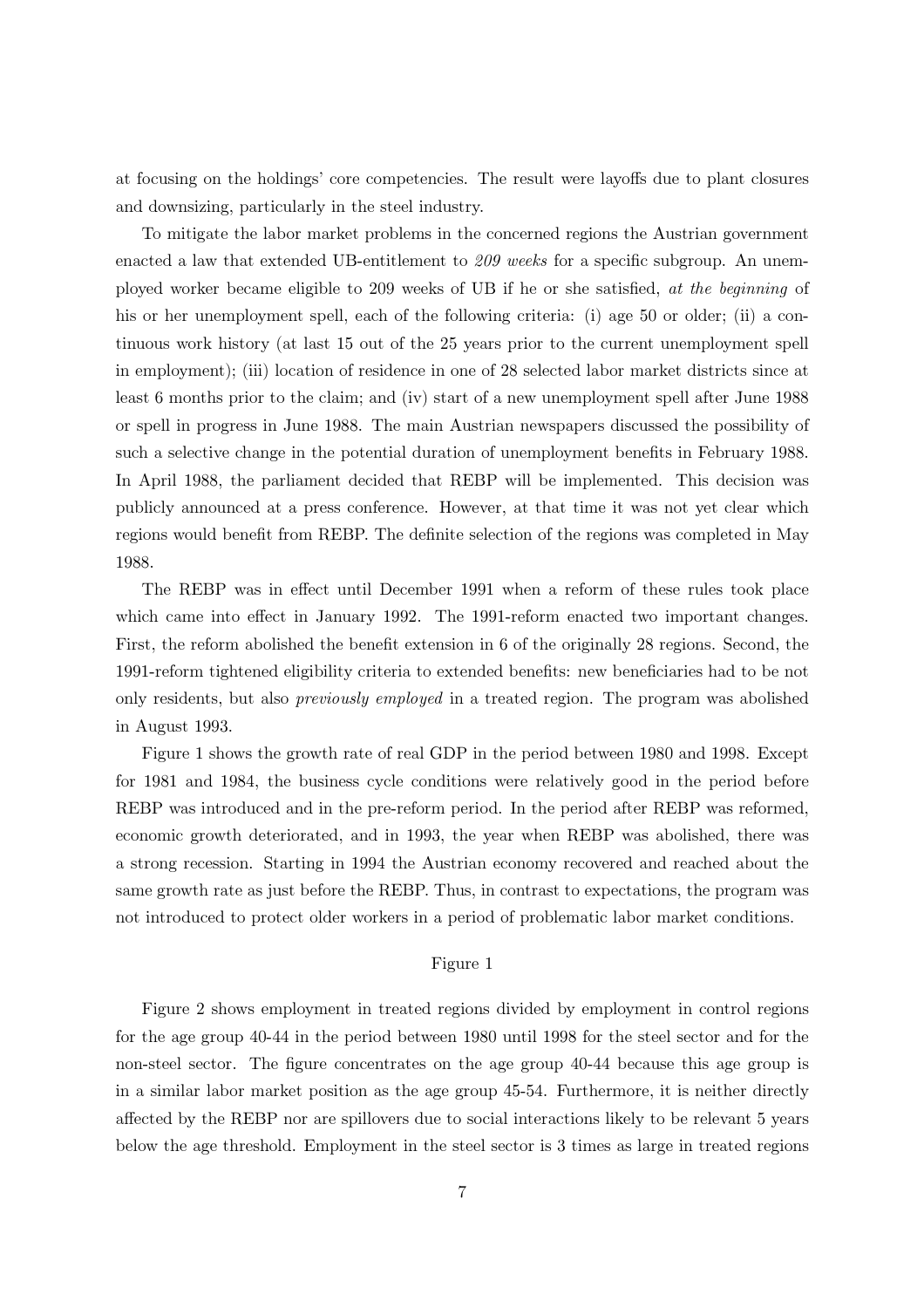at focusing on the holdings' core competencies. The result were layoffs due to plant closures and downsizing, particularly in the steel industry.

To mitigate the labor market problems in the concerned regions the Austrian government enacted a law that extended UB-entitlement to *209 weeks* for a specific subgroup. An unemployed worker became eligible to 209 weeks of UB if he or she satisfied, *at the beginning* of his or her unemployment spell, each of the following criteria: (i) age 50 or older; (ii) a continuous work history (at last 15 out of the 25 years prior to the current unemployment spell in employment); (iii) location of residence in one of 28 selected labor market districts since at least 6 months prior to the claim; and (iv) start of a new unemployment spell after June 1988 or spell in progress in June 1988. The main Austrian newspapers discussed the possibility of such a selective change in the potential duration of unemployment benefits in February 1988. In April 1988, the parliament decided that REBP will be implemented. This decision was publicly announced at a press conference. However, at that time it was not yet clear which regions would benefit from REBP. The definite selection of the regions was completed in May 1988.

The REBP was in effect until December 1991 when a reform of these rules took place which came into effect in January 1992. The 1991-reform enacted two important changes. First, the reform abolished the benefit extension in 6 of the originally 28 regions. Second, the 1991-reform tightened eligibility criteria to extended benefits: new beneficiaries had to be not only residents, but also *previously employed* in a treated region. The program was abolished in August 1993.

Figure 1 shows the growth rate of real GDP in the period between 1980 and 1998. Except for 1981 and 1984, the business cycle conditions were relatively good in the period before REBP was introduced and in the pre-reform period. In the period after REBP was reformed, economic growth deteriorated, and in 1993, the year when REBP was abolished, there was a strong recession. Starting in 1994 the Austrian economy recovered and reached about the same growth rate as just before the REBP. Thus, in contrast to expectations, the program was not introduced to protect older workers in a period of problematic labor market conditions.

Figure 1

Figure 2 shows employment in treated regions divided by employment in control regions for the age group 40-44 in the period between 1980 until 1998 for the steel sector and for the non-steel sector. The figure concentrates on the age group 40-44 because this age group is in a similar labor market position as the age group 45-54. Furthermore, it is neither directly affected by the REBP nor are spillovers due to social interactions likely to be relevant 5 years below the age threshold. Employment in the steel sector is 3 times as large in treated regions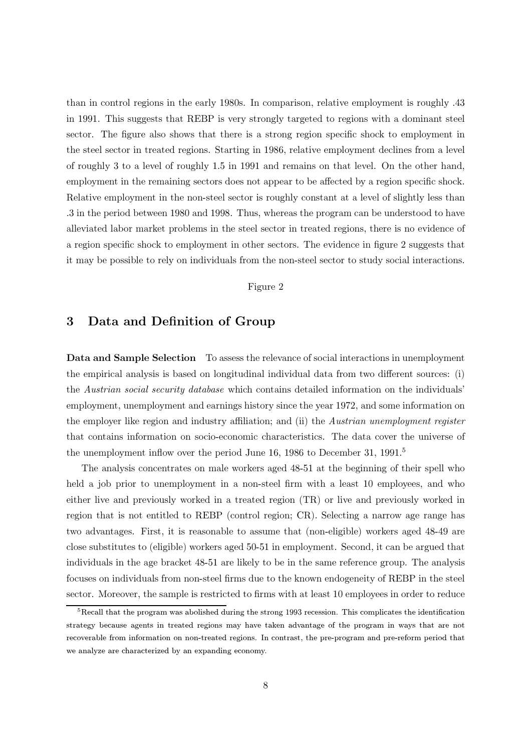than in control regions in the early 1980s. In comparison, relative employment is roughly .43 in 1991. This suggests that REBP is very strongly targeted to regions with a dominant steel sector. The figure also shows that there is a strong region specific shock to employment in the steel sector in treated regions. Starting in 1986, relative employment declines from a level of roughly 3 to a level of roughly 1.5 in 1991 and remains on that level. On the other hand, employment in the remaining sectors does not appear to be affected by a region specific shock. Relative employment in the non-steel sector is roughly constant at a level of slightly less than .3 in the period between 1980 and 1998. Thus, whereas the program can be understood to have alleviated labor market problems in the steel sector in treated regions, there is no evidence of a region specific shock to employment in other sectors. The evidence in figure 2 suggests that it may be possible to rely on individuals from the non-steel sector to study social interactions.

Figure 2

## 3 Data and Definition of Group

**Data and Sample Selection** To assess the relevance of social interactions in unemployment the empirical analysis is based on longitudinal individual data from two different sources: (i) the *Austrian social security database* which contains detailed information on the individuals' employment, unemployment and earnings history since the year 1972, and some information on the employer like region and industry affiliation; and (ii) the *Austrian unemployment register* that contains information on socio-economic characteristics. The data cover the universe of the unemployment inflow over the period June 16, 1986 to December 31, 1991.[5]

The analysis concentrates on male workers aged 48-51 at the beginning of their spell who held a job prior to unemployment in a non-steel firm with a least 10 employees, and who either live and previously worked in a treated region (TR) or live and previously worked in region that is not entitled to REBP (control region; CR). Selecting a narrow age range has two advantages. First, it is reasonable to assume that (non-eligible) workers aged 48-49 are close substitutes to (eligible) workers aged 50-51 in employment. Second, it can be argued that individuals in the age bracket 48-51 are likely to be in the same reference group. The analysis focuses on individuals from non-steel firms due to the known endogeneity of REBP in the steel sector. Moreover, the sample is restricted to firms with at least 10 employees in order to reduce

[5] Recall that the program was abolished during the strong 1993 recession. This complicates the identification strategy because agents in treated regions may have taken advantage of the program in ways that are not recoverable from information on non-treated regions. In contrast, the pre-program and pre-reform period that we analyze are characterized by an expanding economy.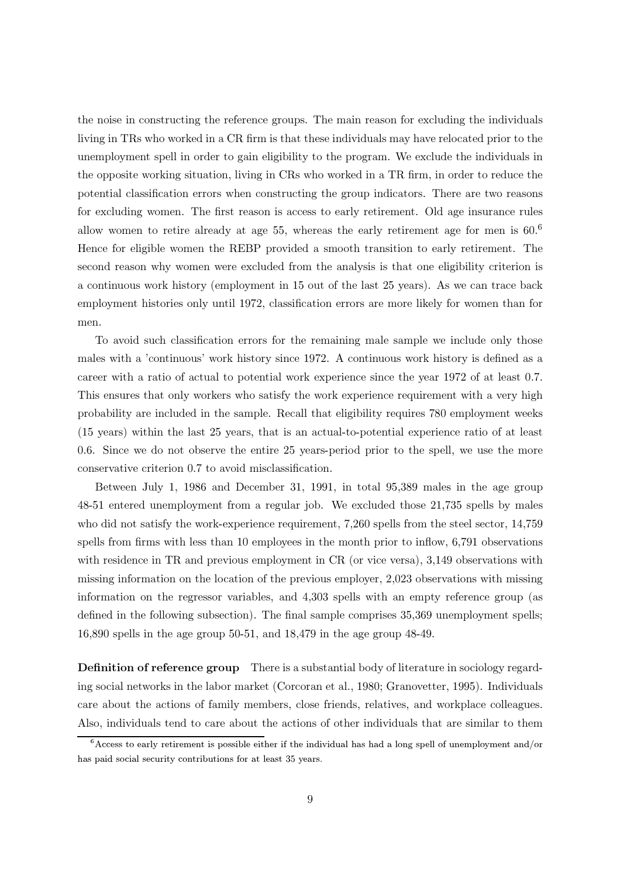the noise in constructing the reference groups. The main reason for excluding the individuals living in TRs who worked in a CR firm is that these individuals may have relocated prior to the unemployment spell in order to gain eligibility to the program. We exclude the individuals in the opposite working situation, living in CRs who worked in a TR firm, in order to reduce the potential classification errors when constructing the group indicators. There are two reasons for excluding women. The first reason is access to early retirement. Old age insurance rules allow women to retire already at age 55, whereas the early retirement age for men is 60.[6] Hence for eligible women the REBP provided a smooth transition to early retirement. The second reason why women were excluded from the analysis is that one eligibility criterion is a continuous work history (employment in 15 out of the last 25 years). As we can trace back employment histories only until 1972, classification errors are more likely for women than for men.

To avoid such classification errors for the remaining male sample we include only those males with a 'continuous' work history since 1972. A continuous work history is defined as a career with a ratio of actual to potential work experience since the year 1972 of at least 0.7. This ensures that only workers who satisfy the work experience requirement with a very high probability are included in the sample. Recall that eligibility requires 780 employment weeks (15 years) within the last 25 years, that is an actual-to-potential experience ratio of at least 0.6. Since we do not observe the entire 25 years-period prior to the spell, we use the more conservative criterion 0.7 to avoid misclassification.

Between July 1, 1986 and December 31, 1991, in total 95,389 males in the age group 48-51 entered unemployment from a regular job. We excluded those 21,735 spells by males who did not satisfy the work-experience requirement, 7,260 spells from the steel sector, 14,759 spells from firms with less than 10 employees in the month prior to inflow, 6,791 observations with residence in TR and previous employment in CR (or vice versa), 3,149 observations with missing information on the location of the previous employer, 2,023 observations with missing information on the regressor variables, and 4,303 spells with an empty reference group (as defined in the following subsection). The final sample comprises 35,369 unemployment spells; 16,890 spells in the age group 50-51, and 18,479 in the age group 48-49.

**Definition of reference group** There is a substantial body of literature in sociology regarding social networks in the labor market (Corcoran et al., 1980; Granovetter, 1995). Individuals care about the actions of family members, close friends, relatives, and workplace colleagues. Also, individuals tend to care about the actions of other individuals that are similar to them

[6] Access to early retirement is possible either if the individual has had a long spell of unemployment and/or has paid social security contributions for at least 35 years.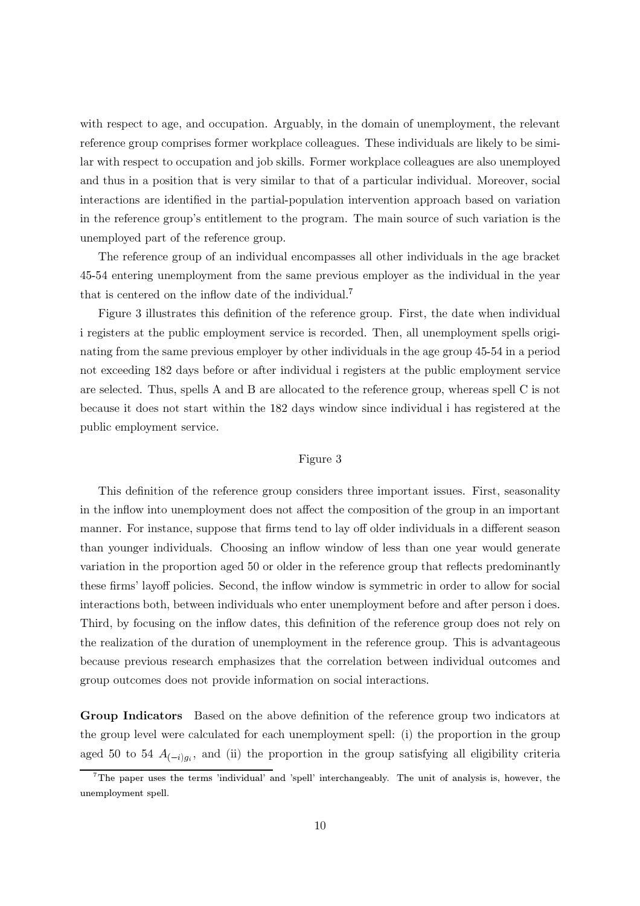with respect to age, and occupation. Arguably, in the domain of unemployment, the relevant reference group comprises former workplace colleagues. These individuals are likely to be similar with respect to occupation and job skills. Former workplace colleagues are also unemployed and thus in a position that is very similar to that of a particular individual. Moreover, social interactions are identified in the partial-population intervention approach based on variation in the reference group's entitlement to the program. The main source of such variation is the unemployed part of the reference group.

The reference group of an individual encompasses all other individuals in the age bracket 45-54 entering unemployment from the same previous employer as the individual in the year that is centered on the inflow date of the individual.[7]

Figure 3 illustrates this definition of the reference group. First, the date when individual i registers at the public employment service is recorded. Then, all unemployment spells originating from the same previous employer by other individuals in the age group 45-54 in a period not exceeding 182 days before or after individual i registers at the public employment service are selected. Thus, spells A and B are allocated to the reference group, whereas spell C is not because it does not start within the 182 days window since individual i has registered at the public employment service.

Figure 3

This definition of the reference group considers three important issues. First, seasonality in the inflow into unemployment does not affect the composition of the group in an important manner. For instance, suppose that firms tend to lay off older individuals in a different season than younger individuals. Choosing an inflow window of less than one year would generate variation in the proportion aged 50 or older in the reference group that reflects predominantly these firms' layoff policies. Second, the inflow window is symmetric in order to allow for social interactions both, between individuals who enter unemployment before and after person i does. Third, by focusing on the inflow dates, this definition of the reference group does not rely on the realization of the duration of unemployment in the reference group. This is advantageous because previous research emphasizes that the correlation between individual outcomes and group outcomes does not provide information on social interactions.

**Group Indicators** Based on the above definition of the reference group two indicators at the group level were calculated for each unemployment spell: (i) the proportion in the group aged 50 to 54 $A_{(-i)g_i}$, and (ii) the proportion in the group satisfying all eligibility criteria

[7] The paper uses the terms 'individual' and 'spell' interchangeably. The unit of analysis is, however, the unemployment spell.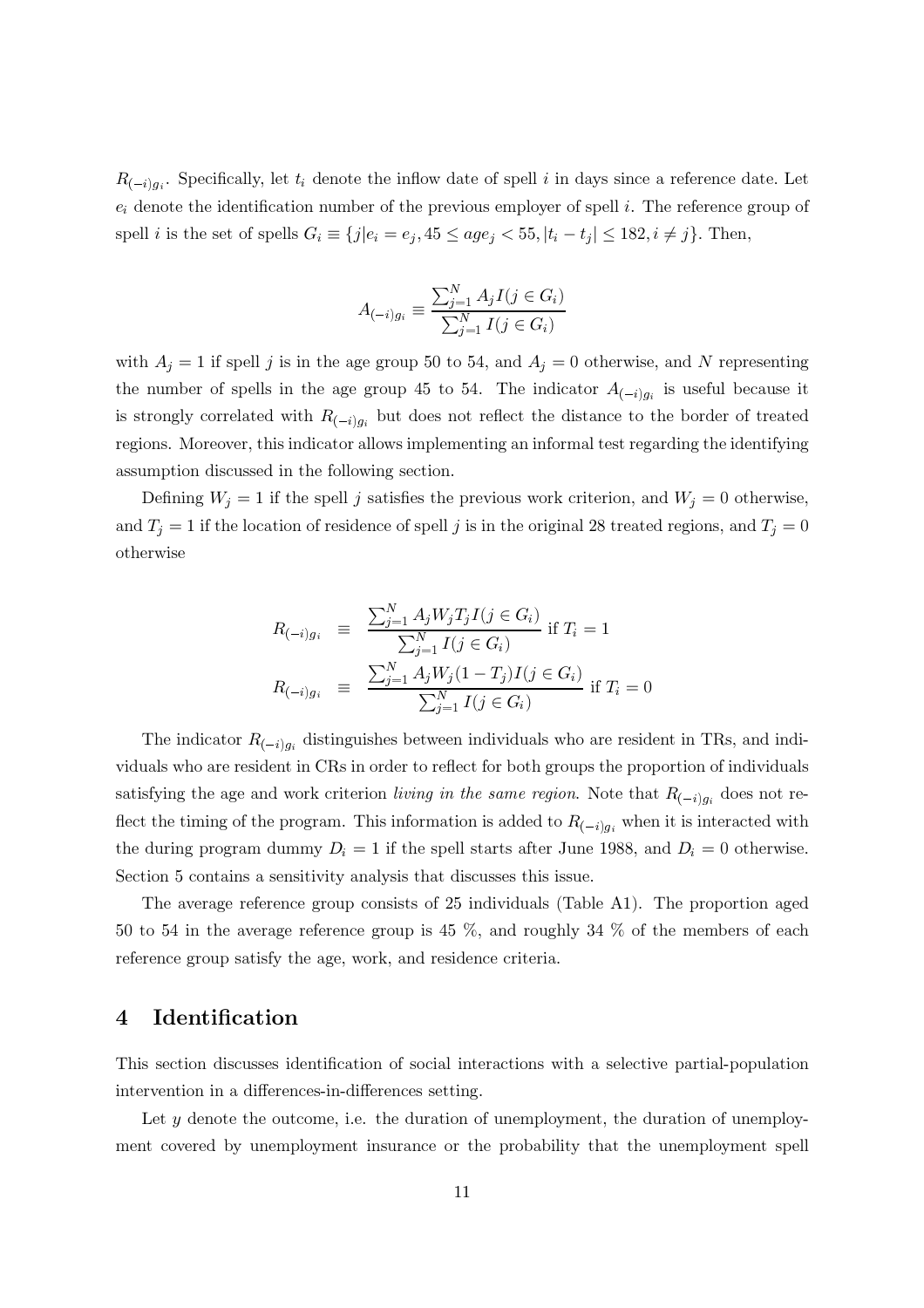$R_{(-i)g_i}$. Specifically, let $t_i$ denote the inflow date of spell $i$ in days since a reference date. Let $e_i$ denote the identification number of the previous employer of spell $i$. The reference group of spell $i$ is the set of spells $G_i \equiv \{j|e_i = e_j, 45 \leq age_j < 55, |t_i - t_j| \leq 182, i \neq j\}$. Then,

$$A_{(-i)g_i} \equiv \frac{\sum_{j=1}^{N} A_j I(j \in G_i)}{\sum_{j=1}^{N} I(j \in G_i)}$$

with $A_j = 1$ if spell $j$ is in the age group 50 to 54, and $A_j = 0$ otherwise, and $N$ representing the number of spells in the age group 45 to 54. The indicator $A_{(-i)g_i}$ is useful because it is strongly correlated with $R_{(-i)g_i}$ but does not reflect the distance to the border of treated regions. Moreover, this indicator allows implementing an informal test regarding the identifying assumption discussed in the following section.

Defining $W_j = 1$ if the spell $j$ satisfies the previous work criterion, and $W_j = 0$ otherwise, and $T_j = 1$ if the location of residence of spell $j$ is in the original 28 treated regions, and $T_j = 0$ otherwise

$$R_{(-i)g_i} \equiv \frac{\sum_{j=1}^{N} A_j W_j T_j I(j \in G_i)}{\sum_{j=1}^{N} I(j \in G_i)} \text{ if } T_i = 1$$

$$R_{(-i)g_i} \equiv \frac{\sum_{j=1}^{N} A_j W_j (1 - T_j) I(j \in G_i)}{\sum_{j=1}^{N} I(j \in G_i)} \text{ if } T_i = 0$$

The indicator $R_{(-i)g_i}$ distinguishes between individuals who are resident in TRs, and individuals who are resident in CRs in order to reflect for both groups the proportion of individuals satisfying the age and work criterion *living in the same region*. Note that $R_{(-i)g_i}$ does not reflect the timing of the program. This information is added to $R_{(-i)g_i}$ when it is interacted with the during program dummy $D_i = 1$ if the spell starts after June 1988, and $D_i = 0$ otherwise. Section 5 contains a sensitivity analysis that discusses this issue.

The average reference group consists of 25 individuals (Table A1). The proportion aged 50 to 54 in the average reference group is 45 %, and roughly 34 % of the members of each reference group satisfy the age, work, and residence criteria.

## 4 Identification

This section discusses identification of social interactions with a selective partial-population intervention in a differences-in-differences setting.

Let $y$ denote the outcome, i.e. the duration of unemployment, the duration of unemployment covered by unemployment insurance or the probability that the unemployment spell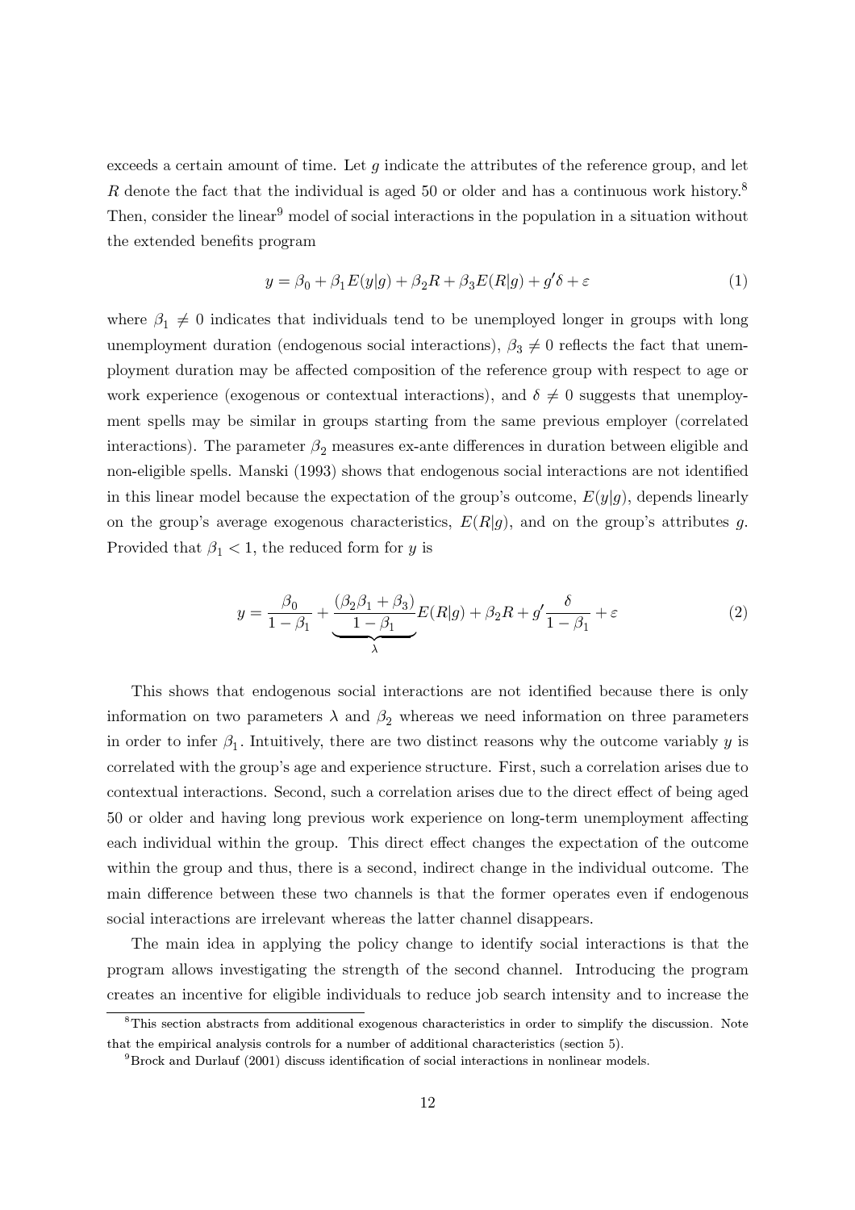exceeds a certain amount of time. Let $g$ indicate the attributes of the reference group, and let $R$ denote the fact that the individual is aged 50 or older and has a continuous work history.[8] Then, consider the linear[9] model of social interactions in the population in a situation without the extended benefits program

$$y = \beta_0 + \beta_1 E(y|g) + \beta_2 R + \beta_3 E(R|g) + g'\delta + \varepsilon \tag{1}$$

where $\beta_1 \neq 0$ indicates that individuals tend to be unemployed longer in groups with long unemployment duration (endogenous social interactions), $\beta_3 \neq 0$ reflects the fact that unemployment duration may be affected composition of the reference group with respect to age or work experience (exogenous or contextual interactions), and $\delta \neq 0$ suggests that unemployment spells may be similar in groups starting from the same previous employer (correlated interactions). The parameter $\beta_2$ measures ex-ante differences in duration between eligible and non-eligible spells. Manski (1993) shows that endogenous social interactions are not identified in this linear model because the expectation of the group's outcome, $E(y|g)$, depends linearly on the group's average exogenous characteristics, $E(R|g)$, and on the group's attributes $g$. Provided that $\beta_1 < 1$, the reduced form for $y$ is

$$y = \frac{\beta_0}{1-\beta_1} + \underbrace{\frac{(\beta_2\beta_1 + \beta_3)}{1-\beta_1}}_{\lambda} E(R|g) + \beta_2 R + g'\frac{\delta}{1-\beta_1} + \varepsilon \tag{2}$$

This shows that endogenous social interactions are not identified because there is only information on two parameters $\lambda$ and $\beta_2$ whereas we need information on three parameters in order to infer $\beta_1$. Intuitively, there are two distinct reasons why the outcome variably $y$ is correlated with the group's age and experience structure. First, such a correlation arises due to contextual interactions. Second, such a correlation arises due to the direct effect of being aged 50 or older and having long previous work experience on long-term unemployment affecting each individual within the group. This direct effect changes the expectation of the outcome within the group and thus, there is a second, indirect change in the individual outcome. The main difference between these two channels is that the former operates even if endogenous social interactions are irrelevant whereas the latter channel disappears.

The main idea in applying the policy change to identify social interactions is that the program allows investigating the strength of the second channel. Introducing the program creates an incentive for eligible individuals to reduce job search intensity and to increase the

[8] This section abstracts from additional exogenous characteristics in order to simplify the discussion. Note that the empirical analysis controls for a number of additional characteristics (section 5).

[9] Brock and Durlauf (2001) discuss identification of social interactions in nonlinear models.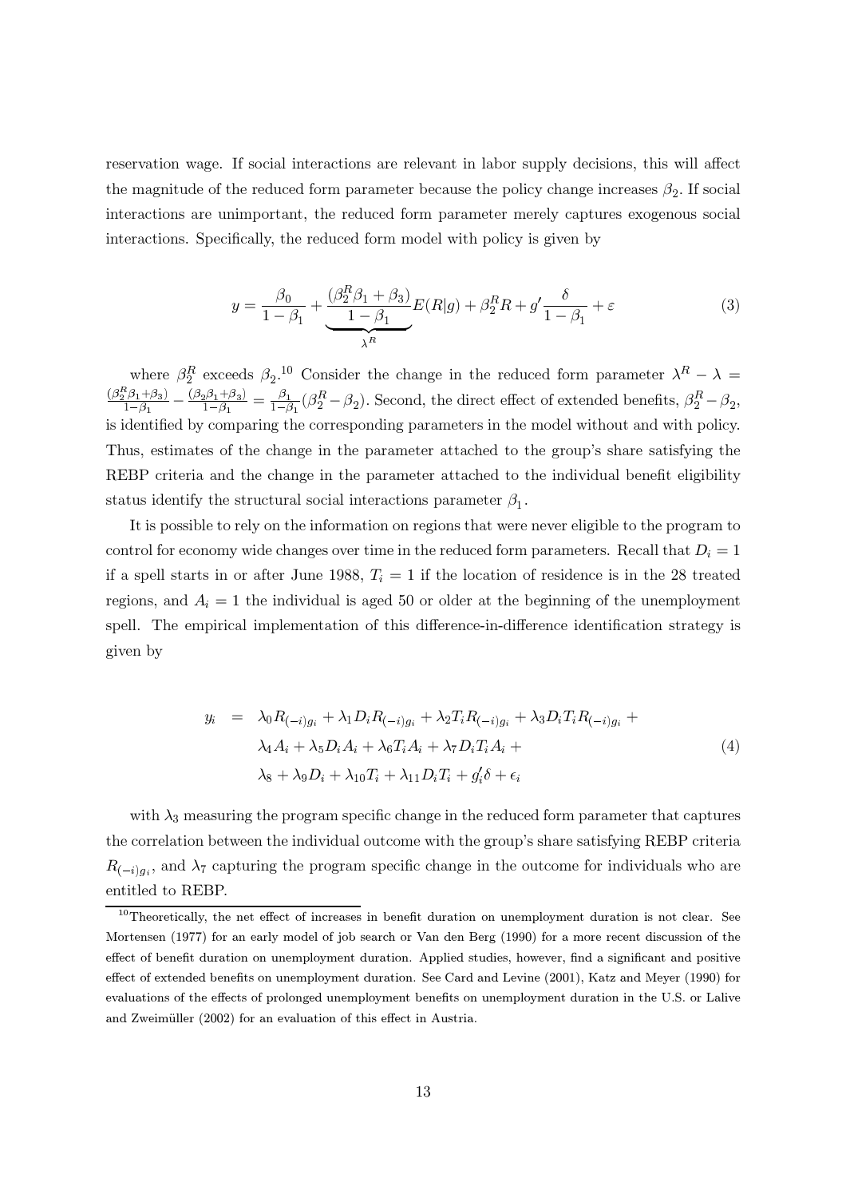reservation wage. If social interactions are relevant in labor supply decisions, this will affect the magnitude of the reduced form parameter because the policy change increases $\beta_2$. If social interactions are unimportant, the reduced form parameter merely captures exogenous social interactions. Specifically, the reduced form model with policy is given by

$$y = \frac{\beta_0}{1-\beta_1} + \underbrace{\frac{(\beta_2^R\beta_1 + \beta_3)}{1-\beta_1}}_{\lambda^R} E(R|g) + \beta_2^R R + g'\frac{\delta}{1-\beta_1} + \varepsilon \tag{3}$$

where $\beta_2^R$ exceeds $\beta_2$.[10] Consider the change in the reduced form parameter $\lambda^R - \lambda = \frac{(\beta_2^R\beta_1+\beta_3)}{1-\beta_1} - \frac{(\beta_2\beta_1+\beta_3)}{1-\beta_1} = \frac{\beta_1}{1-\beta_1}(\beta_2^R - \beta_2)$. Second, the direct effect of extended benefits, $\beta_2^R - \beta_2$, is identified by comparing the corresponding parameters in the model without and with policy. Thus, estimates of the change in the parameter attached to the group's share satisfying the REBP criteria and the change in the parameter attached to the individual benefit eligibility status identify the structural social interactions parameter $\beta_1$.

It is possible to rely on the information on regions that were never eligible to the program to control for economy wide changes over time in the reduced form parameters. Recall that $D_i = 1$ if a spell starts in or after June 1988, $T_i = 1$ if the location of residence is in the 28 treated regions, and $A_i = 1$ the individual is aged 50 or older at the beginning of the unemployment spell. The empirical implementation of this difference-in-difference identification strategy is given by

$$\begin{aligned} y_i \;=\; & \lambda_0 R_{(-i)g_i} + \lambda_1 D_i R_{(-i)g_i} + \lambda_2 T_i R_{(-i)g_i} + \lambda_3 D_i T_i R_{(-i)g_i} + \\ & \lambda_4 A_i + \lambda_5 D_i A_i + \lambda_6 T_i A_i + \lambda_7 D_i T_i A_i + \\ & \lambda_8 + \lambda_9 D_i + \lambda_{10} T_i + \lambda_{11} D_i T_i + g_i'\delta + \epsilon_i \end{aligned} \tag{4}$$

with $\lambda_3$ measuring the program specific change in the reduced form parameter that captures the correlation between the individual outcome with the group's share satisfying REBP criteria $R_{(-i)g_i}$, and $\lambda_7$ capturing the program specific change in the outcome for individuals who are entitled to REBP.

[10] Theoretically, the net effect of increases in benefit duration on unemployment duration is not clear. See Mortensen (1977) for an early model of job search or Van den Berg (1990) for a more recent discussion of the effect of benefit duration on unemployment duration. Applied studies, however, find a significant and positive effect of extended benefits on unemployment duration. See Card and Levine (2001), Katz and Meyer (1990) for evaluations of the effects of prolonged unemployment benefits on unemployment duration in the U.S. or Lalive and Zweimüller (2002) for an evaluation of this effect in Austria.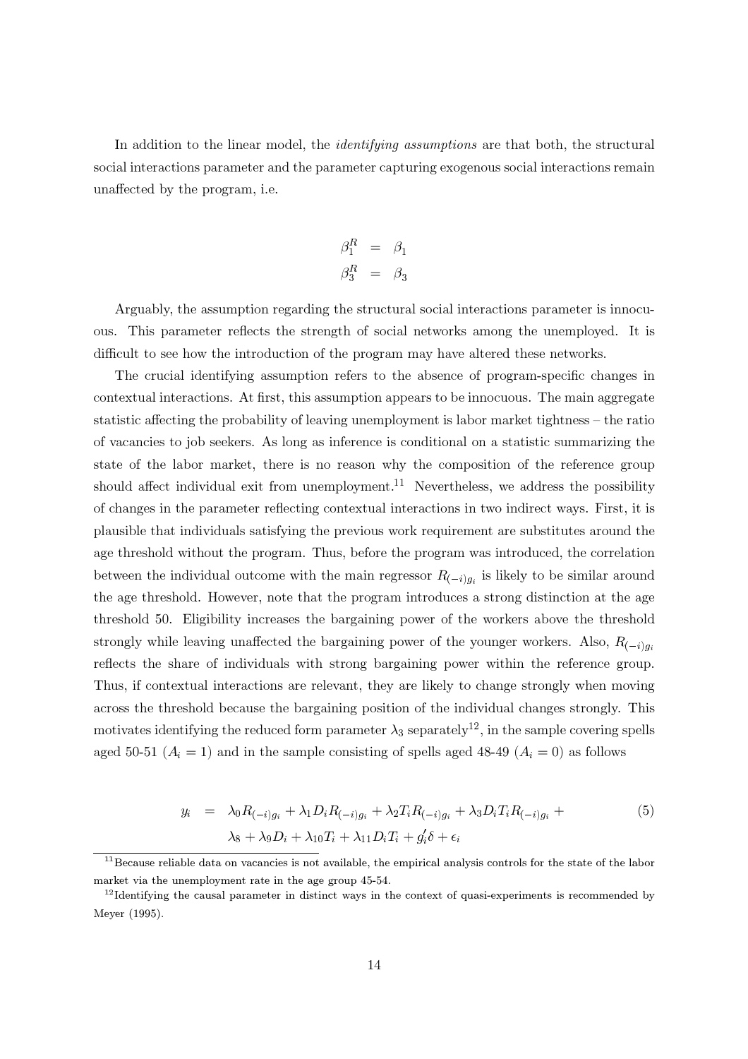In addition to the linear model, the *identifying assumptions* are that both, the structural social interactions parameter and the parameter capturing exogenous social interactions remain unaffected by the program, i.e.

$$
\begin{aligned}
\beta_1^R &= \beta_1 \\
\beta_3^R &= \beta_3
\end{aligned}
$$

Arguably, the assumption regarding the structural social interactions parameter is innocuous. This parameter reflects the strength of social networks among the unemployed. It is difficult to see how the introduction of the program may have altered these networks.

The crucial identifying assumption refers to the absence of program-specific changes in contextual interactions. At first, this assumption appears to be innocuous. The main aggregate statistic affecting the probability of leaving unemployment is labor market tightness – the ratio of vacancies to job seekers. As long as inference is conditional on a statistic summarizing the state of the labor market, there is no reason why the composition of the reference group should affect individual exit from unemployment.[11] Nevertheless, we address the possibility of changes in the parameter reflecting contextual interactions in two indirect ways. First, it is plausible that individuals satisfying the previous work requirement are substitutes around the age threshold without the program. Thus, before the program was introduced, the correlation between the individual outcome with the main regressor $R_{(-i)g_i}$ is likely to be similar around the age threshold. However, note that the program introduces a strong distinction at the age threshold 50. Eligibility increases the bargaining power of the workers above the threshold strongly while leaving unaffected the bargaining power of the younger workers. Also, $R_{(-i)g_i}$ reflects the share of individuals with strong bargaining power within the reference group. Thus, if contextual interactions are relevant, they are likely to change strongly when moving across the threshold because the bargaining position of the individual changes strongly. This motivates identifying the reduced form parameter $\lambda_3$ separately[12], in the sample covering spells aged 50-51 ($A_i = 1$) and in the sample consisting of spells aged 48-49 ($A_i = 0$) as follows

$$
\begin{aligned}
y_i &= \lambda_0 R_{(-i)g_i} + \lambda_1 D_i R_{(-i)g_i} + \lambda_2 T_i R_{(-i)g_i} + \lambda_3 D_i T_i R_{(-i)g_i} + \\
&\quad \lambda_8 + \lambda_9 D_i + \lambda_{10} T_i + \lambda_{11} D_i T_i + g_i' \delta + \epsilon_i
\end{aligned} \tag{5}
$$

[11] Because reliable data on vacancies is not available, the empirical analysis controls for the state of the labor market via the unemployment rate in the age group 45-54.

[12] Identifying the causal parameter in distinct ways in the context of quasi-experiments is recommended by Meyer (1995).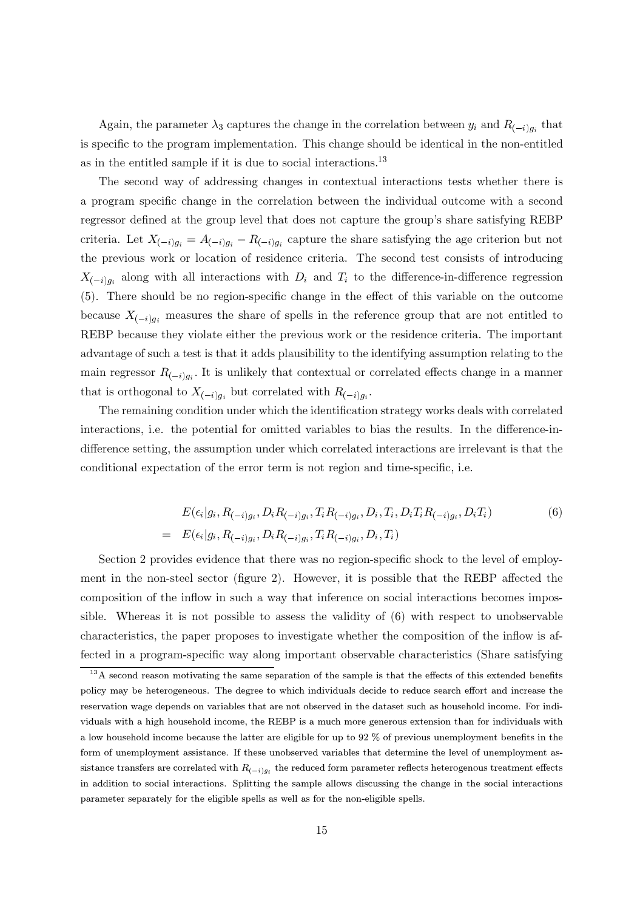Again, the parameter $\lambda_3$ captures the change in the correlation between $y_i$ and $R_{(-i)g_i}$ that is specific to the program implementation. This change should be identical in the non-entitled as in the entitled sample if it is due to social interactions.[13]

The second way of addressing changes in contextual interactions tests whether there is a program specific change in the correlation between the individual outcome with a second regressor defined at the group level that does not capture the group's share satisfying REBP criteria. Let $X_{(-i)g_i} = A_{(-i)g_i} - R_{(-i)g_i}$ capture the share satisfying the age criterion but not the previous work or location of residence criteria. The second test consists of introducing $X_{(-i)g_i}$ along with all interactions with $D_i$ and $T_i$ to the difference-in-difference regression (5). There should be no region-specific change in the effect of this variable on the outcome because $X_{(-i)g_i}$ measures the share of spells in the reference group that are not entitled to REBP because they violate either the previous work or the residence criteria. The important advantage of such a test is that it adds plausibility to the identifying assumption relating to the main regressor $R_{(-i)g_i}$. It is unlikely that contextual or correlated effects change in a manner that is orthogonal to $X_{(-i)g_i}$ but correlated with $R_{(-i)g_i}$.

The remaining condition under which the identification strategy works deals with correlated interactions, i.e. the potential for omitted variables to bias the results. In the difference-in-difference setting, the assumption under which correlated interactions are irrelevant is that the conditional expectation of the error term is not region and time-specific, i.e.

$$
\begin{aligned}
& E(\epsilon_i | g_i, R_{(-i)g_i}, D_i R_{(-i)g_i}, T_i R_{(-i)g_i}, D_i, T_i, D_i T_i R_{(-i)g_i}, D_i T_i) \\
= \quad & E(\epsilon_i | g_i, R_{(-i)g_i}, D_i R_{(-i)g_i}, T_i R_{(-i)g_i}, D_i, T_i)
\end{aligned}
\tag{6}
$$

Section 2 provides evidence that there was no region-specific shock to the level of employment in the non-steel sector (figure 2). However, it is possible that the REBP affected the composition of the inflow in such a way that inference on social interactions becomes impossible. Whereas it is not possible to assess the validity of (6) with respect to unobservable characteristics, the paper proposes to investigate whether the composition of the inflow is affected in a program-specific way along important observable characteristics (Share satisfying

[13] A second reason motivating the same separation of the sample is that the effects of this extended benefits policy may be heterogeneous. The degree to which individuals decide to reduce search effort and increase the reservation wage depends on variables that are not observed in the dataset such as household income. For individuals with a high household income, the REBP is a much more generous extension than for individuals with a low household income because the latter are eligible for up to 92 % of previous unemployment benefits in the form of unemployment assistance. If these unobserved variables that determine the level of unemployment assistance transfers are correlated with $R_{(-i)g_i}$ the reduced form parameter reflects heterogenous treatment effects in addition to social interactions. Splitting the sample allows discussing the change in the social interactions parameter separately for the eligible spells as well as for the non-eligible spells.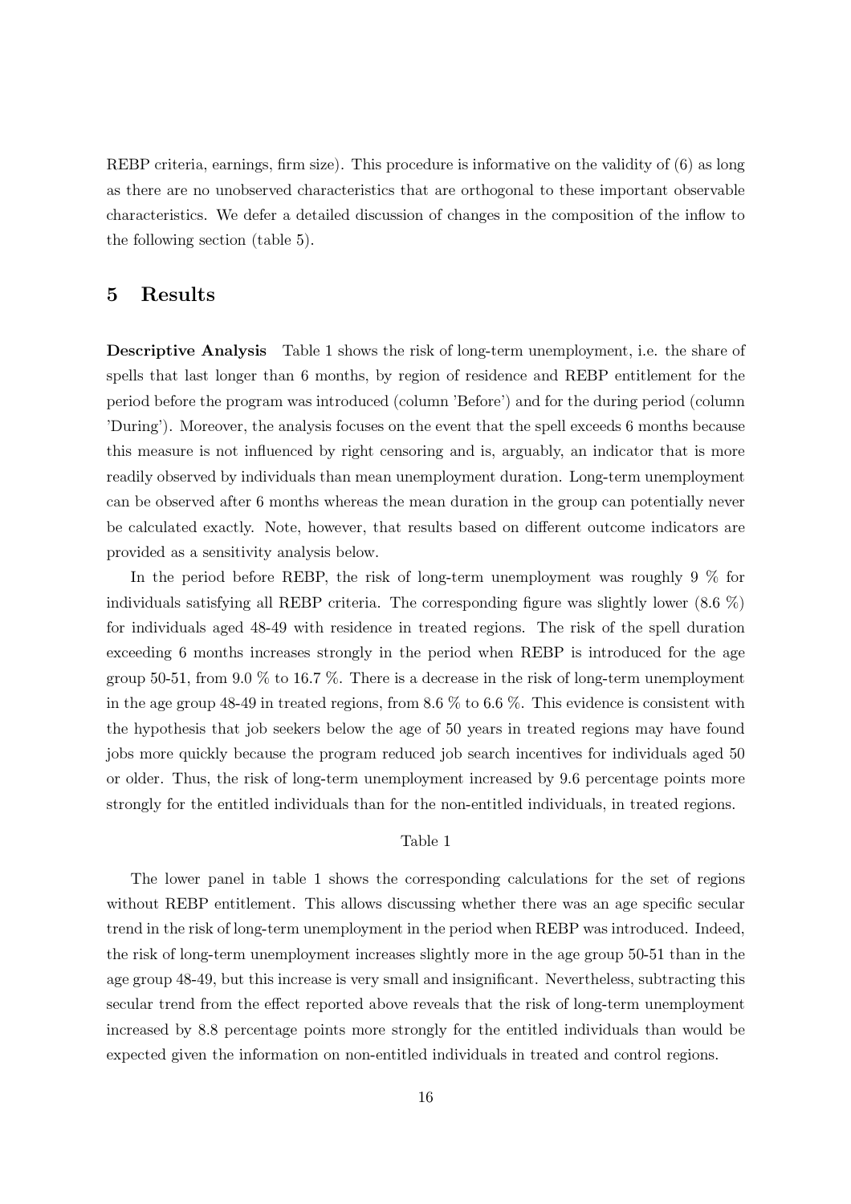REBP criteria, earnings, firm size). This procedure is informative on the validity of (6) as long as there are no unobserved characteristics that are orthogonal to these important observable characteristics. We defer a detailed discussion of changes in the composition of the inflow to the following section (table 5).

# 5 Results

**Descriptive Analysis** Table 1 shows the risk of long-term unemployment, i.e. the share of spells that last longer than 6 months, by region of residence and REBP entitlement for the period before the program was introduced (column 'Before') and for the during period (column 'During'). Moreover, the analysis focuses on the event that the spell exceeds 6 months because this measure is not influenced by right censoring and is, arguably, an indicator that is more readily observed by individuals than mean unemployment duration. Long-term unemployment can be observed after 6 months whereas the mean duration in the group can potentially never be calculated exactly. Note, however, that results based on different outcome indicators are provided as a sensitivity analysis below.

In the period before REBP, the risk of long-term unemployment was roughly 9 % for individuals satisfying all REBP criteria. The corresponding figure was slightly lower (8.6 %) for individuals aged 48-49 with residence in treated regions. The risk of the spell duration exceeding 6 months increases strongly in the period when REBP is introduced for the age group 50-51, from 9.0 % to 16.7 %. There is a decrease in the risk of long-term unemployment in the age group 48-49 in treated regions, from 8.6 % to 6.6 %. This evidence is consistent with the hypothesis that job seekers below the age of 50 years in treated regions may have found jobs more quickly because the program reduced job search incentives for individuals aged 50 or older. Thus, the risk of long-term unemployment increased by 9.6 percentage points more strongly for the entitled individuals than for the non-entitled individuals, in treated regions.

Table 1

The lower panel in table 1 shows the corresponding calculations for the set of regions without REBP entitlement. This allows discussing whether there was an age specific secular trend in the risk of long-term unemployment in the period when REBP was introduced. Indeed, the risk of long-term unemployment increases slightly more in the age group 50-51 than in the age group 48-49, but this increase is very small and insignificant. Nevertheless, subtracting this secular trend from the effect reported above reveals that the risk of long-term unemployment increased by 8.8 percentage points more strongly for the entitled individuals than would be expected given the information on non-entitled individuals in treated and control regions.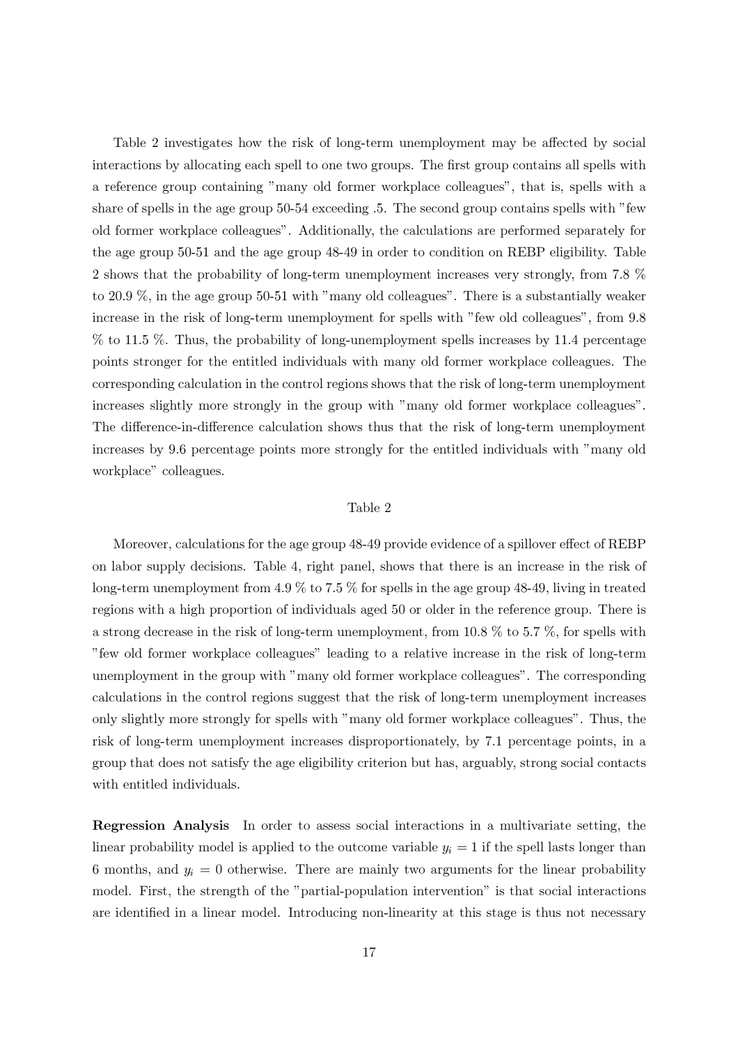Table 2 investigates how the risk of long-term unemployment may be affected by social interactions by allocating each spell to one two groups. The first group contains all spells with a reference group containing "many old former workplace colleagues", that is, spells with a share of spells in the age group 50-54 exceeding .5. The second group contains spells with "few old former workplace colleagues". Additionally, the calculations are performed separately for the age group 50-51 and the age group 48-49 in order to condition on REBP eligibility. Table 2 shows that the probability of long-term unemployment increases very strongly, from 7.8 % to 20.9 %, in the age group 50-51 with "many old colleagues". There is a substantially weaker increase in the risk of long-term unemployment for spells with "few old colleagues", from 9.8 % to 11.5 %. Thus, the probability of long-unemployment spells increases by 11.4 percentage points stronger for the entitled individuals with many old former workplace colleagues. The corresponding calculation in the control regions shows that the risk of long-term unemployment increases slightly more strongly in the group with "many old former workplace colleagues". The difference-in-difference calculation shows thus that the risk of long-term unemployment increases by 9.6 percentage points more strongly for the entitled individuals with "many old workplace" colleagues.

Table 2

Moreover, calculations for the age group 48-49 provide evidence of a spillover effect of REBP on labor supply decisions. Table 4, right panel, shows that there is an increase in the risk of long-term unemployment from 4.9 % to 7.5 % for spells in the age group 48-49, living in treated regions with a high proportion of individuals aged 50 or older in the reference group. There is a strong decrease in the risk of long-term unemployment, from 10.8 % to 5.7 %, for spells with "few old former workplace colleagues" leading to a relative increase in the risk of long-term unemployment in the group with "many old former workplace colleagues". The corresponding calculations in the control regions suggest that the risk of long-term unemployment increases only slightly more strongly for spells with "many old former workplace colleagues". Thus, the risk of long-term unemployment increases disproportionately, by 7.1 percentage points, in a group that does not satisfy the age eligibility criterion but has, arguably, strong social contacts with entitled individuals.

**Regression Analysis** In order to assess social interactions in a multivariate setting, the linear probability model is applied to the outcome variable $y_i = 1$ if the spell lasts longer than 6 months, and $y_i = 0$ otherwise. There are mainly two arguments for the linear probability model. First, the strength of the "partial-population intervention" is that social interactions are identified in a linear model. Introducing non-linearity at this stage is thus not necessary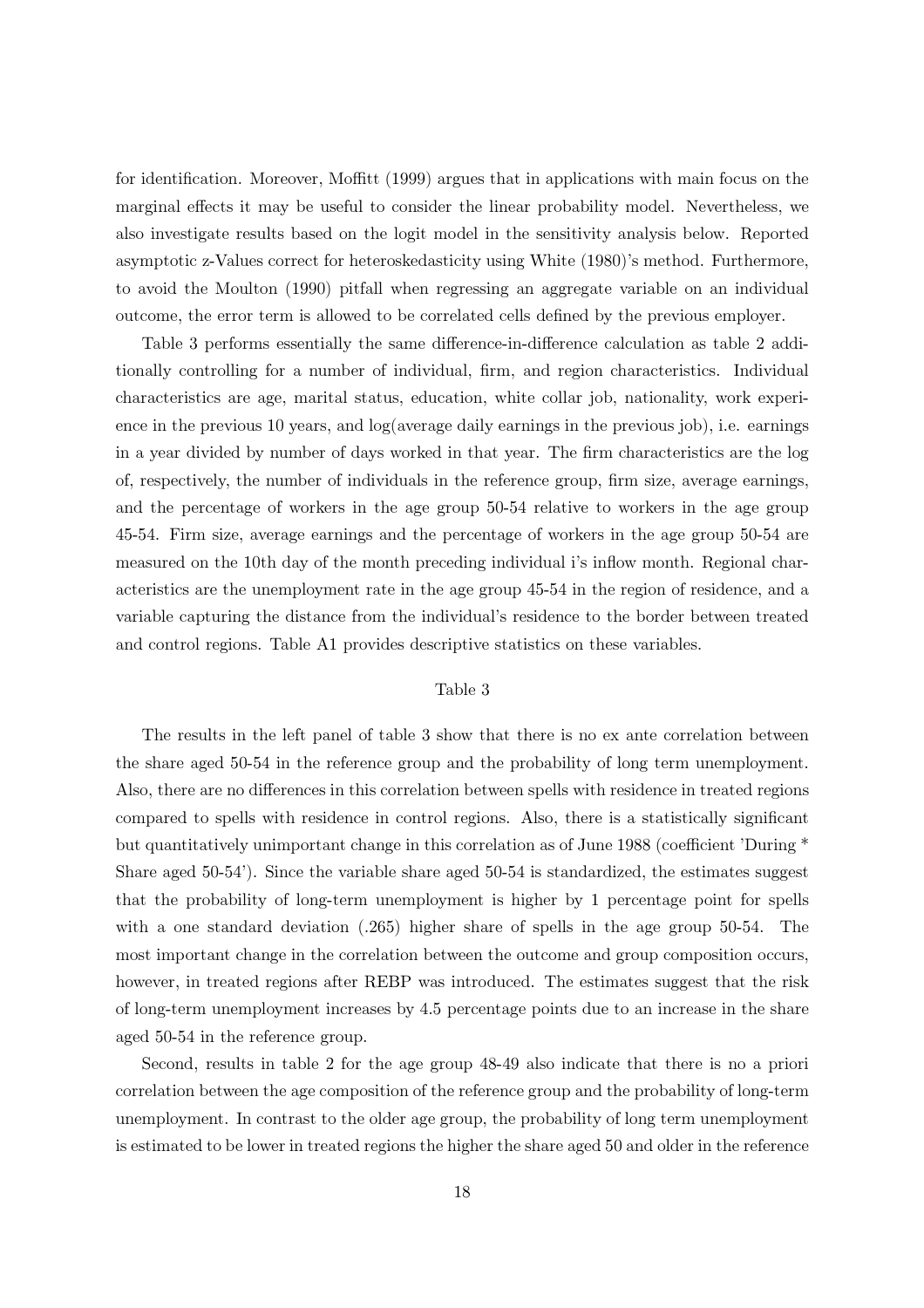for identification. Moreover, Moffitt (1999) argues that in applications with main focus on the marginal effects it may be useful to consider the linear probability model. Nevertheless, we also investigate results based on the logit model in the sensitivity analysis below. Reported asymptotic z-Values correct for heteroskedasticity using White (1980)'s method. Furthermore, to avoid the Moulton (1990) pitfall when regressing an aggregate variable on an individual outcome, the error term is allowed to be correlated cells defined by the previous employer.

Table 3 performs essentially the same difference-in-difference calculation as table 2 additionally controlling for a number of individual, firm, and region characteristics. Individual characteristics are age, marital status, education, white collar job, nationality, work experience in the previous 10 years, and log(average daily earnings in the previous job), i.e. earnings in a year divided by number of days worked in that year. The firm characteristics are the log of, respectively, the number of individuals in the reference group, firm size, average earnings, and the percentage of workers in the age group 50-54 relative to workers in the age group 45-54. Firm size, average earnings and the percentage of workers in the age group 50-54 are measured on the 10th day of the month preceding individual i's inflow month. Regional characteristics are the unemployment rate in the age group 45-54 in the region of residence, and a variable capturing the distance from the individual's residence to the border between treated and control regions. Table A1 provides descriptive statistics on these variables.

Table 3

The results in the left panel of table 3 show that there is no ex ante correlation between the share aged 50-54 in the reference group and the probability of long term unemployment. Also, there are no differences in this correlation between spells with residence in treated regions compared to spells with residence in control regions. Also, there is a statistically significant but quantitatively unimportant change in this correlation as of June 1988 (coefficient 'During * Share aged 50-54'). Since the variable share aged 50-54 is standardized, the estimates suggest that the probability of long-term unemployment is higher by 1 percentage point for spells with a one standard deviation (.265) higher share of spells in the age group 50-54. The most important change in the correlation between the outcome and group composition occurs, however, in treated regions after REBP was introduced. The estimates suggest that the risk of long-term unemployment increases by 4.5 percentage points due to an increase in the share aged 50-54 in the reference group.

Second, results in table 2 for the age group 48-49 also indicate that there is no a priori correlation between the age composition of the reference group and the probability of long-term unemployment. In contrast to the older age group, the probability of long term unemployment is estimated to be lower in treated regions the higher the share aged 50 and older in the reference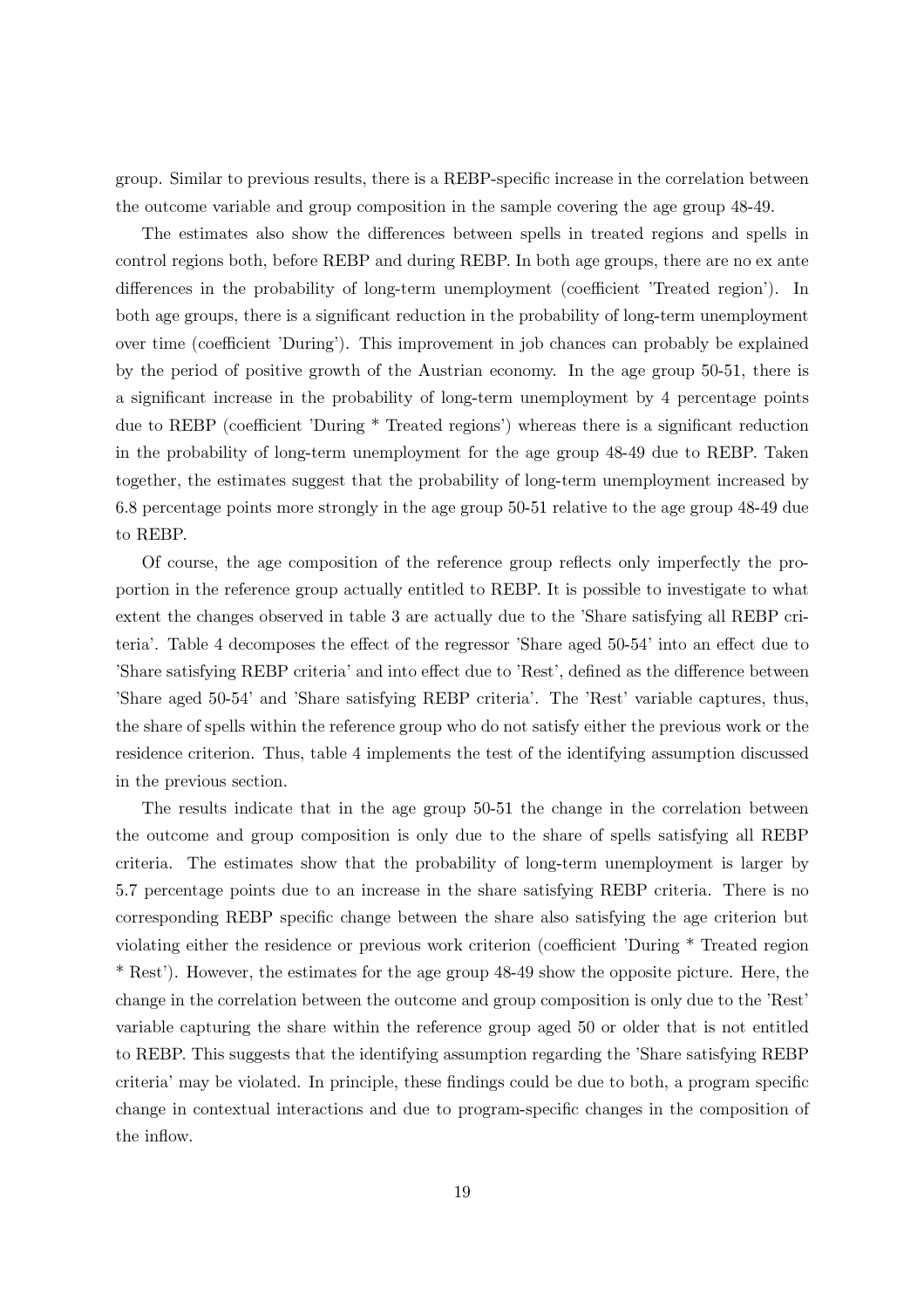group. Similar to previous results, there is a REBP-specific increase in the correlation between the outcome variable and group composition in the sample covering the age group 48-49.

The estimates also show the differences between spells in treated regions and spells in control regions both, before REBP and during REBP. In both age groups, there are no ex ante differences in the probability of long-term unemployment (coefficient 'Treated region'). In both age groups, there is a significant reduction in the probability of long-term unemployment over time (coefficient 'During'). This improvement in job chances can probably be explained by the period of positive growth of the Austrian economy. In the age group 50-51, there is a significant increase in the probability of long-term unemployment by 4 percentage points due to REBP (coefficient 'During * Treated regions') whereas there is a significant reduction in the probability of long-term unemployment for the age group 48-49 due to REBP. Taken together, the estimates suggest that the probability of long-term unemployment increased by 6.8 percentage points more strongly in the age group 50-51 relative to the age group 48-49 due to REBP.

Of course, the age composition of the reference group reflects only imperfectly the proportion in the reference group actually entitled to REBP. It is possible to investigate to what extent the changes observed in table 3 are actually due to the 'Share satisfying all REBP criteria'. Table 4 decomposes the effect of the regressor 'Share aged 50-54' into an effect due to 'Share satisfying REBP criteria' and into effect due to 'Rest', defined as the difference between 'Share aged 50-54' and 'Share satisfying REBP criteria'. The 'Rest' variable captures, thus, the share of spells within the reference group who do not satisfy either the previous work or the residence criterion. Thus, table 4 implements the test of the identifying assumption discussed in the previous section.

The results indicate that in the age group 50-51 the change in the correlation between the outcome and group composition is only due to the share of spells satisfying all REBP criteria. The estimates show that the probability of long-term unemployment is larger by 5.7 percentage points due to an increase in the share satisfying REBP criteria. There is no corresponding REBP specific change between the share also satisfying the age criterion but violating either the residence or previous work criterion (coefficient 'During * Treated region * Rest'). However, the estimates for the age group 48-49 show the opposite picture. Here, the change in the correlation between the outcome and group composition is only due to the 'Rest' variable capturing the share within the reference group aged 50 or older that is not entitled to REBP. This suggests that the identifying assumption regarding the 'Share satisfying REBP criteria' may be violated. In principle, these findings could be due to both, a program specific change in contextual interactions and due to program-specific changes in the composition of the inflow.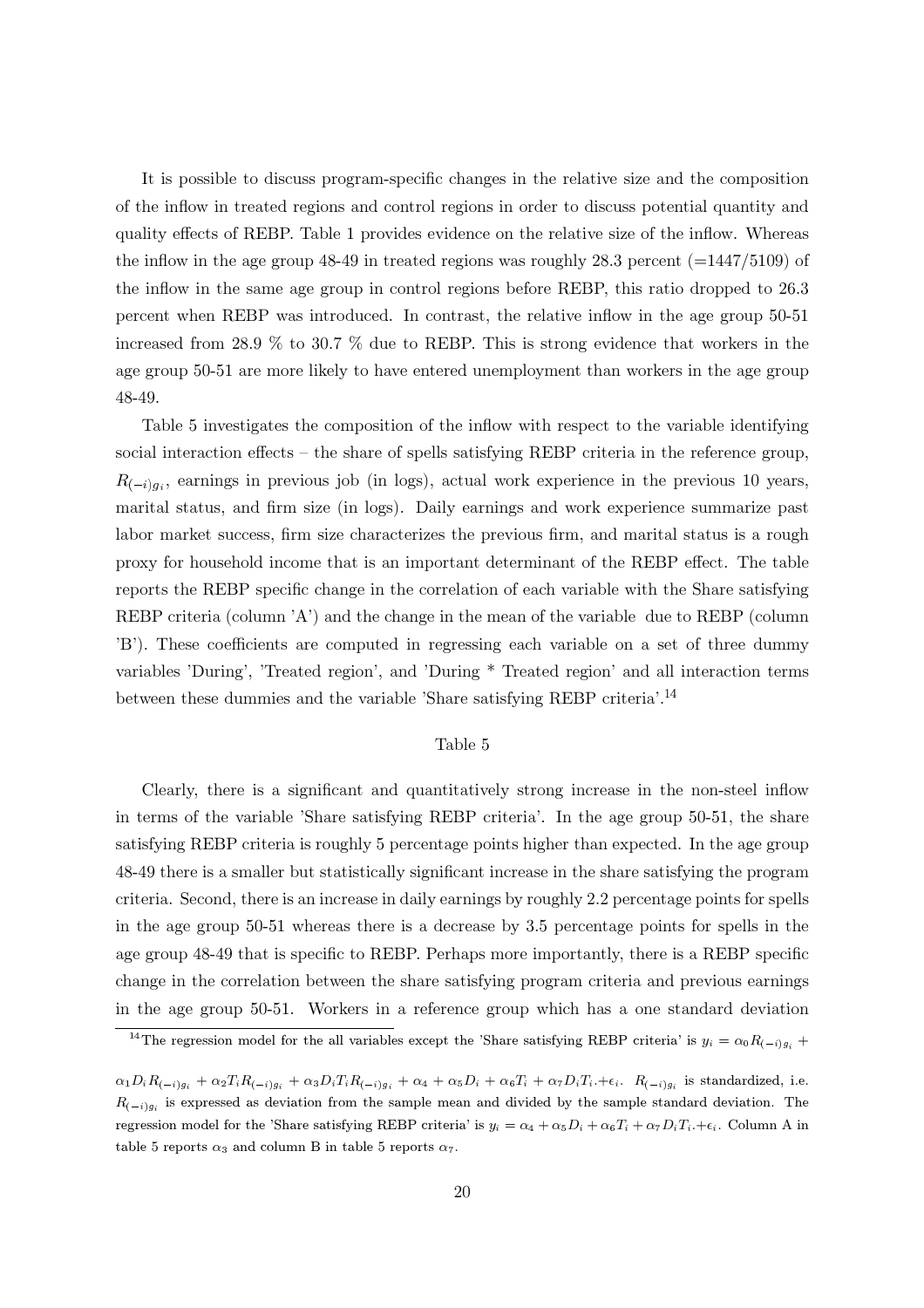It is possible to discuss program-specific changes in the relative size and the composition of the inflow in treated regions and control regions in order to discuss potential quantity and quality effects of REBP. Table 1 provides evidence on the relative size of the inflow. Whereas the inflow in the age group 48-49 in treated regions was roughly 28.3 percent (=1447/5109) of the inflow in the same age group in control regions before REBP, this ratio dropped to 26.3 percent when REBP was introduced. In contrast, the relative inflow in the age group 50-51 increased from 28.9 % to 30.7 % due to REBP. This is strong evidence that workers in the age group 50-51 are more likely to have entered unemployment than workers in the age group 48-49.

Table 5 investigates the composition of the inflow with respect to the variable identifying social interaction effects – the share of spells satisfying REBP criteria in the reference group, $R_{(-i)g_i}$, earnings in previous job (in logs), actual work experience in the previous 10 years, marital status, and firm size (in logs). Daily earnings and work experience summarize past labor market success, firm size characterizes the previous firm, and marital status is a rough proxy for household income that is an important determinant of the REBP effect. The table reports the REBP specific change in the correlation of each variable with the Share satisfying REBP criteria (column 'A') and the change in the mean of the variable due to REBP (column 'B'). These coefficients are computed in regressing each variable on a set of three dummy variables 'During', 'Treated region', and 'During * Treated region' and all interaction terms between these dummies and the variable 'Share satisfying REBP criteria'.[14]

Table 5

Clearly, there is a significant and quantitatively strong increase in the non-steel inflow in terms of the variable 'Share satisfying REBP criteria'. In the age group 50-51, the share satisfying REBP criteria is roughly 5 percentage points higher than expected. In the age group 48-49 there is a smaller but statistically significant increase in the share satisfying the program criteria. Second, there is an increase in daily earnings by roughly 2.2 percentage points for spells in the age group 50-51 whereas there is a decrease by 3.5 percentage points for spells in the age group 48-49 that is specific to REBP. Perhaps more importantly, there is a REBP specific change in the correlation between the share satisfying program criteria and previous earnings in the age group 50-51. Workers in a reference group which has a one standard deviation

[14] The regression model for the all variables except the 'Share satisfying REBP criteria' is $y_i = \alpha_0 R_{(-i)g_i} + \alpha_1 D_i R_{(-i)g_i} + \alpha_2 T_i R_{(-i)g_i} + \alpha_3 D_i T_i R_{(-i)g_i} + \alpha_4 + \alpha_5 D_i + \alpha_6 T_i + \alpha_7 D_i T_i . + \epsilon_i$. $R_{(-i)g_i}$ is standardized, i.e. $R_{(-i)g_i}$ is expressed as deviation from the sample mean and divided by the sample standard deviation. The regression model for the 'Share satisfying REBP criteria' is $y_i = \alpha_4 + \alpha_5 D_i + \alpha_6 T_i + \alpha_7 D_i T_i . + \epsilon_i$. Column A in table 5 reports $\alpha_3$ and column B in table 5 reports $\alpha_7$.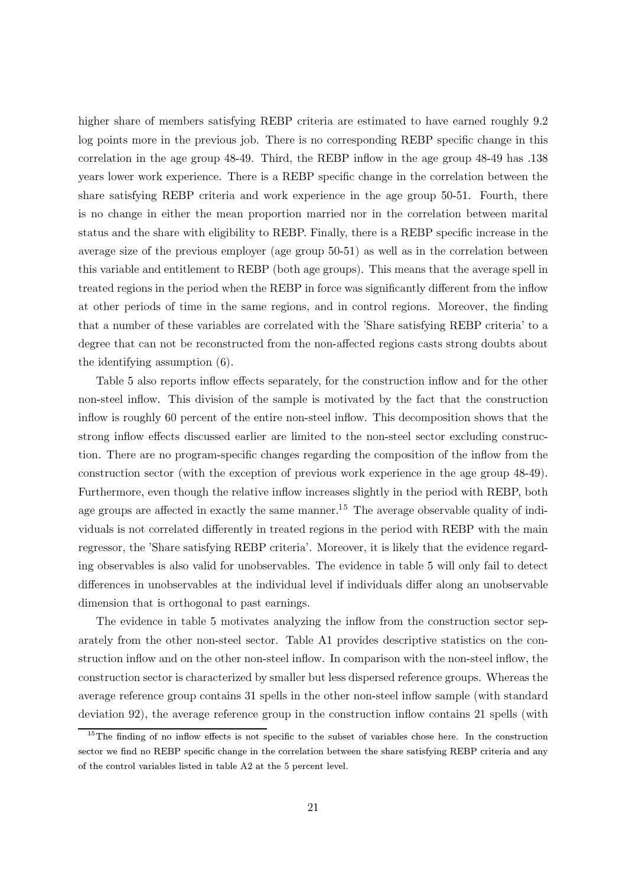higher share of members satisfying REBP criteria are estimated to have earned roughly 9.2 log points more in the previous job. There is no corresponding REBP specific change in this correlation in the age group 48-49. Third, the REBP inflow in the age group 48-49 has .138 years lower work experience. There is a REBP specific change in the correlation between the share satisfying REBP criteria and work experience in the age group 50-51. Fourth, there is no change in either the mean proportion married nor in the correlation between marital status and the share with eligibility to REBP. Finally, there is a REBP specific increase in the average size of the previous employer (age group 50-51) as well as in the correlation between this variable and entitlement to REBP (both age groups). This means that the average spell in treated regions in the period when the REBP in force was significantly different from the inflow at other periods of time in the same regions, and in control regions. Moreover, the finding that a number of these variables are correlated with the 'Share satisfying REBP criteria' to a degree that can not be reconstructed from the non-affected regions casts strong doubts about the identifying assumption (6).

Table 5 also reports inflow effects separately, for the construction inflow and for the other non-steel inflow. This division of the sample is motivated by the fact that the construction inflow is roughly 60 percent of the entire non-steel inflow. This decomposition shows that the strong inflow effects discussed earlier are limited to the non-steel sector excluding construction. There are no program-specific changes regarding the composition of the inflow from the construction sector (with the exception of previous work experience in the age group 48-49). Furthermore, even though the relative inflow increases slightly in the period with REBP, both age groups are affected in exactly the same manner.[15] The average observable quality of individuals is not correlated differently in treated regions in the period with REBP with the main regressor, the 'Share satisfying REBP criteria'. Moreover, it is likely that the evidence regarding observables is also valid for unobservables. The evidence in table 5 will only fail to detect differences in unobservables at the individual level if individuals differ along an unobservable dimension that is orthogonal to past earnings.

The evidence in table 5 motivates analyzing the inflow from the construction sector separately from the other non-steel sector. Table A1 provides descriptive statistics on the construction inflow and on the other non-steel inflow. In comparison with the non-steel inflow, the construction sector is characterized by smaller but less dispersed reference groups. Whereas the average reference group contains 31 spells in the other non-steel inflow sample (with standard deviation 92), the average reference group in the construction inflow contains 21 spells (with

[15] The finding of no inflow effects is not specific to the subset of variables chose here. In the construction sector we find no REBP specific change in the correlation between the share satisfying REBP criteria and any of the control variables listed in table A2 at the 5 percent level.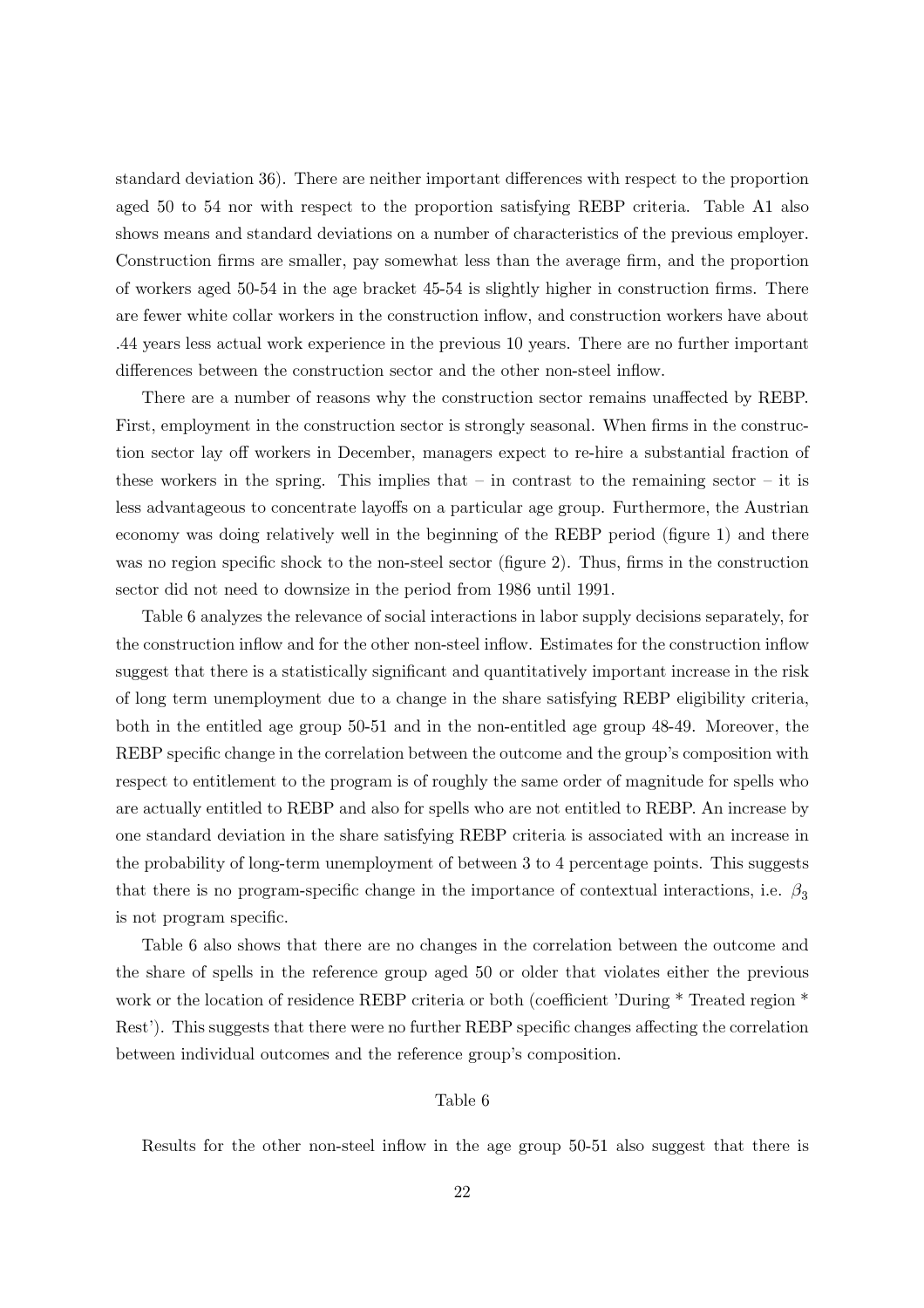standard deviation 36). There are neither important differences with respect to the proportion aged 50 to 54 nor with respect to the proportion satisfying REBP criteria. Table A1 also shows means and standard deviations on a number of characteristics of the previous employer. Construction firms are smaller, pay somewhat less than the average firm, and the proportion of workers aged 50-54 in the age bracket 45-54 is slightly higher in construction firms. There are fewer white collar workers in the construction inflow, and construction workers have about .44 years less actual work experience in the previous 10 years. There are no further important differences between the construction sector and the other non-steel inflow.

There are a number of reasons why the construction sector remains unaffected by REBP. First, employment in the construction sector is strongly seasonal. When firms in the construction sector lay off workers in December, managers expect to re-hire a substantial fraction of these workers in the spring. This implies that – in contrast to the remaining sector – it is less advantageous to concentrate layoffs on a particular age group. Furthermore, the Austrian economy was doing relatively well in the beginning of the REBP period (figure 1) and there was no region specific shock to the non-steel sector (figure 2). Thus, firms in the construction sector did not need to downsize in the period from 1986 until 1991.

Table 6 analyzes the relevance of social interactions in labor supply decisions separately, for the construction inflow and for the other non-steel inflow. Estimates for the construction inflow suggest that there is a statistically significant and quantitatively important increase in the risk of long term unemployment due to a change in the share satisfying REBP eligibility criteria, both in the entitled age group 50-51 and in the non-entitled age group 48-49. Moreover, the REBP specific change in the correlation between the outcome and the group's composition with respect to entitlement to the program is of roughly the same order of magnitude for spells who are actually entitled to REBP and also for spells who are not entitled to REBP. An increase by one standard deviation in the share satisfying REBP criteria is associated with an increase in the probability of long-term unemployment of between 3 to 4 percentage points. This suggests that there is no program-specific change in the importance of contextual interactions, i.e. $\beta_3$ is not program specific.

Table 6 also shows that there are no changes in the correlation between the outcome and the share of spells in the reference group aged 50 or older that violates either the previous work or the location of residence REBP criteria or both (coefficient 'During * Treated region * Rest'). This suggests that there were no further REBP specific changes affecting the correlation between individual outcomes and the reference group's composition.

Table 6

Results for the other non-steel inflow in the age group 50-51 also suggest that there is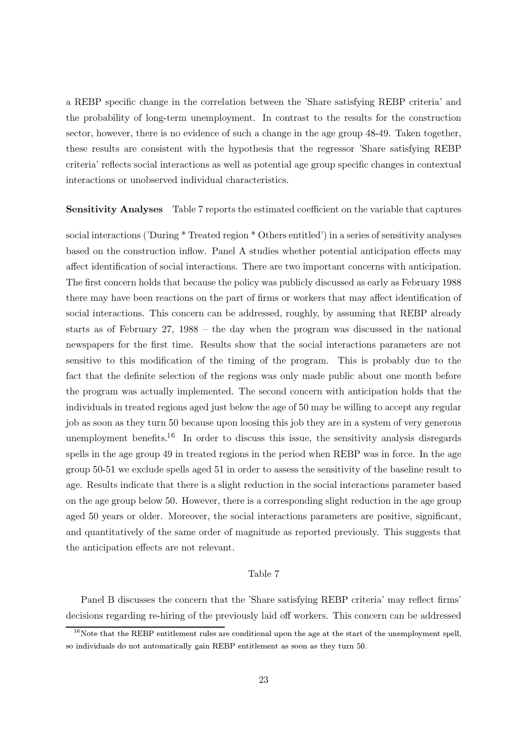a REBP specific change in the correlation between the 'Share satisfying REBP criteria' and the probability of long-term unemployment. In contrast to the results for the construction sector, however, there is no evidence of such a change in the age group 48-49. Taken together, these results are consistent with the hypothesis that the regressor 'Share satisfying REBP criteria' reflects social interactions as well as potential age group specific changes in contextual interactions or unobserved individual characteristics.

**Sensitivity Analyses** Table 7 reports the estimated coefficient on the variable that captures social interactions ('During * Treated region * Others entitled') in a series of sensitivity analyses based on the construction inflow. Panel A studies whether potential anticipation effects may affect identification of social interactions. There are two important concerns with anticipation. The first concern holds that because the policy was publicly discussed as early as February 1988 there may have been reactions on the part of firms or workers that may affect identification of social interactions. This concern can be addressed, roughly, by assuming that REBP already starts as of February 27, 1988 – the day when the program was discussed in the national newspapers for the first time. Results show that the social interactions parameters are not sensitive to this modification of the timing of the program. This is probably due to the fact that the definite selection of the regions was only made public about one month before the program was actually implemented. The second concern with anticipation holds that the individuals in treated regions aged just below the age of 50 may be willing to accept any regular job as soon as they turn 50 because upon loosing this job they are in a system of very generous unemployment benefits.[16] In order to discuss this issue, the sensitivity analysis disregards spells in the age group 49 in treated regions in the period when REBP was in force. In the age group 50-51 we exclude spells aged 51 in order to assess the sensitivity of the baseline result to age. Results indicate that there is a slight reduction in the social interactions parameter based on the age group below 50. However, there is a corresponding slight reduction in the age group aged 50 years or older. Moreover, the social interactions parameters are positive, significant, and quantitatively of the same order of magnitude as reported previously. This suggests that the anticipation effects are not relevant.

Table 7

Panel B discusses the concern that the 'Share satisfying REBP criteria' may reflect firms' decisions regarding re-hiring of the previously laid off workers. This concern can be addressed

[16] Note that the REBP entitlement rules are conditional upon the age at the start of the unemployment spell, so individuals do not automatically gain REBP entitlement as soon as they turn 50.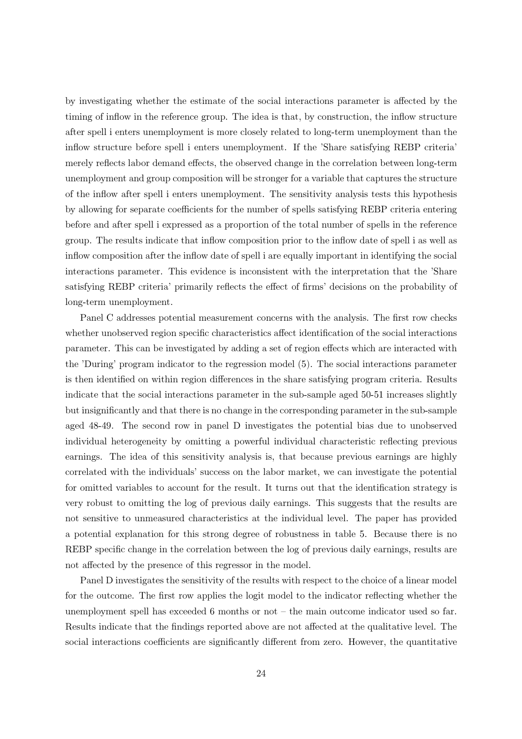by investigating whether the estimate of the social interactions parameter is affected by the timing of inflow in the reference group. The idea is that, by construction, the inflow structure after spell i enters unemployment is more closely related to long-term unemployment than the inflow structure before spell i enters unemployment. If the 'Share satisfying REBP criteria' merely reflects labor demand effects, the observed change in the correlation between long-term unemployment and group composition will be stronger for a variable that captures the structure of the inflow after spell i enters unemployment. The sensitivity analysis tests this hypothesis by allowing for separate coefficients for the number of spells satisfying REBP criteria entering before and after spell i expressed as a proportion of the total number of spells in the reference group. The results indicate that inflow composition prior to the inflow date of spell i as well as inflow composition after the inflow date of spell i are equally important in identifying the social interactions parameter. This evidence is inconsistent with the interpretation that the 'Share satisfying REBP criteria' primarily reflects the effect of firms' decisions on the probability of long-term unemployment.

Panel C addresses potential measurement concerns with the analysis. The first row checks whether unobserved region specific characteristics affect identification of the social interactions parameter. This can be investigated by adding a set of region effects which are interacted with the 'During' program indicator to the regression model (5). The social interactions parameter is then identified on within region differences in the share satisfying program criteria. Results indicate that the social interactions parameter in the sub-sample aged 50-51 increases slightly but insignificantly and that there is no change in the corresponding parameter in the sub-sample aged 48-49. The second row in panel D investigates the potential bias due to unobserved individual heterogeneity by omitting a powerful individual characteristic reflecting previous earnings. The idea of this sensitivity analysis is, that because previous earnings are highly correlated with the individuals' success on the labor market, we can investigate the potential for omitted variables to account for the result. It turns out that the identification strategy is very robust to omitting the log of previous daily earnings. This suggests that the results are not sensitive to unmeasured characteristics at the individual level. The paper has provided a potential explanation for this strong degree of robustness in table 5. Because there is no REBP specific change in the correlation between the log of previous daily earnings, results are not affected by the presence of this regressor in the model.

Panel D investigates the sensitivity of the results with respect to the choice of a linear model for the outcome. The first row applies the logit model to the indicator reflecting whether the unemployment spell has exceeded 6 months or not – the main outcome indicator used so far. Results indicate that the findings reported above are not affected at the qualitative level. The social interactions coefficients are significantly different from zero. However, the quantitative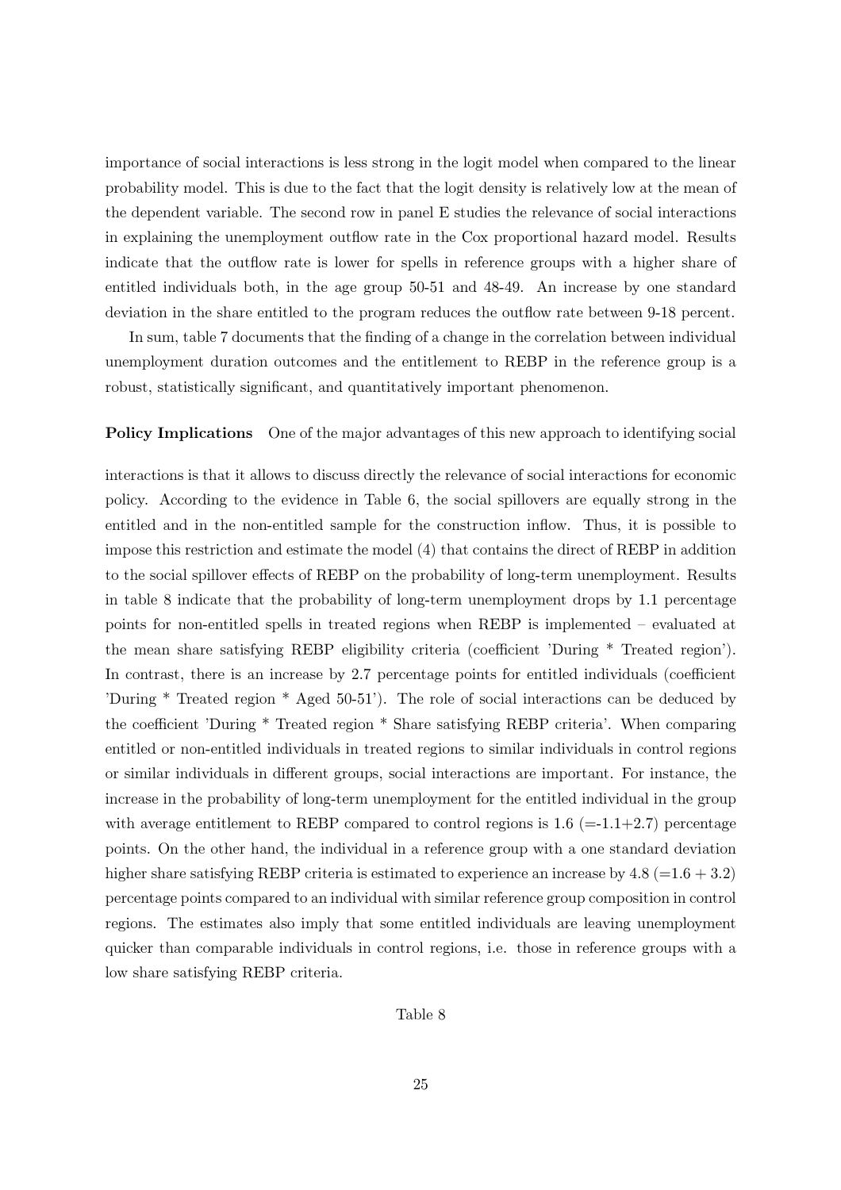importance of social interactions is less strong in the logit model when compared to the linear probability model. This is due to the fact that the logit density is relatively low at the mean of the dependent variable. The second row in panel E studies the relevance of social interactions in explaining the unemployment outflow rate in the Cox proportional hazard model. Results indicate that the outflow rate is lower for spells in reference groups with a higher share of entitled individuals both, in the age group 50-51 and 48-49. An increase by one standard deviation in the share entitled to the program reduces the outflow rate between 9-18 percent.

In sum, table 7 documents that the finding of a change in the correlation between individual unemployment duration outcomes and the entitlement to REBP in the reference group is a robust, statistically significant, and quantitatively important phenomenon.

**Policy Implications** One of the major advantages of this new approach to identifying social interactions is that it allows to discuss directly the relevance of social interactions for economic policy. According to the evidence in Table 6, the social spillovers are equally strong in the entitled and in the non-entitled sample for the construction inflow. Thus, it is possible to impose this restriction and estimate the model (4) that contains the direct of REBP in addition to the social spillover effects of REBP on the probability of long-term unemployment. Results in table 8 indicate that the probability of long-term unemployment drops by 1.1 percentage points for non-entitled spells in treated regions when REBP is implemented – evaluated at the mean share satisfying REBP eligibility criteria (coefficient 'During * Treated region'). In contrast, there is an increase by 2.7 percentage points for entitled individuals (coefficient 'During * Treated region * Aged 50-51'). The role of social interactions can be deduced by the coefficient 'During * Treated region * Share satisfying REBP criteria'. When comparing entitled or non-entitled individuals in treated regions to similar individuals in control regions or similar individuals in different groups, social interactions are important. For instance, the increase in the probability of long-term unemployment for the entitled individual in the group with average entitlement to REBP compared to control regions is 1.6 (=-1.1+2.7) percentage points. On the other hand, the individual in a reference group with a one standard deviation higher share satisfying REBP criteria is estimated to experience an increase by 4.8 (=1.6 + 3.2) percentage points compared to an individual with similar reference group composition in control regions. The estimates also imply that some entitled individuals are leaving unemployment quicker than comparable individuals in control regions, i.e. those in reference groups with a low share satisfying REBP criteria.

Table 8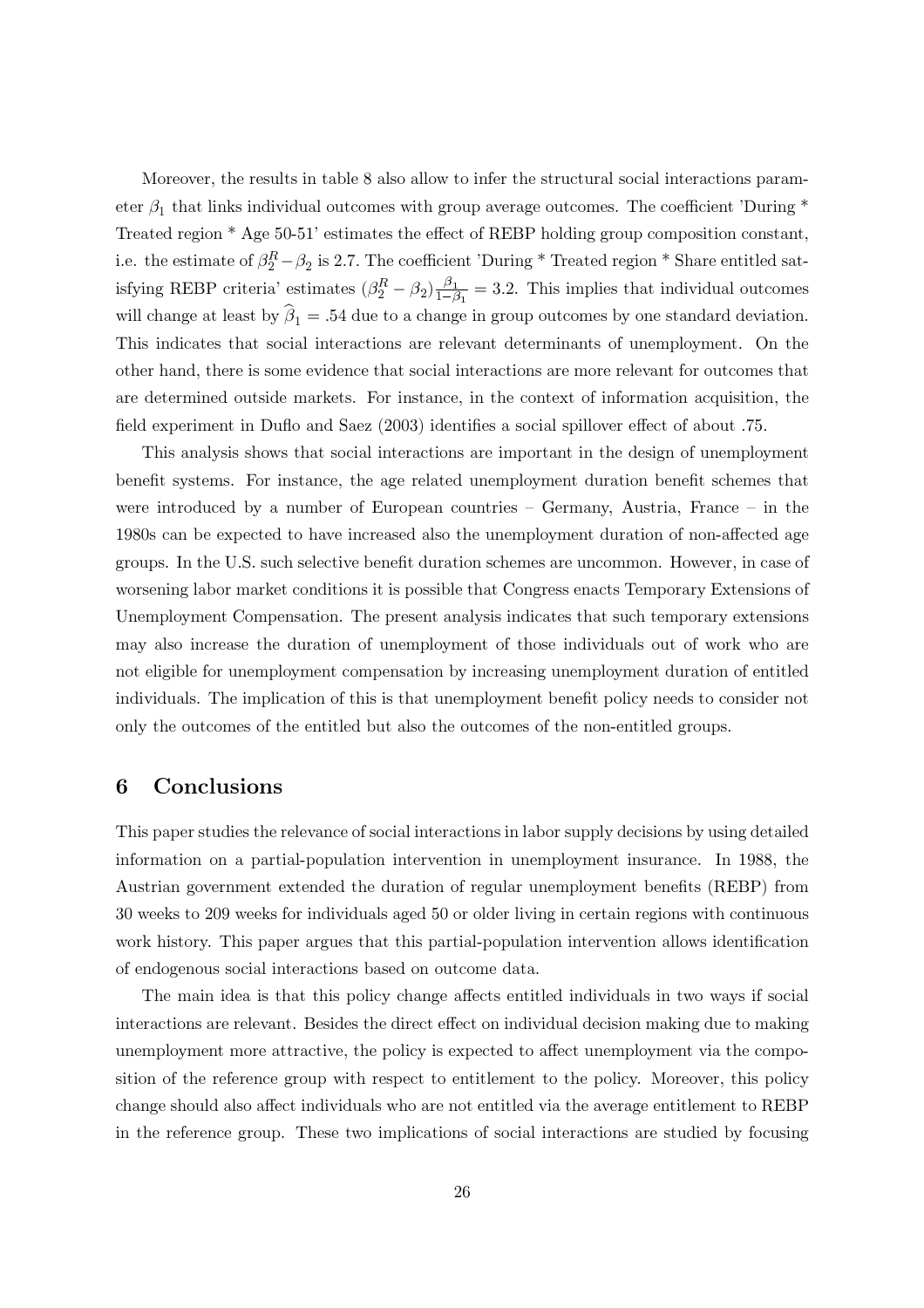Moreover, the results in table 8 also allow to infer the structural social interactions parameter $\beta_1$ that links individual outcomes with group average outcomes. The coefficient 'During * Treated region * Age 50-51' estimates the effect of REBP holding group composition constant, i.e. the estimate of $\beta_2^R - \beta_2$ is 2.7. The coefficient 'During * Treated region * Share entitled satisfying REBP criteria' estimates $(\beta_2^R - \beta_2)\frac{\beta_1}{1-\beta_1} = 3.2$. This implies that individual outcomes will change at least by $\widehat{\beta}_1 = .54$ due to a change in group outcomes by one standard deviation. This indicates that social interactions are relevant determinants of unemployment. On the other hand, there is some evidence that social interactions are more relevant for outcomes that are determined outside markets. For instance, in the context of information acquisition, the field experiment in Duflo and Saez (2003) identifies a social spillover effect of about .75.

This analysis shows that social interactions are important in the design of unemployment benefit systems. For instance, the age related unemployment duration benefit schemes that were introduced by a number of European countries – Germany, Austria, France – in the 1980s can be expected to have increased also the unemployment duration of non-affected age groups. In the U.S. such selective benefit duration schemes are uncommon. However, in case of worsening labor market conditions it is possible that Congress enacts Temporary Extensions of Unemployment Compensation. The present analysis indicates that such temporary extensions may also increase the duration of unemployment of those individuals out of work who are not eligible for unemployment compensation by increasing unemployment duration of entitled individuals. The implication of this is that unemployment benefit policy needs to consider not only the outcomes of the entitled but also the outcomes of the non-entitled groups.

## 6 Conclusions

This paper studies the relevance of social interactions in labor supply decisions by using detailed information on a partial-population intervention in unemployment insurance. In 1988, the Austrian government extended the duration of regular unemployment benefits (REBP) from 30 weeks to 209 weeks for individuals aged 50 or older living in certain regions with continuous work history. This paper argues that this partial-population intervention allows identification of endogenous social interactions based on outcome data.

The main idea is that this policy change affects entitled individuals in two ways if social interactions are relevant. Besides the direct effect on individual decision making due to making unemployment more attractive, the policy is expected to affect unemployment via the composition of the reference group with respect to entitlement to the policy. Moreover, this policy change should also affect individuals who are not entitled via the average entitlement to REBP in the reference group. These two implications of social interactions are studied by focusing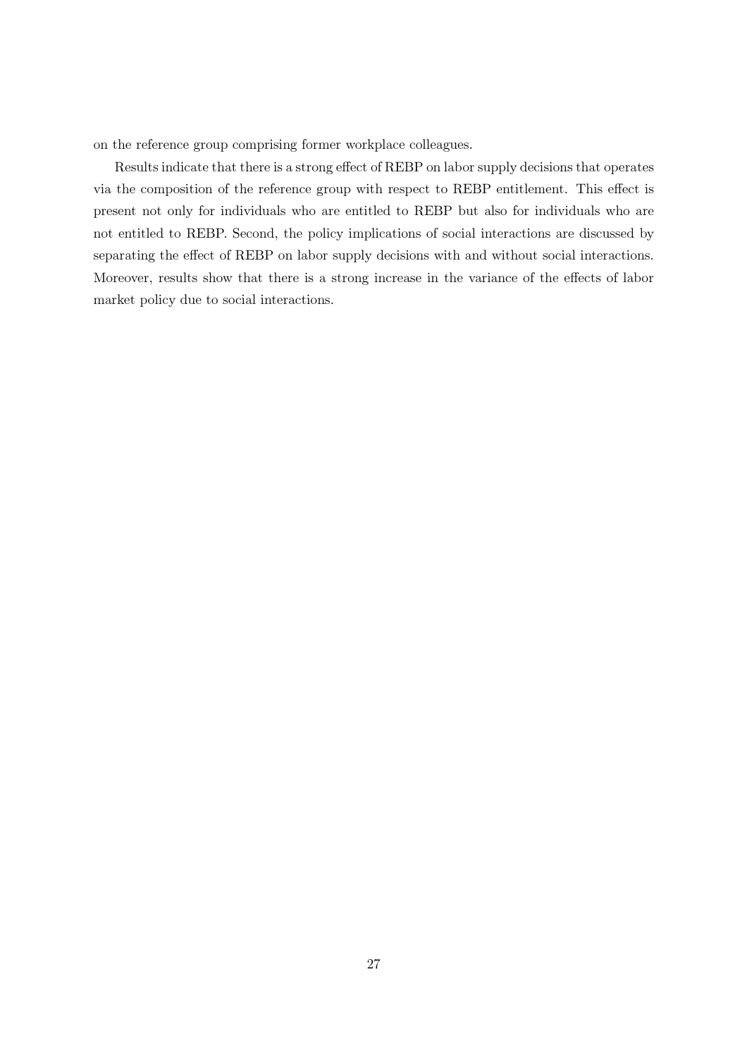on the reference group comprising former workplace colleagues.

Results indicate that there is a strong effect of REBP on labor supply decisions that operates via the composition of the reference group with respect to REBP entitlement. This effect is present not only for individuals who are entitled to REBP but also for individuals who are not entitled to REBP. Second, the policy implications of social interactions are discussed by separating the effect of REBP on labor supply decisions with and without social interactions. Moreover, results show that there is a strong increase in the variance of the effects of labor market policy due to social interactions.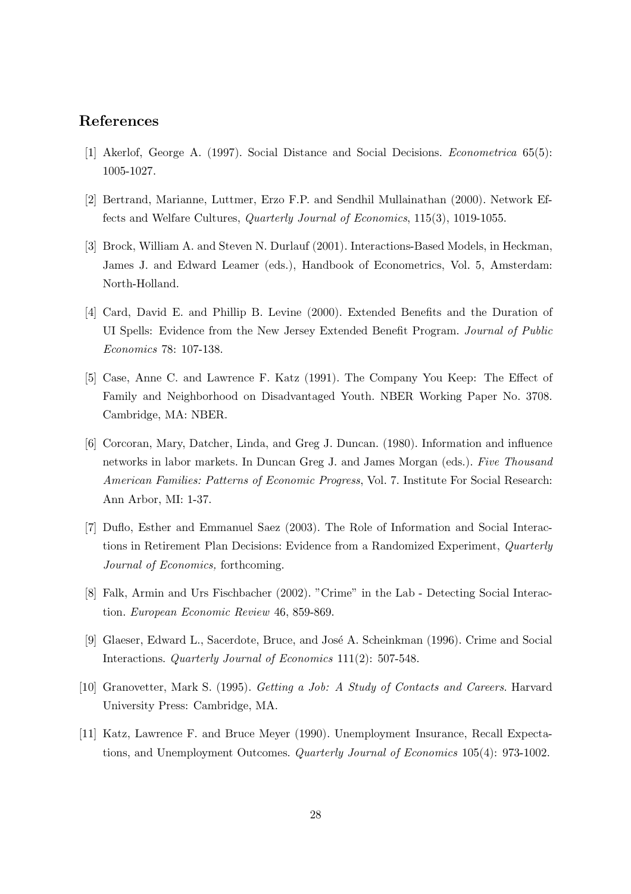## References

[1] Akerlof, George A. (1997). Social Distance and Social Decisions. *Econometrica* 65(5): 1005-1027.

[2] Bertrand, Marianne, Luttmer, Erzo F.P. and Sendhil Mullainathan (2000). Network Effects and Welfare Cultures, *Quarterly Journal of Economics*, 115(3), 1019-1055.

[3] Brock, William A. and Steven N. Durlauf (2001). Interactions-Based Models, in Heckman, James J. and Edward Leamer (eds.), Handbook of Econometrics, Vol. 5, Amsterdam: North-Holland.

[4] Card, David E. and Phillip B. Levine (2000). Extended Benefits and the Duration of UI Spells: Evidence from the New Jersey Extended Benefit Program. *Journal of Public Economics* 78: 107-138.

[5] Case, Anne C. and Lawrence F. Katz (1991). The Company You Keep: The Effect of Family and Neighborhood on Disadvantaged Youth. NBER Working Paper No. 3708. Cambridge, MA: NBER.

[6] Corcoran, Mary, Datcher, Linda, and Greg J. Duncan. (1980). Information and influence networks in labor markets. In Duncan Greg J. and James Morgan (eds.). *Five Thousand American Families: Patterns of Economic Progress*, Vol. 7. Institute For Social Research: Ann Arbor, MI: 1-37.

[7] Duflo, Esther and Emmanuel Saez (2003). The Role of Information and Social Interactions in Retirement Plan Decisions: Evidence from a Randomized Experiment, *Quarterly Journal of Economics,* forthcoming.

[8] Falk, Armin and Urs Fischbacher (2002). "Crime" in the Lab - Detecting Social Interaction. *European Economic Review* 46, 859-869.

[9] Glaeser, Edward L., Sacerdote, Bruce, and José A. Scheinkman (1996). Crime and Social Interactions. *Quarterly Journal of Economics* 111(2): 507-548.

[10] Granovetter, Mark S. (1995). *Getting a Job: A Study of Contacts and Careers.* Harvard University Press: Cambridge, MA.

[11] Katz, Lawrence F. and Bruce Meyer (1990). Unemployment Insurance, Recall Expectations, and Unemployment Outcomes. *Quarterly Journal of Economics* 105(4): 973-1002.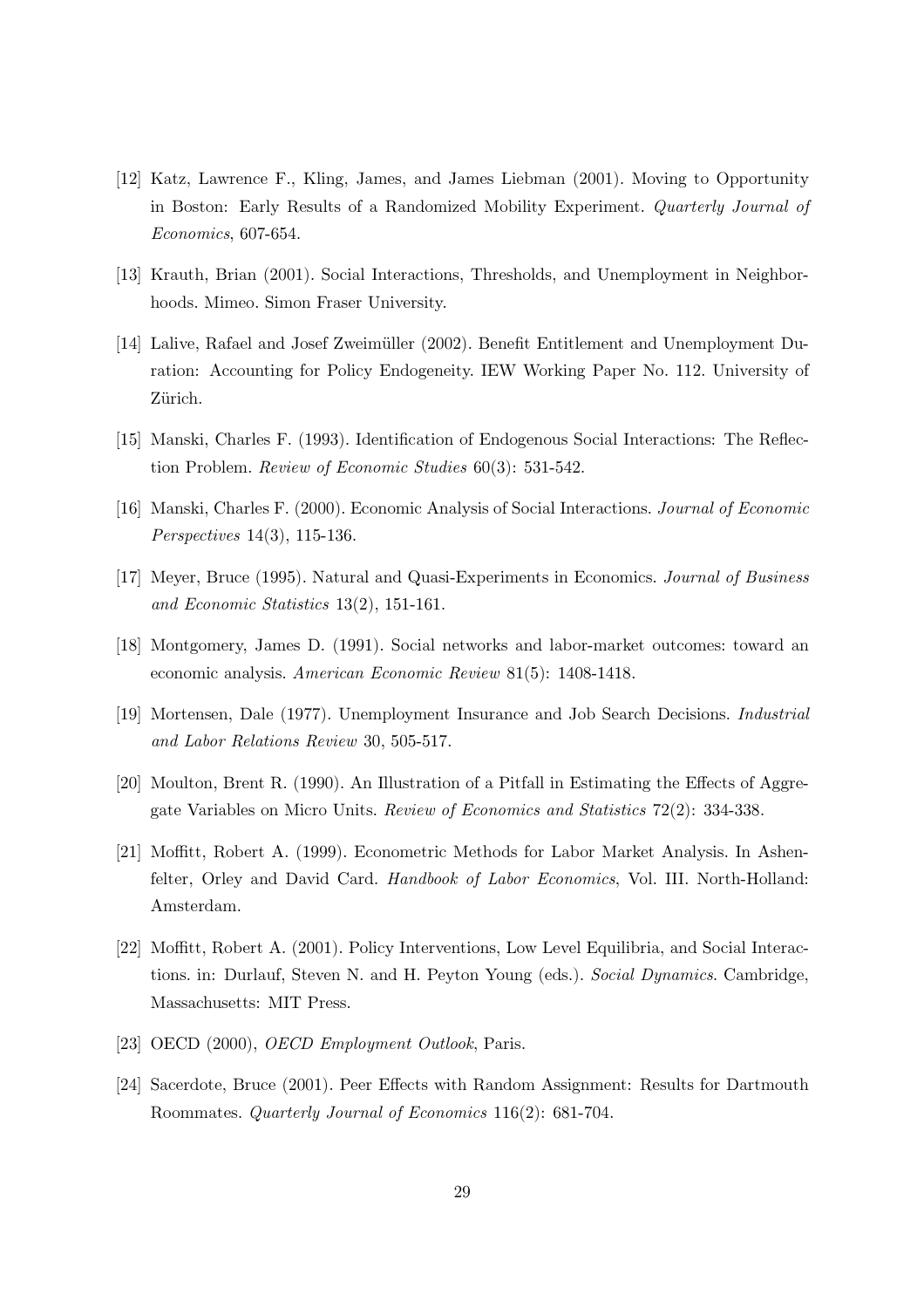[12] Katz, Lawrence F., Kling, James, and James Liebman (2001). Moving to Opportunity in Boston: Early Results of a Randomized Mobility Experiment. *Quarterly Journal of Economics*, 607-654.

[13] Krauth, Brian (2001). Social Interactions, Thresholds, and Unemployment in Neighborhoods. Mimeo. Simon Fraser University.

[14] Lalive, Rafael and Josef Zweimüller (2002). Benefit Entitlement and Unemployment Duration: Accounting for Policy Endogeneity. IEW Working Paper No. 112. University of Zürich.

[15] Manski, Charles F. (1993). Identification of Endogenous Social Interactions: The Reflection Problem. *Review of Economic Studies* 60(3): 531-542.

[16] Manski, Charles F. (2000). Economic Analysis of Social Interactions. *Journal of Economic Perspectives* 14(3), 115-136.

[17] Meyer, Bruce (1995). Natural and Quasi-Experiments in Economics. *Journal of Business and Economic Statistics* 13(2), 151-161.

[18] Montgomery, James D. (1991). Social networks and labor-market outcomes: toward an economic analysis. *American Economic Review* 81(5): 1408-1418.

[19] Mortensen, Dale (1977). Unemployment Insurance and Job Search Decisions. *Industrial and Labor Relations Review* 30, 505-517.

[20] Moulton, Brent R. (1990). An Illustration of a Pitfall in Estimating the Effects of Aggregate Variables on Micro Units. *Review of Economics and Statistics* 72(2): 334-338.

[21] Moffitt, Robert A. (1999). Econometric Methods for Labor Market Analysis. In Ashenfelter, Orley and David Card. *Handbook of Labor Economics*, Vol. III. North-Holland: Amsterdam.

[22] Moffitt, Robert A. (2001). Policy Interventions, Low Level Equilibria, and Social Interactions. in: Durlauf, Steven N. and H. Peyton Young (eds.). *Social Dynamics*. Cambridge, Massachusetts: MIT Press.

[23] OECD (2000), *OECD Employment Outlook*, Paris.

[24] Sacerdote, Bruce (2001). Peer Effects with Random Assignment: Results for Dartmouth Roommates. *Quarterly Journal of Economics* 116(2): 681-704.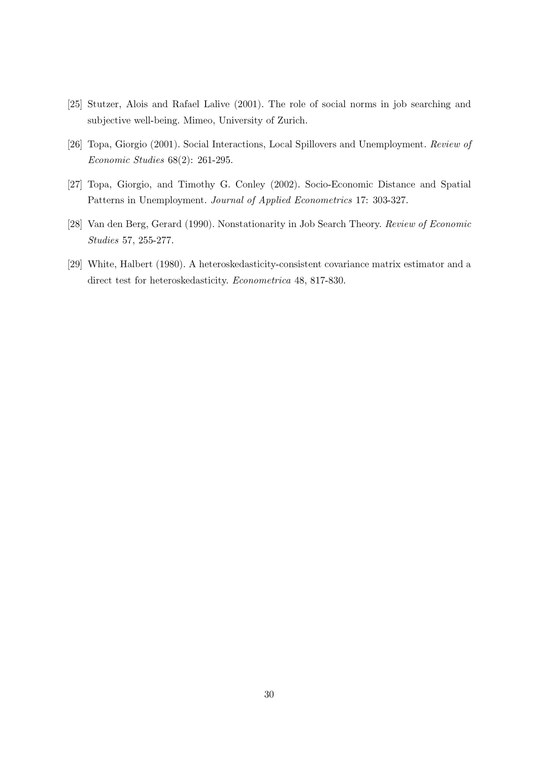[25] Stutzer, Alois and Rafael Lalive (2001). The role of social norms in job searching and subjective well-being. Mimeo, University of Zurich.

[26] Topa, Giorgio (2001). Social Interactions, Local Spillovers and Unemployment. *Review of Economic Studies* 68(2): 261-295.

[27] Topa, Giorgio, and Timothy G. Conley (2002). Socio-Economic Distance and Spatial Patterns in Unemployment. *Journal of Applied Econometrics* 17: 303-327.

[28] Van den Berg, Gerard (1990). Nonstationarity in Job Search Theory. *Review of Economic Studies* 57, 255-277.

[29] White, Halbert (1980). A heteroskedasticity-consistent covariance matrix estimator and a direct test for heteroskedasticity. *Econometrica* 48, 817-830.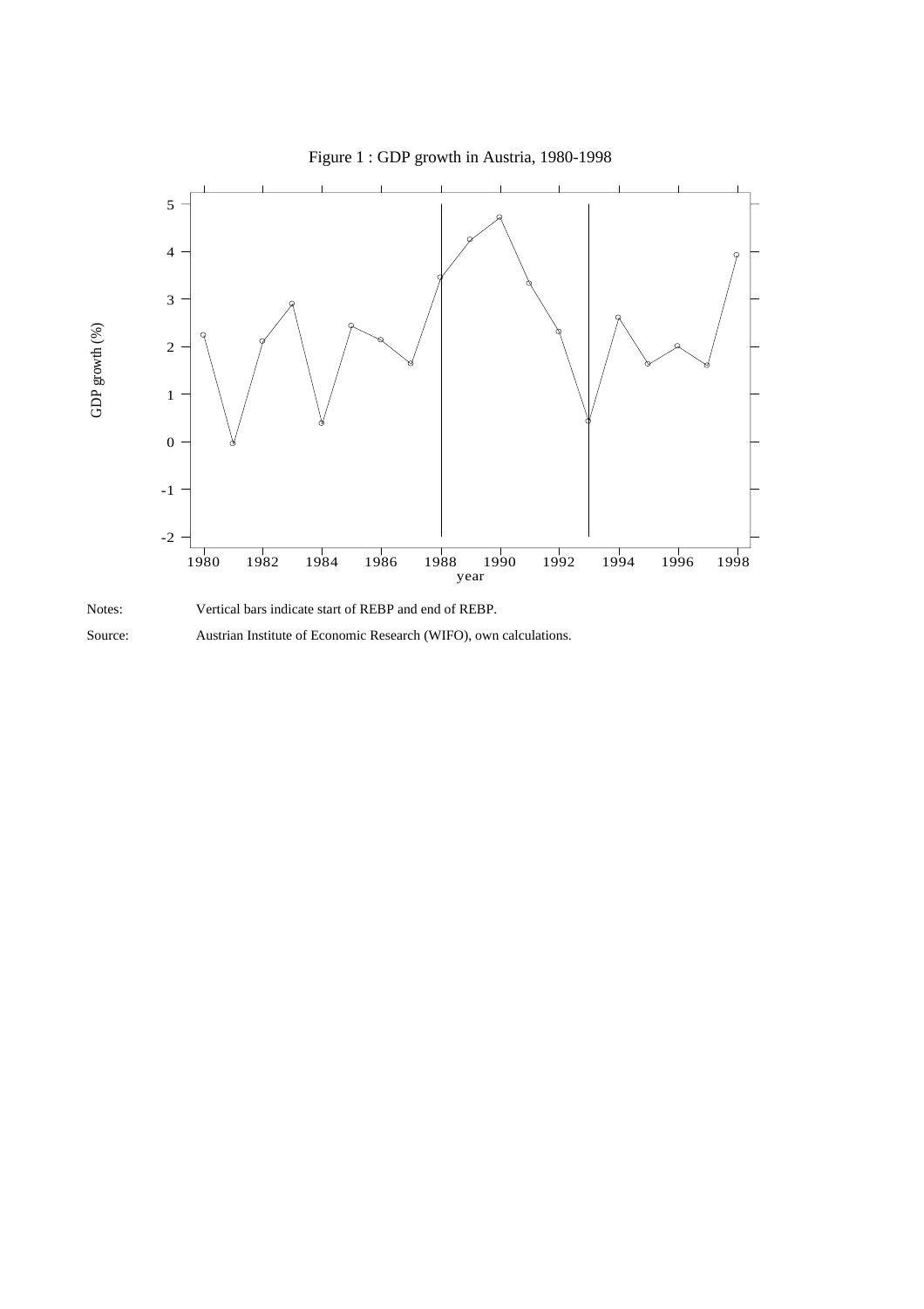Figure 1 : GDP growth in Austria, 1980-1998

Notes: Vertical bars indicate start of REBP and end of REBP.

Source: Austrian Institute of Economic Research (WIFO), own calculations.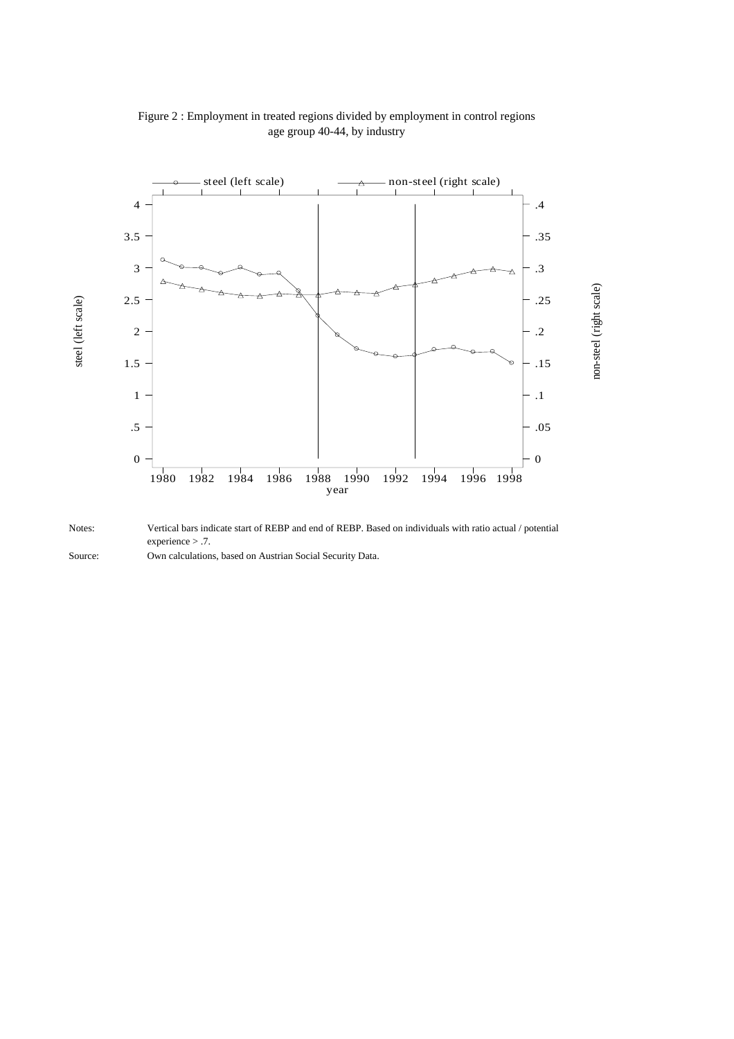Figure 2 : Employment in treated regions divided by employment in control regions
age group 40-44, by industry

Notes: Vertical bars indicate start of REBP and end of REBP. Based on individuals with ratio actual / potential experience > .7.

Source: Own calculations, based on Austrian Social Security Data.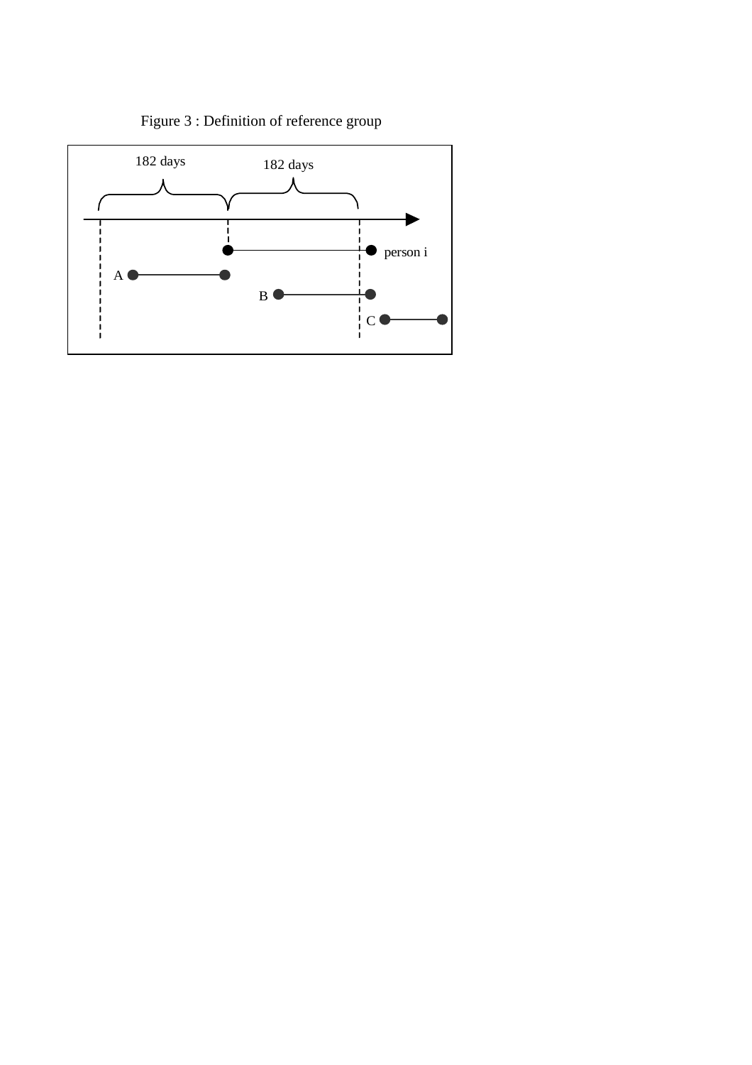Figure 3 : Definition of reference group

182 days

182 days

person i

A

B

C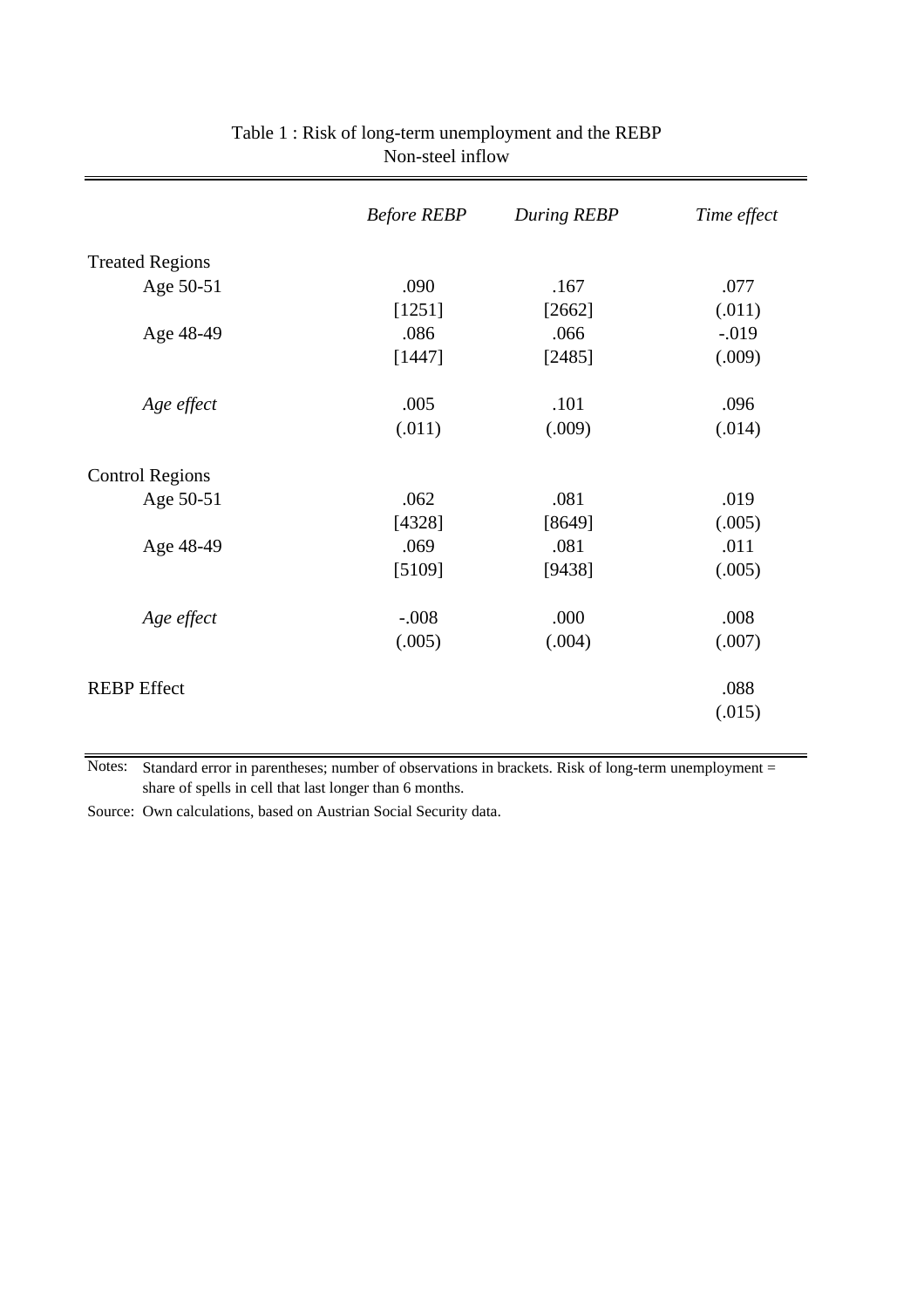Table 1 : Risk of long-term unemployment and the REBP
Non-steel inflow

| | *Before REBP* | *During REBP* | *Time effect* |
|---|---|---|---|
| Treated Regions | | | |
| Age 50-51 | .090 | .167 | .077 |
| | [1251] | [2662] | (.011) |
| Age 48-49 | .086 | .066 | -.019 |
| | [1447] | [2485] | (.009) |
| *Age effect* | .005 | .101 | .096 |
| | (.011) | (.009) | (.014) |
| Control Regions | | | |
| Age 50-51 | .062 | .081 | .019 |
| | [4328] | [8649] | (.005) |
| Age 48-49 | .069 | .081 | .011 |
| | [5109] | [9438] | (.005) |
| *Age effect* | -.008 | .000 | .008 |
| | (.005) | (.004) | (.007) |
| REBP Effect | | | .088 |
| | | | (.015) |

Notes: Standard error in parentheses; number of observations in brackets. Risk of long-term unemployment = share of spells in cell that last longer than 6 months.

Source: Own calculations, based on Austrian Social Security data.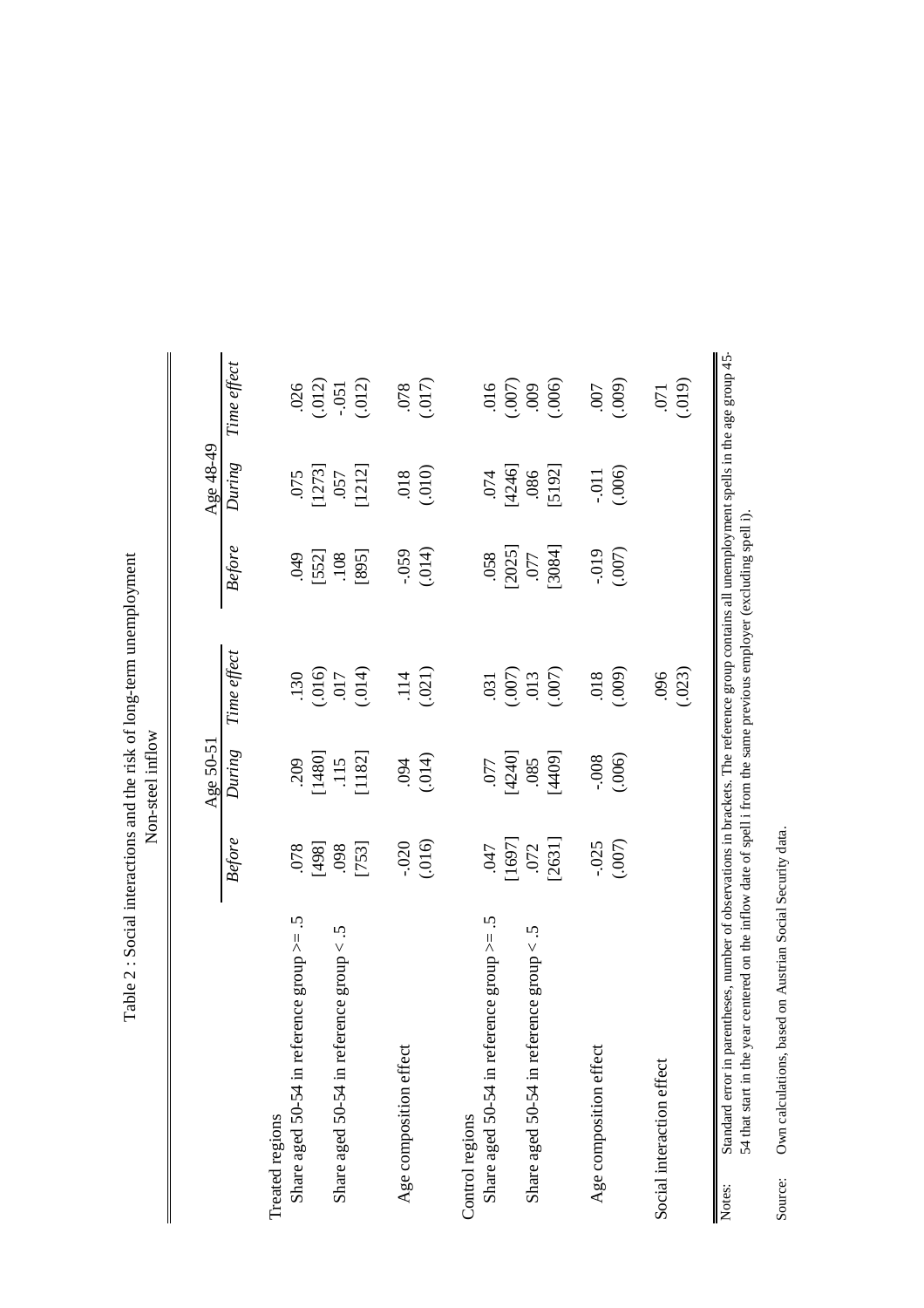Table 2 : Social interactions and the risk of long-term unemployment
Non-steel inflow

| | Age 50-51 | | | Age 48-49 | | |
|---|---|---|---|---|---|---|
| | *Before* | *During* | *Time effect* | *Before* | *During* | *Time effect* |
| Treated regions | | | | | | |
| Share aged 50-54 in reference group >= .5 | .078 | .209 | .130 | .049 | .075 | .026 |
| | [498] | [1480] | (.016) | [552] | [1273] | (.012) |
| Share aged 50-54 in reference group < .5 | .098 | .115 | .017 | .108 | .057 | -.051 |
| | [753] | [1182] | (.014) | [895] | [1212] | (.012) |
| Age composition effect | -.020 | .094 | .114 | -.059 | .018 | .078 |
| | (.016) | (.014) | (.021) | (.014) | (.010) | (.017) |
| Control regions | | | | | | |
| Share aged 50-54 in reference group >= .5 | .047 | .077 | .031 | .058 | .074 | .016 |
| | [1697] | [4240] | (.007) | [2025] | [4246] | (.007) |
| Share aged 50-54 in reference group < .5 | .072 | .085 | .013 | .077 | .086 | .009 |
| | [2631] | [4409] | (.007) | [3084] | [5192] | (.006) |
| Age composition effect | -.025 | -.008 | .018 | -.019 | -.011 | .007 |
| | (.007) | (.006) | (.009) | (.007) | (.006) | (.009) |
| Social interaction effect | | | .096 | | | .071 |
| | | | (.023) | | | (.019) |

Notes: Standard error in parentheses, number of observations in brackets. The reference group contains all unemployment spells in the age group 45-54 that start in the year centered on the inflow date of spell i from the same previous employer (excluding spell i).

Source: Own calculations, based on Austrian Social Security data.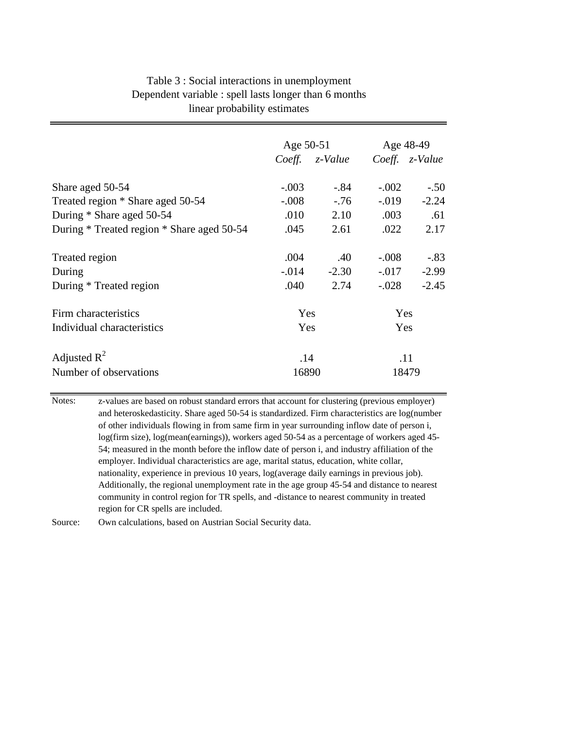Table 3 : Social interactions in unemployment
Dependent variable : spell lasts longer than 6 months
linear probability estimates

| | Age 50-51 | | Age 48-49 | |
|---|---|---|---|---|
| | *Coeff.* | *z-Value* | *Coeff.* | *z-Value* |
| Share aged 50-54 | -.003 | -.84 | -.002 | -.50 |
| Treated region * Share aged 50-54 | -.008 | -.76 | -.019 | -2.24 |
| During * Share aged 50-54 | .010 | 2.10 | .003 | .61 |
| During * Treated region * Share aged 50-54 | .045 | 2.61 | .022 | 2.17 |
| Treated region | .004 | .40 | -.008 | -.83 |
| During | -.014 | -2.30 | -.017 | -2.99 |
| During * Treated region | .040 | 2.74 | -.028 | -2.45 |
| Firm characteristics | Yes | | Yes | |
| Individual characteristics | Yes | | Yes | |
| Adjusted $R^2$ | .14 | | .11 | |
| Number of observations | 16890 | | 18479 | |

Notes: z-values are based on robust standard errors that account for clustering (previous employer) and heteroskedasticity. Share aged 50-54 is standardized. Firm characteristics are log(number of other individuals flowing in from same firm in year surrounding inflow date of person i, log(firm size), log(mean(earnings)), workers aged 50-54 as a percentage of workers aged 45-54; measured in the month before the inflow date of person i, and industry affiliation of the employer. Individual characteristics are age, marital status, education, white collar, nationality, experience in previous 10 years, log(average daily earnings in previous job). Additionally, the regional unemployment rate in the age group 45-54 and distance to nearest community in control region for TR spells, and -distance to nearest community in treated region for CR spells are included.

Source: Own calculations, based on Austrian Social Security data.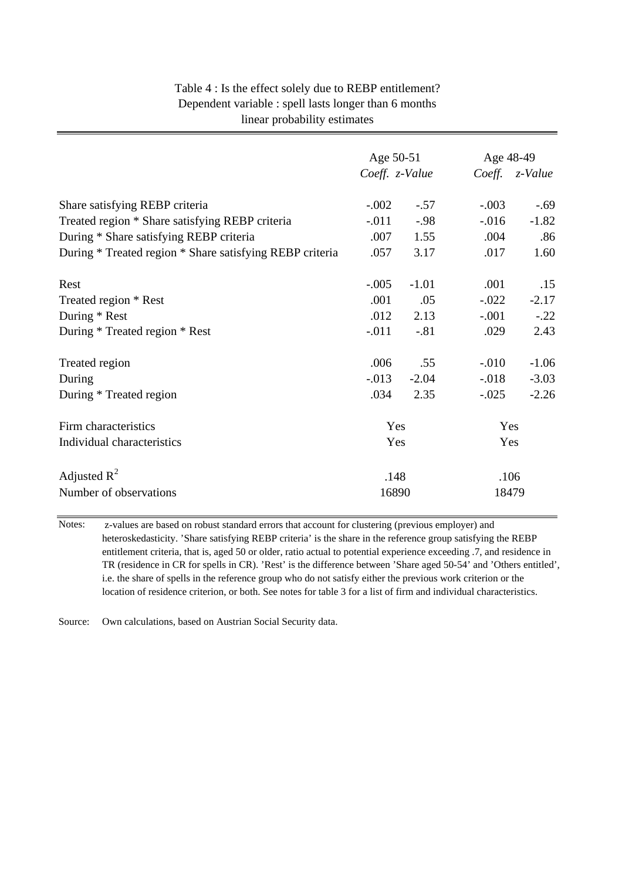Table 4 : Is the effect solely due to REBP entitlement?
Dependent variable : spell lasts longer than 6 months
linear probability estimates

| | Age 50-51 | | Age 48-49 | |
|---|---|---|---|---|
| | *Coeff.* | *z-Value* | *Coeff.* | *z-Value* |
| Share satisfying REBP criteria | -.002 | -.57 | -.003 | -.69 |
| Treated region * Share satisfying REBP criteria | -.011 | -.98 | -.016 | -1.82 |
| During * Share satisfying REBP criteria | .007 | 1.55 | .004 | .86 |
| During * Treated region * Share satisfying REBP criteria | .057 | 3.17 | .017 | 1.60 |
| Rest | -.005 | -1.01 | .001 | .15 |
| Treated region * Rest | .001 | .05 | -.022 | -2.17 |
| During * Rest | .012 | 2.13 | -.001 | -.22 |
| During * Treated region * Rest | -.011 | -.81 | .029 | 2.43 |
| Treated region | .006 | .55 | -.010 | -1.06 |
| During | -.013 | -2.04 | -.018 | -3.03 |
| During * Treated region | .034 | 2.35 | -.025 | -2.26 |
| Firm characteristics | Yes | | Yes | |
| Individual characteristics | Yes | | Yes | |
| Adjusted $R^2$ | .148 | | .106 | |
| Number of observations | 16890 | | 18479 | |

Notes: z-values are based on robust standard errors that account for clustering (previous employer) and heteroskedasticity. 'Share satisfying REBP criteria' is the share in the reference group satisfying the REBP entitlement criteria, that is, aged 50 or older, ratio actual to potential experience exceeding .7, and residence in TR (residence in CR for spells in CR). 'Rest' is the difference between 'Share aged 50-54' and 'Others entitled', i.e. the share of spells in the reference group who do not satisfy either the previous work criterion or the location of residence criterion, or both. See notes for table 3 for a list of firm and individual characteristics.

Source: Own calculations, based on Austrian Social Security data.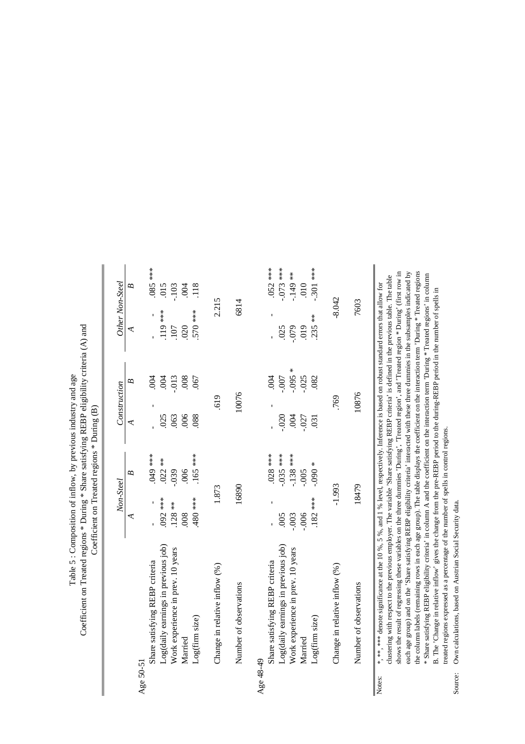Table 5 : Composition of inflow, by previous industry and age
Coefficient on Treated regions * During * Share satisfying REBP eligibility criteria (A) and
Coefficient on Treated regions * During (B)

| | Non-Steel | | Construction | | Other Non-Steel | |
|---|---|---|---|---|---|---|
| | A | B | A | B | A | B |
| **Age 50-51** | | | | | | |
| Share satisfying REBP criteria | - | .049 *** | - | .004 | - | .085 *** |
| Log(daily earnings in previous job) | .092 *** | .022 ** | .025 | .004 | .119 *** | .015 |
| Work experience in prev. 10 years | .128 ** | -.039 | .063 | -.013 | .107 | -.103 |
| Married | .008 | .006 | .006 | .008 | .020 | .004 |
| Log(firm size) | .480 *** | .165 *** | .088 | .067 | .570 *** | .118 |
| Change in relative inflow (%) | 1.873 | | .619 | | 2.215 | |
| Number of observations | 16890 | | 10076 | | 6814 | |
| **Age 48-49** | | | | | | |
| Share satisfying REBP criteria | - | .028 *** | - | .004 | - | .052 *** |
| Log(daily earnings in previous job) | .005 | -.035 *** | -.020 | -.007 | .025 | -.073 *** |
| Work experience in prev. 10 years | -.003 | -.138 *** | .004 | -.095 * | -.079 | -.149 ** |
| Married | -.006 | -.005 | -.027 | -.025 | .019 | .010 |
| Log(firm size) | .182 *** | -.090 * | .031 | .082 | .235 ** | -.301 *** |
| Change in relative inflow (%) | -1.993 | | .769 | | -8.042 | |
| Number of observations | 18479 | | 10876 | | 7603 | |

Notes: *, **, *** denote significance at the 10 %, 5 %, and 1 % level, respectively. Inference is based on robust standard errors that allow for clustering with respect to the previous employer. The variable 'Share satisfying REBP criteria' is defined in the previous table. The table shows the result of regressing these variables on the three dummies 'During', 'Treated region', and 'Treated region * During' (first row in each age group) and on the 'Share satisfying REBP eligibility criteria' interacted with these three dummies in the subsamples indicated by the column labels (remaining rows in each age group). The table displays the coefficient on the interaction term 'During * Treated regions * Share satisfying REBP eligibility criteria' in column A and the coefficient on the interaction term 'During * Treated regions' in column B. The 'Change in relative inflow' gives the change from the pre-REBP period to the during-REBP period in the number of spells in treated regions expressed as a percentage of the number of spells in control regions.

Source: Own calculations, based on Austrian Social Security data.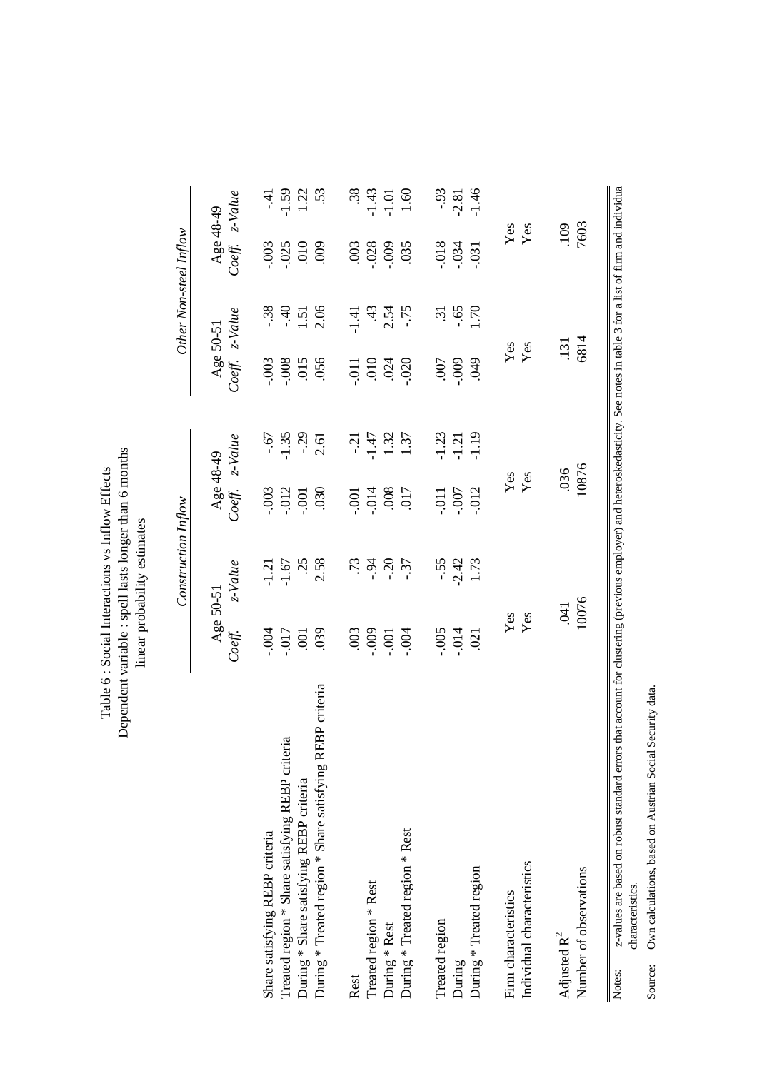Table 6 : Social Interactions vs Inflow Effects
Dependent variable : spell lasts longer than 6 months
linear probability estimates

| | Construction Inflow | | | | Other Non-steel Inflow | | | |
|---|---|---|---|---|---|---|---|---|
| | Age 50-51 | | Age 48-49 | | Age 50-51 | | Age 48-49 | |
| | *Coeff.* | *z-Value* | *Coeff.* | *z-Value* | *Coeff.* | *z-Value* | *Coeff.* | *z-Value* |
| Share satisfying REBP criteria | -.004 | -1.21 | -.003 | -.67 | -.003 | -.38 | -.003 | -.41 |
| Treated region * Share satisfying REBP criteria | -.017 | -1.67 | -.012 | -1.35 | -.008 | -.40 | -.025 | -1.59 |
| During * Share satisfying REBP criteria | .001 | .25 | -.001 | -.29 | .015 | 1.51 | .010 | 1.22 |
| During * Treated region * Share satisfying REBP criteria | .039 | 2.58 | .030 | 2.61 | .056 | 2.06 | .009 | .53 |
| | | | | | | | | |
| Rest | .003 | .73 | -.001 | -.21 | -.011 | -1.41 | .003 | .38 |
| Treated region * Rest | -.009 | -.94 | -.014 | -1.47 | .010 | .43 | -.028 | -1.43 |
| During * Rest | -.001 | -.20 | .008 | 1.32 | .024 | 2.54 | -.009 | -1.01 |
| During * Treated region * Rest | -.004 | -.37 | .017 | 1.37 | -.020 | -.75 | .035 | 1.60 |
| | | | | | | | | |
| Treated region | -.005 | -.55 | -.011 | -1.23 | .007 | .31 | -.018 | -.93 |
| During | -.014 | -2.42 | -.007 | -1.21 | -.009 | -.65 | -.034 | -2.81 |
| During * Treated region | .021 | 1.73 | -.012 | -1.19 | .049 | 1.70 | -.031 | -1.46 |
| | | | | | | | | |
| Firm characteristics | Yes | | Yes | | Yes | | Yes | |
| Individual characteristics | Yes | | Yes | | Yes | | Yes | |
| | | | | | | | | |
| Adjusted $R^2$ | .041 | | .036 | | .131 | | .109 | |
| Number of observations | 10076 | | 10876 | | 6814 | | 7603 | |

Notes: z-values are based on robust standard errors that account for clustering (previous employer) and heteroskedasticity. See notes in table 3 for a list of firm and individual characteristics.

Source: Own calculations, based on Austrian Social Security data.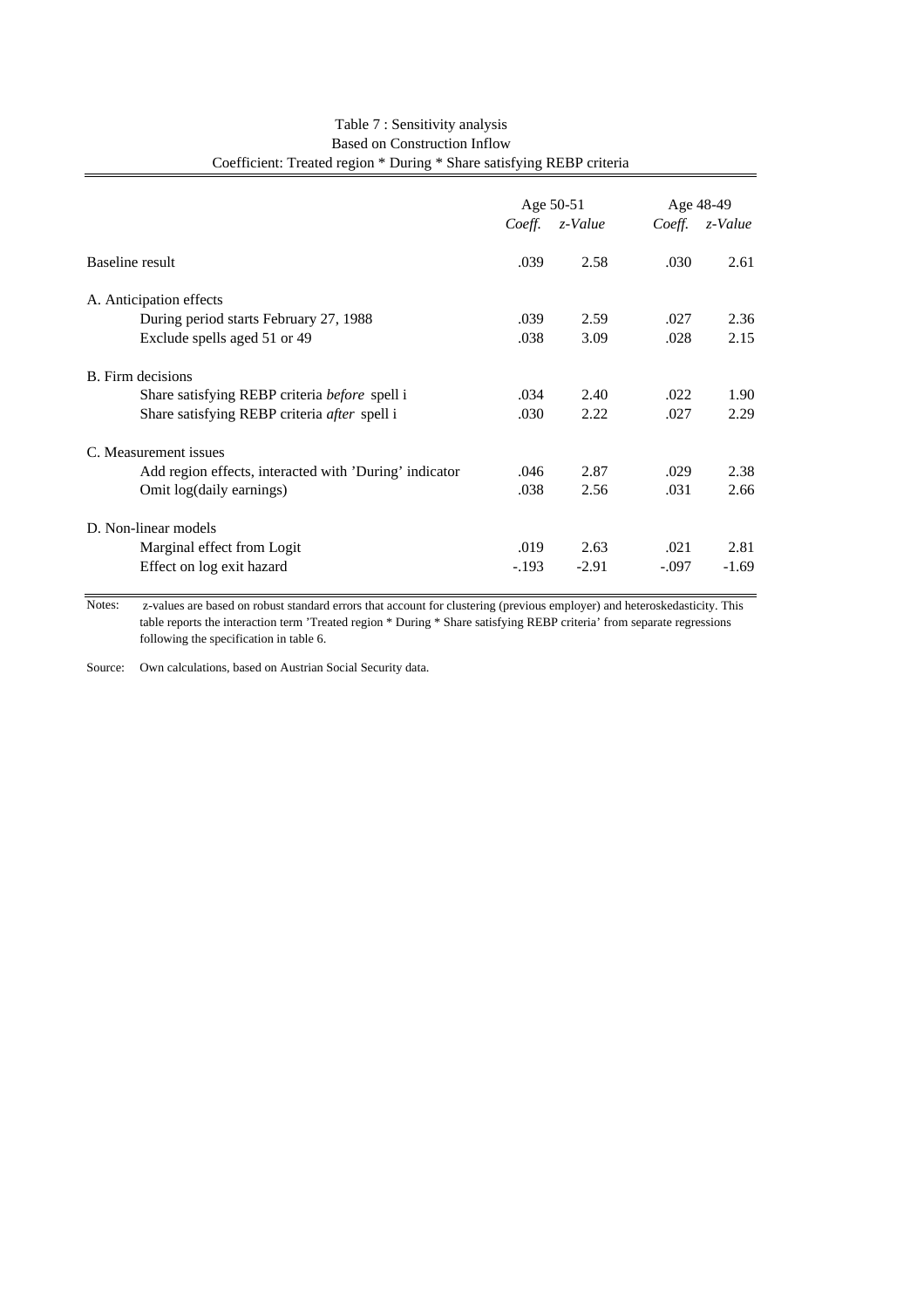Table 7 : Sensitivity analysis
Based on Construction Inflow
Coefficient: Treated region * During * Share satisfying REBP criteria

| | Age 50-51 | | Age 48-49 | |
|---|---|---|---|---|
| | *Coeff.* | *z-Value* | *Coeff.* | *z-Value* |
| Baseline result | .039 | 2.58 | .030 | 2.61 |
| A. Anticipation effects | | | | |
| During period starts February 27, 1988 | .039 | 2.59 | .027 | 2.36 |
| Exclude spells aged 51 or 49 | .038 | 3.09 | .028 | 2.15 |
| B. Firm decisions | | | | |
| Share satisfying REBP criteria *before* spell i | .034 | 2.40 | .022 | 1.90 |
| Share satisfying REBP criteria *after* spell i | .030 | 2.22 | .027 | 2.29 |
| C. Measurement issues | | | | |
| Add region effects, interacted with 'During' indicator | .046 | 2.87 | .029 | 2.38 |
| Omit log(daily earnings) | .038 | 2.56 | .031 | 2.66 |
| D. Non-linear models | | | | |
| Marginal effect from Logit | .019 | 2.63 | .021 | 2.81 |
| Effect on log exit hazard | -.193 | -2.91 | -.097 | -1.69 |

Notes: z-values are based on robust standard errors that account for clustering (previous employer) and heteroskedasticity. This table reports the interaction term 'Treated region * During * Share satisfying REBP criteria' from separate regressions following the specification in table 6.

Source: Own calculations, based on Austrian Social Security data.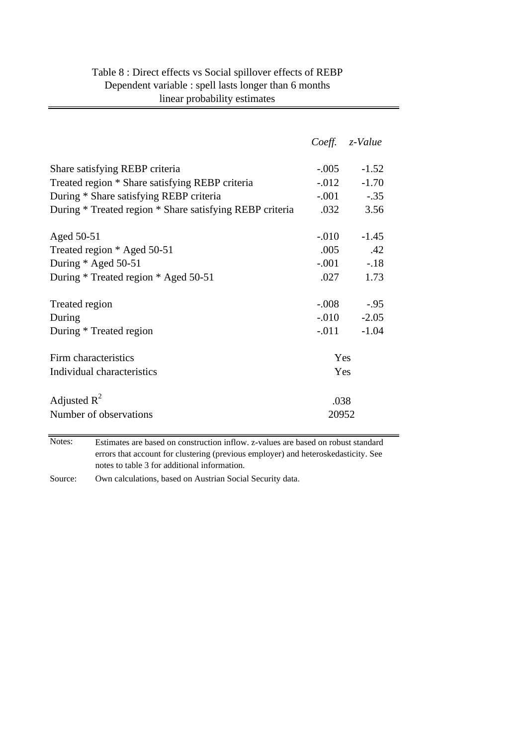Table 8 : Direct effects vs Social spillover effects of REBP
Dependent variable : spell lasts longer than 6 months
linear probability estimates

| | *Coeff.* | *z-Value* |
|---|---|---|
| Share satisfying REBP criteria | -.005 | -1.52 |
| Treated region * Share satisfying REBP criteria | -.012 | -1.70 |
| During * Share satisfying REBP criteria | -.001 | -.35 |
| During * Treated region * Share satisfying REBP criteria | .032 | 3.56 |
| | | |
| Aged 50-51 | -.010 | -1.45 |
| Treated region * Aged 50-51 | .005 | .42 |
| During * Aged 50-51 | -.001 | -.18 |
| During * Treated region * Aged 50-51 | .027 | 1.73 |
| | | |
| Treated region | -.008 | -.95 |
| During | -.010 | -2.05 |
| During * Treated region | -.011 | -1.04 |
| | | |
| Firm characteristics | Yes | |
| Individual characteristics | Yes | |
| | | |
| Adjusted $R^2$ | .038 | |
| Number of observations | 20952 | |

Notes: Estimates are based on construction inflow. z-values are based on robust standard errors that account for clustering (previous employer) and heteroskedasticity. See notes to table 3 for additional information.

Source: Own calculations, based on Austrian Social Security data.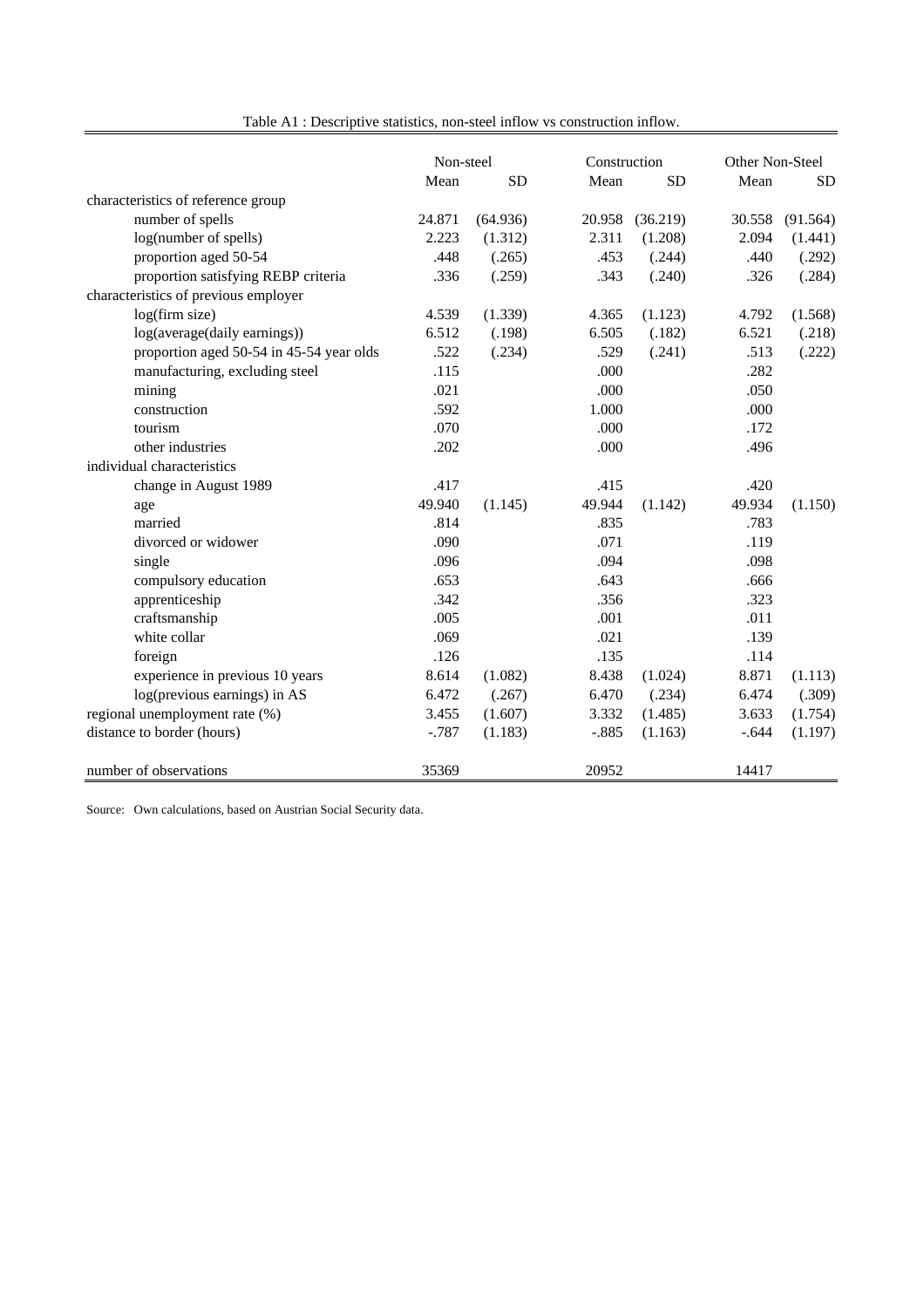Table A1 : Descriptive statistics, non-steel inflow vs construction inflow.

| | Non-steel | | Construction | | Other Non-Steel | |
|---|---|---|---|---|---|---|
| | Mean | SD | Mean | SD | Mean | SD |
| characteristics of reference group | | | | | | |
| number of spells | 24.871 | (64.936) | 20.958 | (36.219) | 30.558 | (91.564) |
| log(number of spells) | 2.223 | (1.312) | 2.311 | (1.208) | 2.094 | (1.441) |
| proportion aged 50-54 | .448 | (.265) | .453 | (.244) | .440 | (.292) |
| proportion satisfying REBP criteria | .336 | (.259) | .343 | (.240) | .326 | (.284) |
| characteristics of previous employer | | | | | | |
| log(firm size) | 4.539 | (1.339) | 4.365 | (1.123) | 4.792 | (1.568) |
| log(average(daily earnings)) | 6.512 | (.198) | 6.505 | (.182) | 6.521 | (.218) |
| proportion aged 50-54 in 45-54 year olds | .522 | (.234) | .529 | (.241) | .513 | (.222) |
| manufacturing, excluding steel | .115 | | .000 | | .282 | |
| mining | .021 | | .000 | | .050 | |
| construction | .592 | | 1.000 | | .000 | |
| tourism | .070 | | .000 | | .172 | |
| other industries | .202 | | .000 | | .496 | |
| individual characteristics | | | | | | |
| change in August 1989 | .417 | | .415 | | .420 | |
| age | 49.940 | (1.145) | 49.944 | (1.142) | 49.934 | (1.150) |
| married | .814 | | .835 | | .783 | |
| divorced or widower | .090 | | .071 | | .119 | |
| single | .096 | | .094 | | .098 | |
| compulsory education | .653 | | .643 | | .666 | |
| apprenticeship | .342 | | .356 | | .323 | |
| craftsmanship | .005 | | .001 | | .011 | |
| white collar | .069 | | .021 | | .139 | |
| foreign | .126 | | .135 | | .114 | |
| experience in previous 10 years | 8.614 | (1.082) | 8.438 | (1.024) | 8.871 | (1.113) |
| log(previous earnings) in AS | 6.472 | (.267) | 6.470 | (.234) | 6.474 | (.309) |
| regional unemployment rate (%) | 3.455 | (1.607) | 3.332 | (1.485) | 3.633 | (1.754) |
| distance to border (hours) | -.787 | (1.183) | -.885 | (1.163) | -.644 | (1.197) |
| number of observations | 35369 | | 20952 | | 14417 | |

Source: Own calculations, based on Austrian Social Security data.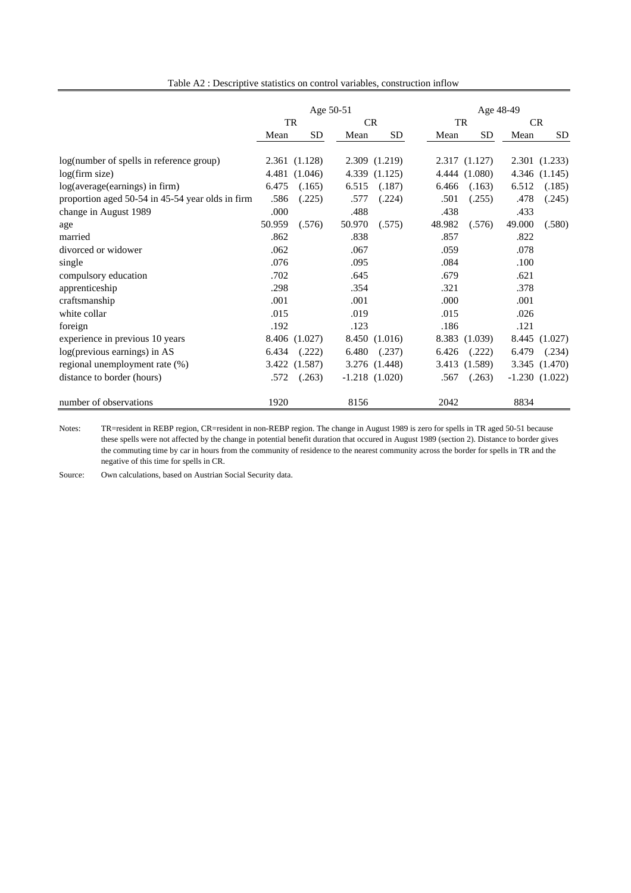Table A2 : Descriptive statistics on control variables, construction inflow

| | Age 50-51 | | | | Age 48-49 | | | |
|---|---|---|---|---|---|---|---|---|
| | TR | | CR | | TR | | CR | |
| | Mean | SD | Mean | SD | Mean | SD | Mean | SD |
| log(number of spells in reference group) | 2.361 | (1.128) | 2.309 | (1.219) | 2.317 | (1.127) | 2.301 | (1.233) |
| log(firm size) | 4.481 | (1.046) | 4.339 | (1.125) | 4.444 | (1.080) | 4.346 | (1.145) |
| log(average(earnings) in firm) | 6.475 | (.165) | 6.515 | (.187) | 6.466 | (.163) | 6.512 | (.185) |
| proportion aged 50-54 in 45-54 year olds in firm | .586 | (.225) | .577 | (.224) | .501 | (.255) | .478 | (.245) |
| change in August 1989 | .000 | | .488 | | .438 | | .433 | |
| age | 50.959 | (.576) | 50.970 | (.575) | 48.982 | (.576) | 49.000 | (.580) |
| married | .862 | | .838 | | .857 | | .822 | |
| divorced or widower | .062 | | .067 | | .059 | | .078 | |
| single | .076 | | .095 | | .084 | | .100 | |
| compulsory education | .702 | | .645 | | .679 | | .621 | |
| apprenticeship | .298 | | .354 | | .321 | | .378 | |
| craftsmanship | .001 | | .001 | | .000 | | .001 | |
| white collar | .015 | | .019 | | .015 | | .026 | |
| foreign | .192 | | .123 | | .186 | | .121 | |
| experience in previous 10 years | 8.406 | (1.027) | 8.450 | (1.016) | 8.383 | (1.039) | 8.445 | (1.027) |
| log(previous earnings) in AS | 6.434 | (.222) | 6.480 | (.237) | 6.426 | (.222) | 6.479 | (.234) |
| regional unemployment rate (%) | 3.422 | (1.587) | 3.276 | (1.448) | 3.413 | (1.589) | 3.345 | (1.470) |
| distance to border (hours) | .572 | (.263) | -1.218 | (1.020) | .567 | (.263) | -1.230 | (1.022) |
| number of observations | 1920 | | 8156 | | 2042 | | 8834 | |

Notes: TR=resident in REBP region, CR=resident in non-REBP region. The change in August 1989 is zero for spells in TR aged 50-51 because these spells were not affected by the change in potential benefit duration that occured in August 1989 (section 2). Distance to border gives the commuting time by car in hours from the community of residence to the nearest community across the border for spells in TR and the negative of this time for spells in CR.

Source: Own calculations, based on Austrian Social Security data.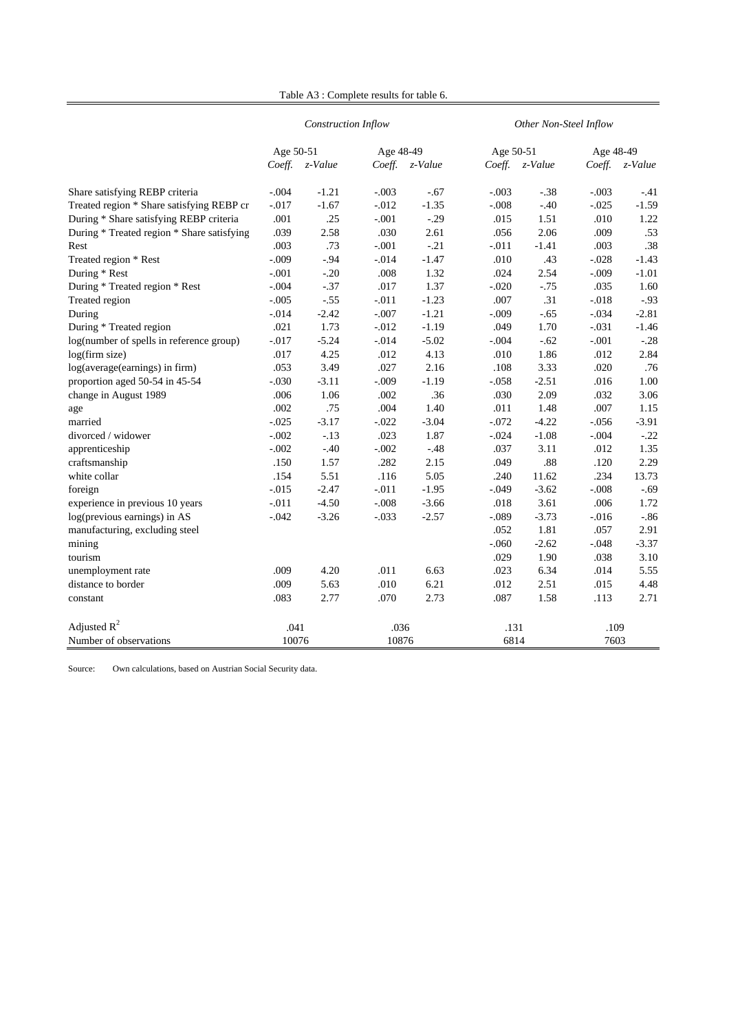Table A3 : Complete results for table 6.

| | *Construction Inflow* | | | | *Other Non-Steel Inflow* | | | |
|---|---|---|---|---|---|---|---|---|
| | Age 50-51 | | Age 48-49 | | Age 50-51 | | Age 48-49 | |
| | *Coeff.* | *z-Value* | *Coeff.* | *z-Value* | *Coeff.* | *z-Value* | *Coeff.* | *z-Value* |
| Share satisfying REBP criteria | -.004 | -1.21 | -.003 | -.67 | -.003 | -.38 | -.003 | -.41 |
| Treated region * Share satisfying REBP cr | -.017 | -1.67 | -.012 | -1.35 | -.008 | -.40 | -.025 | -1.59 |
| During * Share satisfying REBP criteria | .001 | .25 | -.001 | -.29 | .015 | 1.51 | .010 | 1.22 |
| During * Treated region * Share satisfying | .039 | 2.58 | .030 | 2.61 | .056 | 2.06 | .009 | .53 |
| Rest | .003 | .73 | -.001 | -.21 | -.011 | -1.41 | .003 | .38 |
| Treated region * Rest | -.009 | -.94 | -.014 | -1.47 | .010 | .43 | -.028 | -1.43 |
| During * Rest | -.001 | -.20 | .008 | 1.32 | .024 | 2.54 | -.009 | -1.01 |
| During * Treated region * Rest | -.004 | -.37 | .017 | 1.37 | -.020 | -.75 | .035 | 1.60 |
| Treated region | -.005 | -.55 | -.011 | -1.23 | .007 | .31 | -.018 | -.93 |
| During | -.014 | -2.42 | -.007 | -1.21 | -.009 | -.65 | -.034 | -2.81 |
| During * Treated region | .021 | 1.73 | -.012 | -1.19 | .049 | 1.70 | -.031 | -1.46 |
| log(number of spells in reference group) | -.017 | -5.24 | -.014 | -5.02 | -.004 | -.62 | -.001 | -.28 |
| log(firm size) | .017 | 4.25 | .012 | 4.13 | .010 | 1.86 | .012 | 2.84 |
| log(average(earnings) in firm) | .053 | 3.49 | .027 | 2.16 | .108 | 3.33 | .020 | .76 |
| proportion aged 50-54 in 45-54 | -.030 | -3.11 | -.009 | -1.19 | -.058 | -2.51 | .016 | 1.00 |
| change in August 1989 | .006 | 1.06 | .002 | .36 | .030 | 2.09 | .032 | 3.06 |
| age | .002 | .75 | .004 | 1.40 | .011 | 1.48 | .007 | 1.15 |
| married | -.025 | -3.17 | -.022 | -3.04 | -.072 | -4.22 | -.056 | -3.91 |
| divorced / widower | -.002 | -.13 | .023 | 1.87 | -.024 | -1.08 | -.004 | -.22 |
| apprenticeship | -.002 | -.40 | -.002 | -.48 | .037 | 3.11 | .012 | 1.35 |
| craftsmanship | .150 | 1.57 | .282 | 2.15 | .049 | .88 | .120 | 2.29 |
| white collar | .154 | 5.51 | .116 | 5.05 | .240 | 11.62 | .234 | 13.73 |
| foreign | -.015 | -2.47 | -.011 | -1.95 | -.049 | -3.62 | -.008 | -.69 |
| experience in previous 10 years | -.011 | -4.50 | -.008 | -3.66 | .018 | 3.61 | .006 | 1.72 |
| log(previous earnings) in AS | -.042 | -3.26 | -.033 | -2.57 | -.089 | -3.73 | -.016 | -.86 |
| manufacturing, excluding steel | | | | | .052 | 1.81 | .057 | 2.91 |
| mining | | | | | -.060 | -2.62 | -.048 | -3.37 |
| tourism | | | | | .029 | 1.90 | .038 | 3.10 |
| unemployment rate | .009 | 4.20 | .011 | 6.63 | .023 | 6.34 | .014 | 5.55 |
| distance to border | .009 | 5.63 | .010 | 6.21 | .012 | 2.51 | .015 | 4.48 |
| constant | .083 | 2.77 | .070 | 2.73 | .087 | 1.58 | .113 | 2.71 |
| Adjusted $R^2$ | .041 | | .036 | | .131 | | .109 | |
| Number of observations | 10076 | | 10876 | | 6814 | | 7603 | |

Source: Own calculations, based on Austrian Social Security data.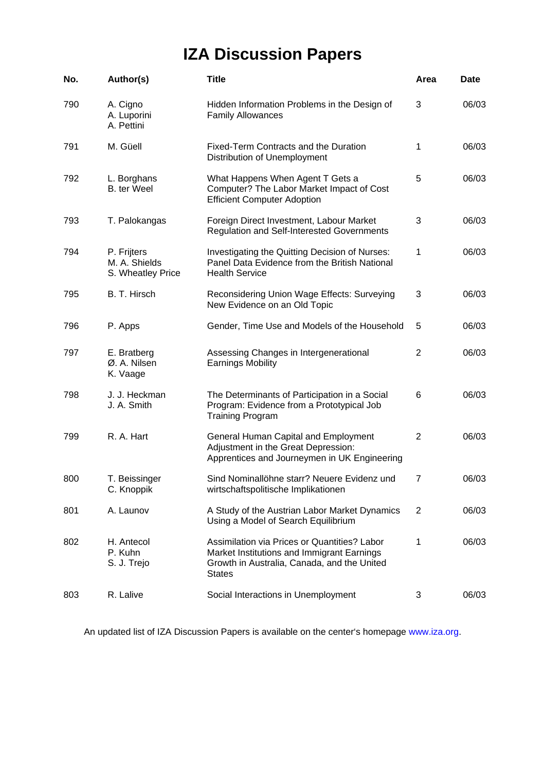# IZA Discussion Papers

| No. | Author(s) | Title | Area | Date |
|---|---|---|---|---|
| 790 | A. Cigno<br>A. Luporini<br>A. Pettini | Hidden Information Problems in the Design of Family Allowances | 3 | 06/03 |
| 791 | M. Güell | Fixed-Term Contracts and the Duration Distribution of Unemployment | 1 | 06/03 |
| 792 | L. Borghans<br>B. ter Weel | What Happens When Agent T Gets a Computer? The Labor Market Impact of Cost Efficient Computer Adoption | 5 | 06/03 |
| 793 | T. Palokangas | Foreign Direct Investment, Labour Market Regulation and Self-Interested Governments | 3 | 06/03 |
| 794 | P. Frijters<br>M. A. Shields<br>S. Wheatley Price | Investigating the Quitting Decision of Nurses: Panel Data Evidence from the British National Health Service | 1 | 06/03 |
| 795 | B. T. Hirsch | Reconsidering Union Wage Effects: Surveying New Evidence on an Old Topic | 3 | 06/03 |
| 796 | P. Apps | Gender, Time Use and Models of the Household | 5 | 06/03 |
| 797 | E. Bratberg<br>Ø. A. Nilsen<br>K. Vaage | Assessing Changes in Intergenerational Earnings Mobility | 2 | 06/03 |
| 798 | J. J. Heckman<br>J. A. Smith | The Determinants of Participation in a Social Program: Evidence from a Prototypical Job Training Program | 6 | 06/03 |
| 799 | R. A. Hart | General Human Capital and Employment Adjustment in the Great Depression: Apprentices and Journeymen in UK Engineering | 2 | 06/03 |
| 800 | T. Beissinger<br>C. Knoppik | Sind Nominallöhne starr? Neuere Evidenz und wirtschaftspolitische Implikationen | 7 | 06/03 |
| 801 | A. Launov | A Study of the Austrian Labor Market Dynamics Using a Model of Search Equilibrium | 2 | 06/03 |
| 802 | H. Antecol<br>P. Kuhn<br>S. J. Trejo | Assimilation via Prices or Quantities? Labor Market Institutions and Immigrant Earnings Growth in Australia, Canada, and the United States | 1 | 06/03 |
| 803 | R. Lalive | Social Interactions in Unemployment | 3 | 06/03 |

An updated list of IZA Discussion Papers is available on the center's homepage www.iza.org.